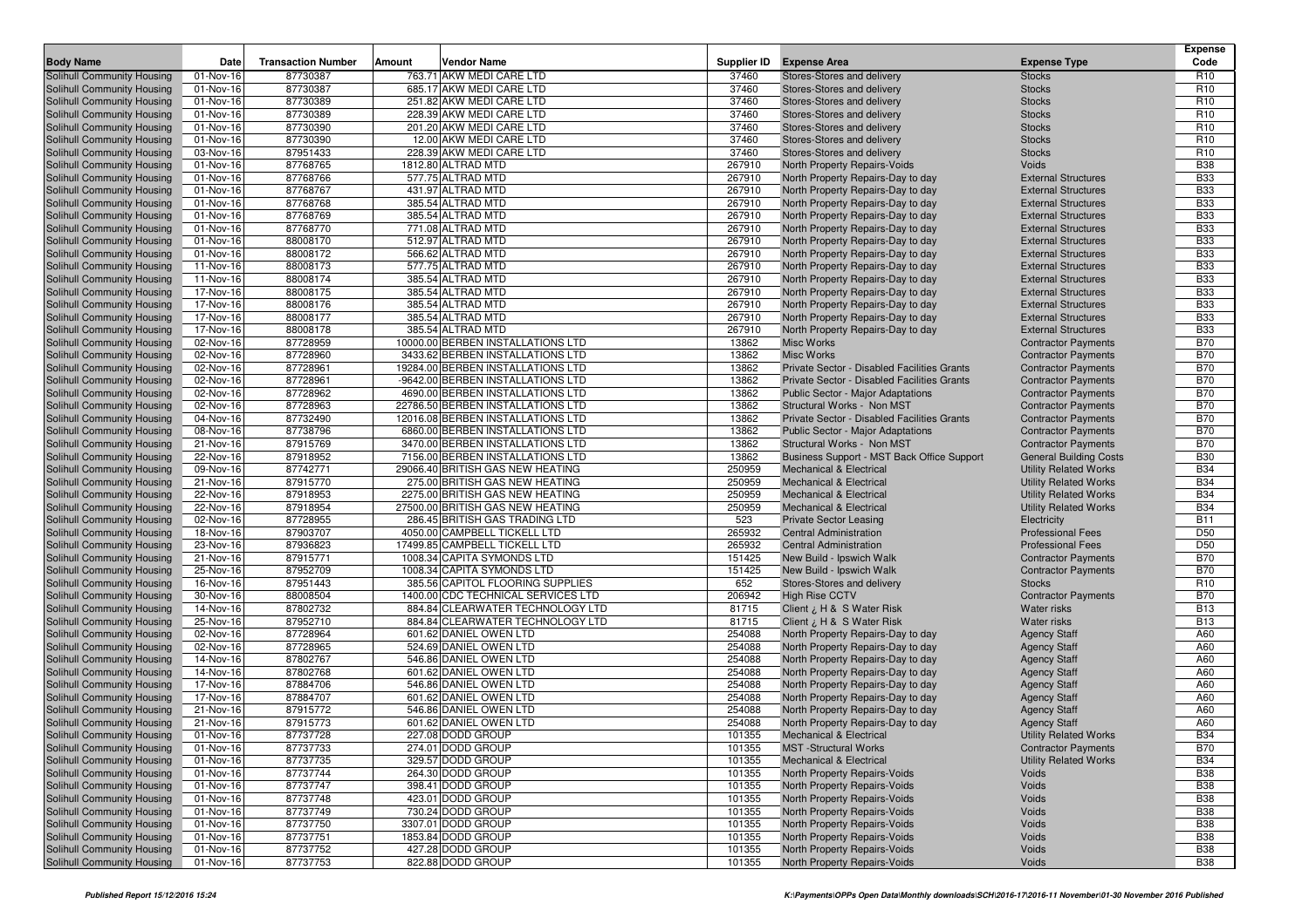| Body Name | Date | Transaction Number | Amount | Vendor Name | Supplier ID | Expense Area | Expense Type | Expense Code |
|---|---|---|---|---|---|---|---|---|
| Solihull Community Housing | 01-Nov-16 | 87730387 | 763.71 | AKW MEDI CARE LTD | 37460 | Stores-Stores and delivery | Stocks | R10 |
| Solihull Community Housing | 01-Nov-16 | 87730387 | 685.17 | AKW MEDI CARE LTD | 37460 | Stores-Stores and delivery | Stocks | R10 |
| Solihull Community Housing | 01-Nov-16 | 87730389 | 251.82 | AKW MEDI CARE LTD | 37460 | Stores-Stores and delivery | Stocks | R10 |
| Solihull Community Housing | 01-Nov-16 | 87730389 | 228.39 | AKW MEDI CARE LTD | 37460 | Stores-Stores and delivery | Stocks | R10 |
| Solihull Community Housing | 01-Nov-16 | 87730390 | 201.20 | AKW MEDI CARE LTD | 37460 | Stores-Stores and delivery | Stocks | R10 |
| Solihull Community Housing | 01-Nov-16 | 87730390 | 12.00 | AKW MEDI CARE LTD | 37460 | Stores-Stores and delivery | Stocks | R10 |
| Solihull Community Housing | 03-Nov-16 | 87951433 | 228.39 | AKW MEDI CARE LTD | 37460 | Stores-Stores and delivery | Stocks | R10 |
| Solihull Community Housing | 01-Nov-16 | 87768765 | 1812.80 | ALTRAD MTD | 267910 | North Property Repairs-Voids | Voids | B38 |
| Solihull Community Housing | 01-Nov-16 | 87768766 | 577.75 | ALTRAD MTD | 267910 | North Property Repairs-Day to day | External Structures | B33 |
| Solihull Community Housing | 01-Nov-16 | 87768767 | 431.97 | ALTRAD MTD | 267910 | North Property Repairs-Day to day | External Structures | B33 |
| Solihull Community Housing | 01-Nov-16 | 87768768 | 385.54 | ALTRAD MTD | 267910 | North Property Repairs-Day to day | External Structures | B33 |
| Solihull Community Housing | 01-Nov-16 | 87768769 | 385.54 | ALTRAD MTD | 267910 | North Property Repairs-Day to day | External Structures | B33 |
| Solihull Community Housing | 01-Nov-16 | 87768770 | 771.08 | ALTRAD MTD | 267910 | North Property Repairs-Day to day | External Structures | B33 |
| Solihull Community Housing | 01-Nov-16 | 88008170 | 512.97 | ALTRAD MTD | 267910 | North Property Repairs-Day to day | External Structures | B33 |
| Solihull Community Housing | 01-Nov-16 | 88008172 | 566.62 | ALTRAD MTD | 267910 | North Property Repairs-Day to day | External Structures | B33 |
| Solihull Community Housing | 11-Nov-16 | 88008173 | 577.75 | ALTRAD MTD | 267910 | North Property Repairs-Day to day | External Structures | B33 |
| Solihull Community Housing | 11-Nov-16 | 88008174 | 385.54 | ALTRAD MTD | 267910 | North Property Repairs-Day to day | External Structures | B33 |
| Solihull Community Housing | 17-Nov-16 | 88008175 | 385.54 | ALTRAD MTD | 267910 | North Property Repairs-Day to day | External Structures | B33 |
| Solihull Community Housing | 17-Nov-16 | 88008176 | 385.54 | ALTRAD MTD | 267910 | North Property Repairs-Day to day | External Structures | B33 |
| Solihull Community Housing | 17-Nov-16 | 88008177 | 385.54 | ALTRAD MTD | 267910 | North Property Repairs-Day to day | External Structures | B33 |
| Solihull Community Housing | 17-Nov-16 | 88008178 | 385.54 | ALTRAD MTD | 267910 | North Property Repairs-Day to day | External Structures | B33 |
| Solihull Community Housing | 02-Nov-16 | 87728959 | 10000.00 | BERBEN INSTALLATIONS LTD | 13862 | Misc Works | Contractor Payments | B70 |
| Solihull Community Housing | 02-Nov-16 | 87728960 | 3433.62 | BERBEN INSTALLATIONS LTD | 13862 | Misc Works | Contractor Payments | B70 |
| Solihull Community Housing | 02-Nov-16 | 87728961 | 19284.00 | BERBEN INSTALLATIONS LTD | 13862 | Private Sector - Disabled Facilities Grants | Contractor Payments | B70 |
| Solihull Community Housing | 02-Nov-16 | 87728961 | -9642.00 | BERBEN INSTALLATIONS LTD | 13862 | Private Sector - Disabled Facilities Grants | Contractor Payments | B70 |
| Solihull Community Housing | 02-Nov-16 | 87728962 | 4690.00 | BERBEN INSTALLATIONS LTD | 13862 | Public Sector - Major Adaptations | Contractor Payments | B70 |
| Solihull Community Housing | 02-Nov-16 | 87728963 | 22786.50 | BERBEN INSTALLATIONS LTD | 13862 | Structural Works - Non MST | Contractor Payments | B70 |
| Solihull Community Housing | 04-Nov-16 | 87732490 | 12016.08 | BERBEN INSTALLATIONS LTD | 13862 | Private Sector - Disabled Facilities Grants | Contractor Payments | B70 |
| Solihull Community Housing | 08-Nov-16 | 87738796 | 6860.00 | BERBEN INSTALLATIONS LTD | 13862 | Public Sector - Major Adaptations | Contractor Payments | B70 |
| Solihull Community Housing | 21-Nov-16 | 87915769 | 3470.00 | BERBEN INSTALLATIONS LTD | 13862 | Structural Works - Non MST | Contractor Payments | B70 |
| Solihull Community Housing | 22-Nov-16 | 87918952 | 7156.00 | BERBEN INSTALLATIONS LTD | 13862 | Business Support - MST Back Office Support | General Building Costs | B30 |
| Solihull Community Housing | 09-Nov-16 | 87742771 | 29066.40 | BRITISH GAS NEW HEATING | 250959 | Mechanical & Electrical | Utility Related Works | B34 |
| Solihull Community Housing | 21-Nov-16 | 87915770 | 275.00 | BRITISH GAS NEW HEATING | 250959 | Mechanical & Electrical | Utility Related Works | B34 |
| Solihull Community Housing | 22-Nov-16 | 87918953 | 2275.00 | BRITISH GAS NEW HEATING | 250959 | Mechanical & Electrical | Utility Related Works | B34 |
| Solihull Community Housing | 22-Nov-16 | 87918954 | 27500.00 | BRITISH GAS NEW HEATING | 250959 | Mechanical & Electrical | Utility Related Works | B34 |
| Solihull Community Housing | 02-Nov-16 | 87728955 | 286.45 | BRITISH GAS TRADING LTD | 523 | Private Sector Leasing | Electricity | B11 |
| Solihull Community Housing | 18-Nov-16 | 87903707 | 4050.00 | CAMPBELL TICKELL LTD | 265932 | Central Administration | Professional Fees | D50 |
| Solihull Community Housing | 23-Nov-16 | 87936823 | 17499.85 | CAMPBELL TICKELL LTD | 265932 | Central Administration | Professional Fees | D50 |
| Solihull Community Housing | 21-Nov-16 | 87915771 | 1008.34 | CAPITA SYMONDS LTD | 151425 | New Build - Ipswich Walk | Contractor Payments | B70 |
| Solihull Community Housing | 25-Nov-16 | 87952709 | 1008.34 | CAPITA SYMONDS LTD | 151425 | New Build - Ipswich Walk | Contractor Payments | B70 |
| Solihull Community Housing | 16-Nov-16 | 87951443 | 385.56 | CAPITOL FLOORING SUPPLIES | 652 | Stores-Stores and delivery | Stocks | R10 |
| Solihull Community Housing | 30-Nov-16 | 88008504 | 1400.00 | CDC TECHNICAL SERVICES LTD | 206942 | High Rise CCTV | Contractor Payments | B70 |
| Solihull Community Housing | 14-Nov-16 | 87802732 | 884.84 | CLEARWATER TECHNOLOGY LTD | 81715 | Client ¿ H & S Water Risk | Water risks | B13 |
| Solihull Community Housing | 25-Nov-16 | 87952710 | 884.84 | CLEARWATER TECHNOLOGY LTD | 81715 | Client ¿ H & S Water Risk | Water risks | B13 |
| Solihull Community Housing | 02-Nov-16 | 87728964 | 601.62 | DANIEL OWEN LTD | 254088 | North Property Repairs-Day to day | Agency Staff | A60 |
| Solihull Community Housing | 02-Nov-16 | 87728965 | 524.69 | DANIEL OWEN LTD | 254088 | North Property Repairs-Day to day | Agency Staff | A60 |
| Solihull Community Housing | 14-Nov-16 | 87802767 | 546.86 | DANIEL OWEN LTD | 254088 | North Property Repairs-Day to day | Agency Staff | A60 |
| Solihull Community Housing | 14-Nov-16 | 87802768 | 601.62 | DANIEL OWEN LTD | 254088 | North Property Repairs-Day to day | Agency Staff | A60 |
| Solihull Community Housing | 17-Nov-16 | 87884706 | 546.86 | DANIEL OWEN LTD | 254088 | North Property Repairs-Day to day | Agency Staff | A60 |
| Solihull Community Housing | 17-Nov-16 | 87884707 | 601.62 | DANIEL OWEN LTD | 254088 | North Property Repairs-Day to day | Agency Staff | A60 |
| Solihull Community Housing | 21-Nov-16 | 87915772 | 546.86 | DANIEL OWEN LTD | 254088 | North Property Repairs-Day to day | Agency Staff | A60 |
| Solihull Community Housing | 21-Nov-16 | 87915773 | 601.62 | DANIEL OWEN LTD | 254088 | North Property Repairs-Day to day | Agency Staff | A60 |
| Solihull Community Housing | 01-Nov-16 | 87737728 | 227.08 | DODD GROUP | 101355 | Mechanical & Electrical | Utility Related Works | B34 |
| Solihull Community Housing | 01-Nov-16 | 87737733 | 274.01 | DODD GROUP | 101355 | MST -Structural Works | Contractor Payments | B70 |
| Solihull Community Housing | 01-Nov-16 | 87737735 | 329.57 | DODD GROUP | 101355 | Mechanical & Electrical | Utility Related Works | B34 |
| Solihull Community Housing | 01-Nov-16 | 87737744 | 264.30 | DODD GROUP | 101355 | North Property Repairs-Voids | Voids | B38 |
| Solihull Community Housing | 01-Nov-16 | 87737747 | 398.41 | DODD GROUP | 101355 | North Property Repairs-Voids | Voids | B38 |
| Solihull Community Housing | 01-Nov-16 | 87737748 | 423.01 | DODD GROUP | 101355 | North Property Repairs-Voids | Voids | B38 |
| Solihull Community Housing | 01-Nov-16 | 87737749 | 730.24 | DODD GROUP | 101355 | North Property Repairs-Voids | Voids | B38 |
| Solihull Community Housing | 01-Nov-16 | 87737750 | 3307.01 | DODD GROUP | 101355 | North Property Repairs-Voids | Voids | B38 |
| Solihull Community Housing | 01-Nov-16 | 87737751 | 1853.84 | DODD GROUP | 101355 | North Property Repairs-Voids | Voids | B38 |
| Solihull Community Housing | 01-Nov-16 | 87737752 | 427.28 | DODD GROUP | 101355 | North Property Repairs-Voids | Voids | B38 |
| Solihull Community Housing | 01-Nov-16 | 87737753 | 822.88 | DODD GROUP | 101355 | North Property Repairs-Voids | Voids | B38 |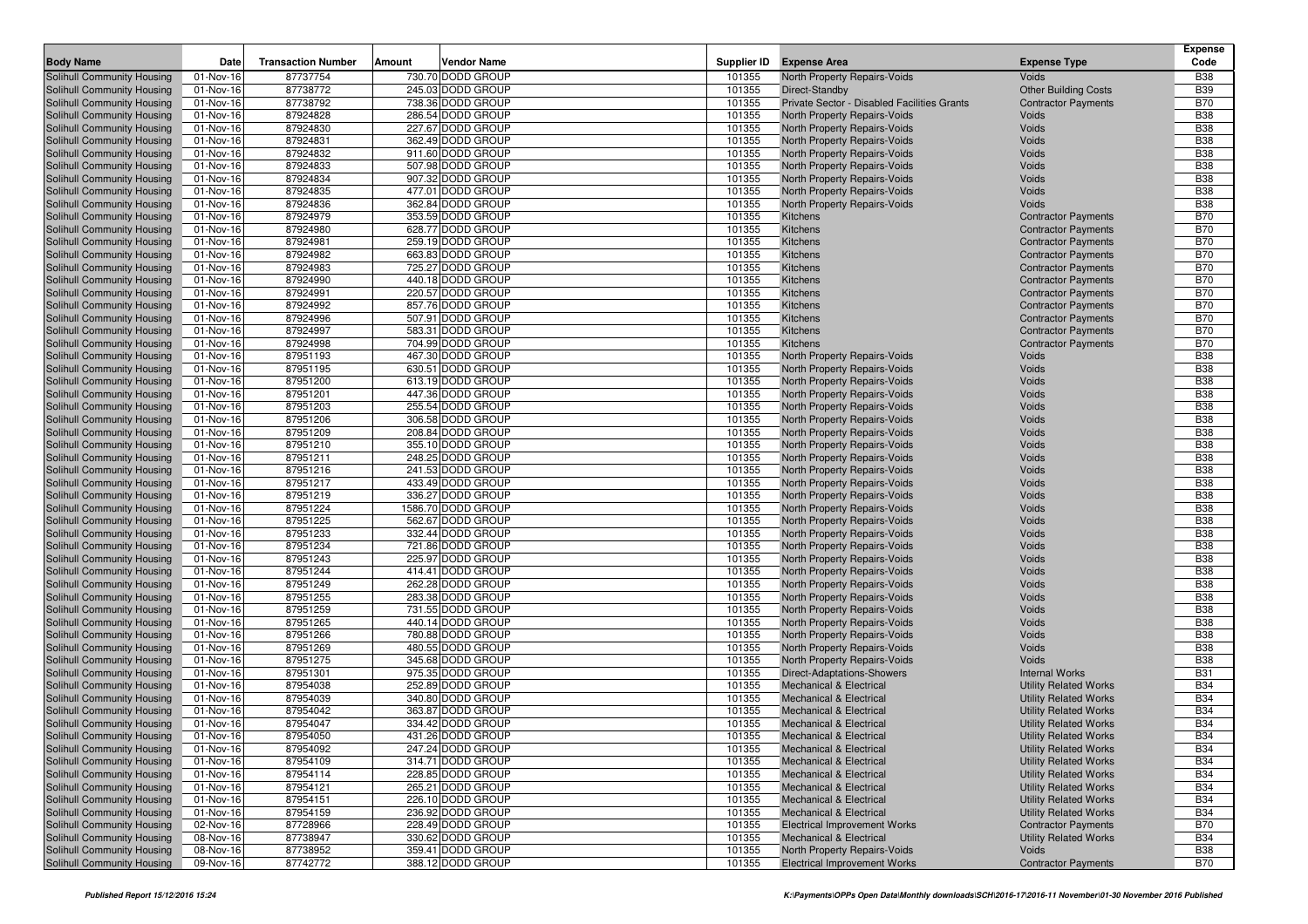| Body Name | Date | Transaction Number | Amount | Vendor Name | Supplier ID | Expense Area | Expense Type | Expense Code |
|---|---|---|---|---|---|---|---|---|
| Solihull Community Housing | 01-Nov-16 | 87737754 | 730.70 | DODD GROUP | 101355 | North Property Repairs-Voids | Voids | B38 |
| Solihull Community Housing | 01-Nov-16 | 87738772 | 245.03 | DODD GROUP | 101355 | Direct-Standby | Other Building Costs | B39 |
| Solihull Community Housing | 01-Nov-16 | 87738792 | 738.36 | DODD GROUP | 101355 | Private Sector - Disabled Facilities Grants | Contractor Payments | B70 |
| Solihull Community Housing | 01-Nov-16 | 87924828 | 286.54 | DODD GROUP | 101355 | North Property Repairs-Voids | Voids | B38 |
| Solihull Community Housing | 01-Nov-16 | 87924830 | 227.67 | DODD GROUP | 101355 | North Property Repairs-Voids | Voids | B38 |
| Solihull Community Housing | 01-Nov-16 | 87924831 | 362.49 | DODD GROUP | 101355 | North Property Repairs-Voids | Voids | B38 |
| Solihull Community Housing | 01-Nov-16 | 87924832 | 911.60 | DODD GROUP | 101355 | North Property Repairs-Voids | Voids | B38 |
| Solihull Community Housing | 01-Nov-16 | 87924833 | 507.98 | DODD GROUP | 101355 | North Property Repairs-Voids | Voids | B38 |
| Solihull Community Housing | 01-Nov-16 | 87924834 | 907.32 | DODD GROUP | 101355 | North Property Repairs-Voids | Voids | B38 |
| Solihull Community Housing | 01-Nov-16 | 87924835 | 477.01 | DODD GROUP | 101355 | North Property Repairs-Voids | Voids | B38 |
| Solihull Community Housing | 01-Nov-16 | 87924836 | 362.84 | DODD GROUP | 101355 | North Property Repairs-Voids | Voids | B38 |
| Solihull Community Housing | 01-Nov-16 | 87924979 | 353.59 | DODD GROUP | 101355 | Kitchens | Contractor Payments | B70 |
| Solihull Community Housing | 01-Nov-16 | 87924980 | 628.77 | DODD GROUP | 101355 | Kitchens | Contractor Payments | B70 |
| Solihull Community Housing | 01-Nov-16 | 87924981 | 259.19 | DODD GROUP | 101355 | Kitchens | Contractor Payments | B70 |
| Solihull Community Housing | 01-Nov-16 | 87924982 | 663.83 | DODD GROUP | 101355 | Kitchens | Contractor Payments | B70 |
| Solihull Community Housing | 01-Nov-16 | 87924983 | 725.27 | DODD GROUP | 101355 | Kitchens | Contractor Payments | B70 |
| Solihull Community Housing | 01-Nov-16 | 87924990 | 440.18 | DODD GROUP | 101355 | Kitchens | Contractor Payments | B70 |
| Solihull Community Housing | 01-Nov-16 | 87924991 | 220.57 | DODD GROUP | 101355 | Kitchens | Contractor Payments | B70 |
| Solihull Community Housing | 01-Nov-16 | 87924992 | 857.76 | DODD GROUP | 101355 | Kitchens | Contractor Payments | B70 |
| Solihull Community Housing | 01-Nov-16 | 87924996 | 507.91 | DODD GROUP | 101355 | Kitchens | Contractor Payments | B70 |
| Solihull Community Housing | 01-Nov-16 | 87924997 | 583.31 | DODD GROUP | 101355 | Kitchens | Contractor Payments | B70 |
| Solihull Community Housing | 01-Nov-16 | 87924998 | 704.99 | DODD GROUP | 101355 | Kitchens | Contractor Payments | B70 |
| Solihull Community Housing | 01-Nov-16 | 87951193 | 467.30 | DODD GROUP | 101355 | North Property Repairs-Voids | Voids | B38 |
| Solihull Community Housing | 01-Nov-16 | 87951195 | 630.51 | DODD GROUP | 101355 | North Property Repairs-Voids | Voids | B38 |
| Solihull Community Housing | 01-Nov-16 | 87951200 | 613.19 | DODD GROUP | 101355 | North Property Repairs-Voids | Voids | B38 |
| Solihull Community Housing | 01-Nov-16 | 87951201 | 447.36 | DODD GROUP | 101355 | North Property Repairs-Voids | Voids | B38 |
| Solihull Community Housing | 01-Nov-16 | 87951203 | 255.54 | DODD GROUP | 101355 | North Property Repairs-Voids | Voids | B38 |
| Solihull Community Housing | 01-Nov-16 | 87951206 | 306.58 | DODD GROUP | 101355 | North Property Repairs-Voids | Voids | B38 |
| Solihull Community Housing | 01-Nov-16 | 87951209 | 208.84 | DODD GROUP | 101355 | North Property Repairs-Voids | Voids | B38 |
| Solihull Community Housing | 01-Nov-16 | 87951210 | 355.10 | DODD GROUP | 101355 | North Property Repairs-Voids | Voids | B38 |
| Solihull Community Housing | 01-Nov-16 | 87951211 | 248.25 | DODD GROUP | 101355 | North Property Repairs-Voids | Voids | B38 |
| Solihull Community Housing | 01-Nov-16 | 87951216 | 241.53 | DODD GROUP | 101355 | North Property Repairs-Voids | Voids | B38 |
| Solihull Community Housing | 01-Nov-16 | 87951217 | 433.49 | DODD GROUP | 101355 | North Property Repairs-Voids | Voids | B38 |
| Solihull Community Housing | 01-Nov-16 | 87951219 | 336.27 | DODD GROUP | 101355 | North Property Repairs-Voids | Voids | B38 |
| Solihull Community Housing | 01-Nov-16 | 87951224 | 1586.70 | DODD GROUP | 101355 | North Property Repairs-Voids | Voids | B38 |
| Solihull Community Housing | 01-Nov-16 | 87951225 | 562.67 | DODD GROUP | 101355 | North Property Repairs-Voids | Voids | B38 |
| Solihull Community Housing | 01-Nov-16 | 87951233 | 332.44 | DODD GROUP | 101355 | North Property Repairs-Voids | Voids | B38 |
| Solihull Community Housing | 01-Nov-16 | 87951234 | 721.86 | DODD GROUP | 101355 | North Property Repairs-Voids | Voids | B38 |
| Solihull Community Housing | 01-Nov-16 | 87951243 | 225.97 | DODD GROUP | 101355 | North Property Repairs-Voids | Voids | B38 |
| Solihull Community Housing | 01-Nov-16 | 87951244 | 414.41 | DODD GROUP | 101355 | North Property Repairs-Voids | Voids | B38 |
| Solihull Community Housing | 01-Nov-16 | 87951249 | 262.28 | DODD GROUP | 101355 | North Property Repairs-Voids | Voids | B38 |
| Solihull Community Housing | 01-Nov-16 | 87951255 | 283.38 | DODD GROUP | 101355 | North Property Repairs-Voids | Voids | B38 |
| Solihull Community Housing | 01-Nov-16 | 87951259 | 731.55 | DODD GROUP | 101355 | North Property Repairs-Voids | Voids | B38 |
| Solihull Community Housing | 01-Nov-16 | 87951265 | 440.14 | DODD GROUP | 101355 | North Property Repairs-Voids | Voids | B38 |
| Solihull Community Housing | 01-Nov-16 | 87951266 | 780.88 | DODD GROUP | 101355 | North Property Repairs-Voids | Voids | B38 |
| Solihull Community Housing | 01-Nov-16 | 87951269 | 480.55 | DODD GROUP | 101355 | North Property Repairs-Voids | Voids | B38 |
| Solihull Community Housing | 01-Nov-16 | 87951275 | 345.68 | DODD GROUP | 101355 | North Property Repairs-Voids | Voids | B38 |
| Solihull Community Housing | 01-Nov-16 | 87951301 | 975.35 | DODD GROUP | 101355 | Direct-Adaptations-Showers | Internal Works | B31 |
| Solihull Community Housing | 01-Nov-16 | 87954038 | 252.89 | DODD GROUP | 101355 | Mechanical & Electrical | Utility Related Works | B34 |
| Solihull Community Housing | 01-Nov-16 | 87954039 | 340.80 | DODD GROUP | 101355 | Mechanical & Electrical | Utility Related Works | B34 |
| Solihull Community Housing | 01-Nov-16 | 87954042 | 363.87 | DODD GROUP | 101355 | Mechanical & Electrical | Utility Related Works | B34 |
| Solihull Community Housing | 01-Nov-16 | 87954047 | 334.42 | DODD GROUP | 101355 | Mechanical & Electrical | Utility Related Works | B34 |
| Solihull Community Housing | 01-Nov-16 | 87954050 | 431.26 | DODD GROUP | 101355 | Mechanical & Electrical | Utility Related Works | B34 |
| Solihull Community Housing | 01-Nov-16 | 87954092 | 247.24 | DODD GROUP | 101355 | Mechanical & Electrical | Utility Related Works | B34 |
| Solihull Community Housing | 01-Nov-16 | 87954109 | 314.71 | DODD GROUP | 101355 | Mechanical & Electrical | Utility Related Works | B34 |
| Solihull Community Housing | 01-Nov-16 | 87954114 | 228.85 | DODD GROUP | 101355 | Mechanical & Electrical | Utility Related Works | B34 |
| Solihull Community Housing | 01-Nov-16 | 87954121 | 265.21 | DODD GROUP | 101355 | Mechanical & Electrical | Utility Related Works | B34 |
| Solihull Community Housing | 01-Nov-16 | 87954151 | 226.10 | DODD GROUP | 101355 | Mechanical & Electrical | Utility Related Works | B34 |
| Solihull Community Housing | 01-Nov-16 | 87954159 | 236.92 | DODD GROUP | 101355 | Mechanical & Electrical | Utility Related Works | B34 |
| Solihull Community Housing | 02-Nov-16 | 87728966 | 228.49 | DODD GROUP | 101355 | Electrical Improvement Works | Contractor Payments | B70 |
| Solihull Community Housing | 08-Nov-16 | 87738947 | 330.62 | DODD GROUP | 101355 | Mechanical & Electrical | Utility Related Works | B34 |
| Solihull Community Housing | 08-Nov-16 | 87738952 | 359.41 | DODD GROUP | 101355 | North Property Repairs-Voids | Voids | B38 |
| Solihull Community Housing | 09-Nov-16 | 87742772 | 388.12 | DODD GROUP | 101355 | Electrical Improvement Works | Contractor Payments | B70 |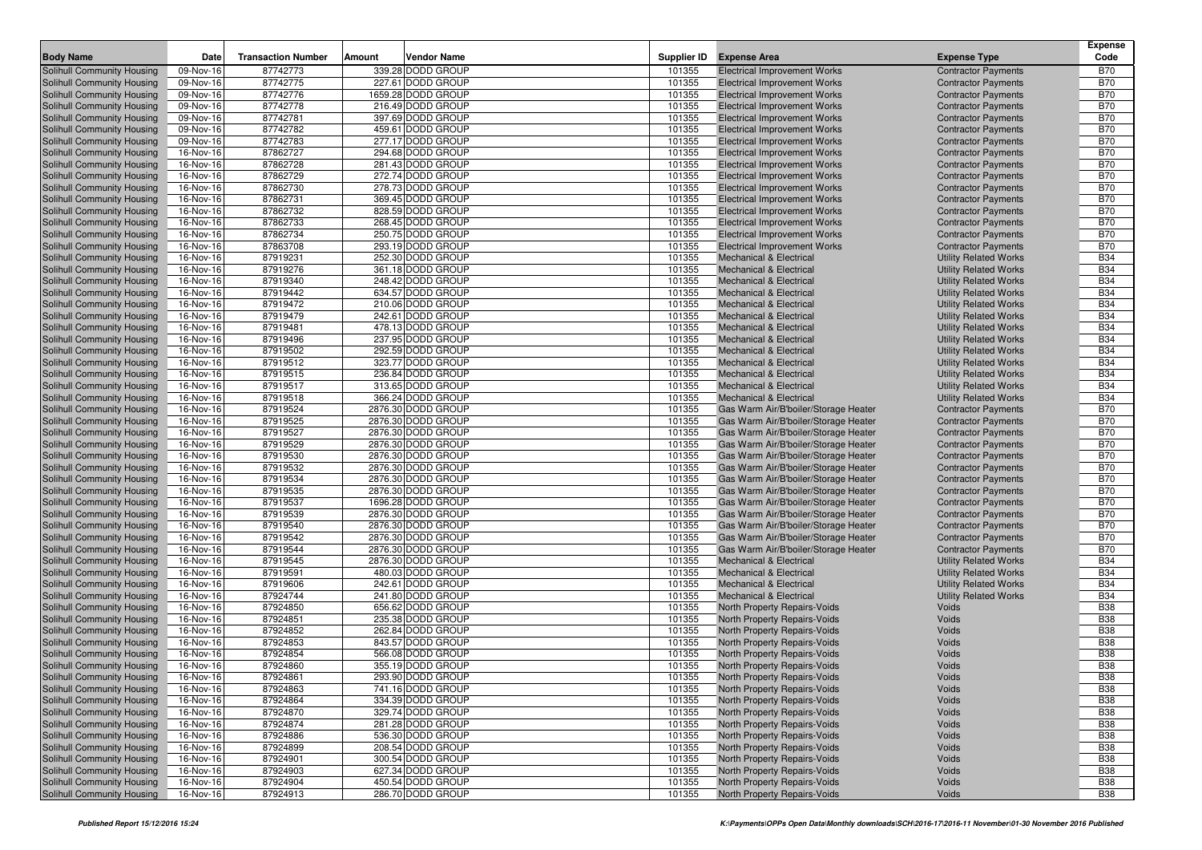| Body Name | Date | Transaction Number | Amount | Vendor Name | Supplier ID | Expense Area | Expense Type | Expense Code |
|---|---|---|---|---|---|---|---|---|
| Solihull Community Housing | 09-Nov-16 | 87742773 | 339.28 | DODD GROUP | 101355 | Electrical Improvement Works | Contractor Payments | B70 |
| Solihull Community Housing | 09-Nov-16 | 87742775 | 227.61 | DODD GROUP | 101355 | Electrical Improvement Works | Contractor Payments | B70 |
| Solihull Community Housing | 09-Nov-16 | 87742776 | 1659.28 | DODD GROUP | 101355 | Electrical Improvement Works | Contractor Payments | B70 |
| Solihull Community Housing | 09-Nov-16 | 87742778 | 216.49 | DODD GROUP | 101355 | Electrical Improvement Works | Contractor Payments | B70 |
| Solihull Community Housing | 09-Nov-16 | 87742781 | 397.69 | DODD GROUP | 101355 | Electrical Improvement Works | Contractor Payments | B70 |
| Solihull Community Housing | 09-Nov-16 | 87742782 | 459.61 | DODD GROUP | 101355 | Electrical Improvement Works | Contractor Payments | B70 |
| Solihull Community Housing | 09-Nov-16 | 87742783 | 277.17 | DODD GROUP | 101355 | Electrical Improvement Works | Contractor Payments | B70 |
| Solihull Community Housing | 16-Nov-16 | 87862727 | 294.68 | DODD GROUP | 101355 | Electrical Improvement Works | Contractor Payments | B70 |
| Solihull Community Housing | 16-Nov-16 | 87862728 | 281.43 | DODD GROUP | 101355 | Electrical Improvement Works | Contractor Payments | B70 |
| Solihull Community Housing | 16-Nov-16 | 87862729 | 272.74 | DODD GROUP | 101355 | Electrical Improvement Works | Contractor Payments | B70 |
| Solihull Community Housing | 16-Nov-16 | 87862730 | 278.73 | DODD GROUP | 101355 | Electrical Improvement Works | Contractor Payments | B70 |
| Solihull Community Housing | 16-Nov-16 | 87862731 | 369.45 | DODD GROUP | 101355 | Electrical Improvement Works | Contractor Payments | B70 |
| Solihull Community Housing | 16-Nov-16 | 87862732 | 828.59 | DODD GROUP | 101355 | Electrical Improvement Works | Contractor Payments | B70 |
| Solihull Community Housing | 16-Nov-16 | 87862733 | 268.45 | DODD GROUP | 101355 | Electrical Improvement Works | Contractor Payments | B70 |
| Solihull Community Housing | 16-Nov-16 | 87862734 | 250.75 | DODD GROUP | 101355 | Electrical Improvement Works | Contractor Payments | B70 |
| Solihull Community Housing | 16-Nov-16 | 87863708 | 293.19 | DODD GROUP | 101355 | Electrical Improvement Works | Contractor Payments | B70 |
| Solihull Community Housing | 16-Nov-16 | 87919231 | 252.30 | DODD GROUP | 101355 | Mechanical & Electrical | Utility Related Works | B34 |
| Solihull Community Housing | 16-Nov-16 | 87919276 | 361.18 | DODD GROUP | 101355 | Mechanical & Electrical | Utility Related Works | B34 |
| Solihull Community Housing | 16-Nov-16 | 87919340 | 248.42 | DODD GROUP | 101355 | Mechanical & Electrical | Utility Related Works | B34 |
| Solihull Community Housing | 16-Nov-16 | 87919442 | 634.57 | DODD GROUP | 101355 | Mechanical & Electrical | Utility Related Works | B34 |
| Solihull Community Housing | 16-Nov-16 | 87919472 | 210.06 | DODD GROUP | 101355 | Mechanical & Electrical | Utility Related Works | B34 |
| Solihull Community Housing | 16-Nov-16 | 87919479 | 242.61 | DODD GROUP | 101355 | Mechanical & Electrical | Utility Related Works | B34 |
| Solihull Community Housing | 16-Nov-16 | 87919481 | 478.13 | DODD GROUP | 101355 | Mechanical & Electrical | Utility Related Works | B34 |
| Solihull Community Housing | 16-Nov-16 | 87919496 | 237.95 | DODD GROUP | 101355 | Mechanical & Electrical | Utility Related Works | B34 |
| Solihull Community Housing | 16-Nov-16 | 87919502 | 292.59 | DODD GROUP | 101355 | Mechanical & Electrical | Utility Related Works | B34 |
| Solihull Community Housing | 16-Nov-16 | 87919512 | 323.77 | DODD GROUP | 101355 | Mechanical & Electrical | Utility Related Works | B34 |
| Solihull Community Housing | 16-Nov-16 | 87919515 | 236.84 | DODD GROUP | 101355 | Mechanical & Electrical | Utility Related Works | B34 |
| Solihull Community Housing | 16-Nov-16 | 87919517 | 313.65 | DODD GROUP | 101355 | Mechanical & Electrical | Utility Related Works | B34 |
| Solihull Community Housing | 16-Nov-16 | 87919518 | 366.24 | DODD GROUP | 101355 | Mechanical & Electrical | Utility Related Works | B34 |
| Solihull Community Housing | 16-Nov-16 | 87919524 | 2876.30 | DODD GROUP | 101355 | Gas Warm Air/B'boiler/Storage Heater | Contractor Payments | B70 |
| Solihull Community Housing | 16-Nov-16 | 87919525 | 2876.30 | DODD GROUP | 101355 | Gas Warm Air/B'boiler/Storage Heater | Contractor Payments | B70 |
| Solihull Community Housing | 16-Nov-16 | 87919527 | 2876.30 | DODD GROUP | 101355 | Gas Warm Air/B'boiler/Storage Heater | Contractor Payments | B70 |
| Solihull Community Housing | 16-Nov-16 | 87919529 | 2876.30 | DODD GROUP | 101355 | Gas Warm Air/B'boiler/Storage Heater | Contractor Payments | B70 |
| Solihull Community Housing | 16-Nov-16 | 87919530 | 2876.30 | DODD GROUP | 101355 | Gas Warm Air/B'boiler/Storage Heater | Contractor Payments | B70 |
| Solihull Community Housing | 16-Nov-16 | 87919532 | 2876.30 | DODD GROUP | 101355 | Gas Warm Air/B'boiler/Storage Heater | Contractor Payments | B70 |
| Solihull Community Housing | 16-Nov-16 | 87919534 | 2876.30 | DODD GROUP | 101355 | Gas Warm Air/B'boiler/Storage Heater | Contractor Payments | B70 |
| Solihull Community Housing | 16-Nov-16 | 87919535 | 2876.30 | DODD GROUP | 101355 | Gas Warm Air/B'boiler/Storage Heater | Contractor Payments | B70 |
| Solihull Community Housing | 16-Nov-16 | 87919537 | 1696.28 | DODD GROUP | 101355 | Gas Warm Air/B'boiler/Storage Heater | Contractor Payments | B70 |
| Solihull Community Housing | 16-Nov-16 | 87919539 | 2876.30 | DODD GROUP | 101355 | Gas Warm Air/B'boiler/Storage Heater | Contractor Payments | B70 |
| Solihull Community Housing | 16-Nov-16 | 87919540 | 2876.30 | DODD GROUP | 101355 | Gas Warm Air/B'boiler/Storage Heater | Contractor Payments | B70 |
| Solihull Community Housing | 16-Nov-16 | 87919542 | 2876.30 | DODD GROUP | 101355 | Gas Warm Air/B'boiler/Storage Heater | Contractor Payments | B70 |
| Solihull Community Housing | 16-Nov-16 | 87919544 | 2876.30 | DODD GROUP | 101355 | Gas Warm Air/B'boiler/Storage Heater | Contractor Payments | B70 |
| Solihull Community Housing | 16-Nov-16 | 87919545 | 2876.30 | DODD GROUP | 101355 | Mechanical & Electrical | Utility Related Works | B34 |
| Solihull Community Housing | 16-Nov-16 | 87919591 | 480.03 | DODD GROUP | 101355 | Mechanical & Electrical | Utility Related Works | B34 |
| Solihull Community Housing | 16-Nov-16 | 87919606 | 242.61 | DODD GROUP | 101355 | Mechanical & Electrical | Utility Related Works | B34 |
| Solihull Community Housing | 16-Nov-16 | 87924744 | 241.80 | DODD GROUP | 101355 | Mechanical & Electrical | Utility Related Works | B34 |
| Solihull Community Housing | 16-Nov-16 | 87924850 | 656.62 | DODD GROUP | 101355 | North Property Repairs-Voids | Voids | B38 |
| Solihull Community Housing | 16-Nov-16 | 87924851 | 235.38 | DODD GROUP | 101355 | North Property Repairs-Voids | Voids | B38 |
| Solihull Community Housing | 16-Nov-16 | 87924852 | 262.84 | DODD GROUP | 101355 | North Property Repairs-Voids | Voids | B38 |
| Solihull Community Housing | 16-Nov-16 | 87924853 | 843.57 | DODD GROUP | 101355 | North Property Repairs-Voids | Voids | B38 |
| Solihull Community Housing | 16-Nov-16 | 87924854 | 566.08 | DODD GROUP | 101355 | North Property Repairs-Voids | Voids | B38 |
| Solihull Community Housing | 16-Nov-16 | 87924860 | 355.19 | DODD GROUP | 101355 | North Property Repairs-Voids | Voids | B38 |
| Solihull Community Housing | 16-Nov-16 | 87924861 | 293.90 | DODD GROUP | 101355 | North Property Repairs-Voids | Voids | B38 |
| Solihull Community Housing | 16-Nov-16 | 87924863 | 741.16 | DODD GROUP | 101355 | North Property Repairs-Voids | Voids | B38 |
| Solihull Community Housing | 16-Nov-16 | 87924864 | 334.39 | DODD GROUP | 101355 | North Property Repairs-Voids | Voids | B38 |
| Solihull Community Housing | 16-Nov-16 | 87924870 | 329.74 | DODD GROUP | 101355 | North Property Repairs-Voids | Voids | B38 |
| Solihull Community Housing | 16-Nov-16 | 87924874 | 281.28 | DODD GROUP | 101355 | North Property Repairs-Voids | Voids | B38 |
| Solihull Community Housing | 16-Nov-16 | 87924886 | 536.30 | DODD GROUP | 101355 | North Property Repairs-Voids | Voids | B38 |
| Solihull Community Housing | 16-Nov-16 | 87924899 | 208.54 | DODD GROUP | 101355 | North Property Repairs-Voids | Voids | B38 |
| Solihull Community Housing | 16-Nov-16 | 87924901 | 300.54 | DODD GROUP | 101355 | North Property Repairs-Voids | Voids | B38 |
| Solihull Community Housing | 16-Nov-16 | 87924903 | 627.34 | DODD GROUP | 101355 | North Property Repairs-Voids | Voids | B38 |
| Solihull Community Housing | 16-Nov-16 | 87924904 | 450.54 | DODD GROUP | 101355 | North Property Repairs-Voids | Voids | B38 |
| Solihull Community Housing | 16-Nov-16 | 87924913 | 286.70 | DODD GROUP | 101355 | North Property Repairs-Voids | Voids | B38 |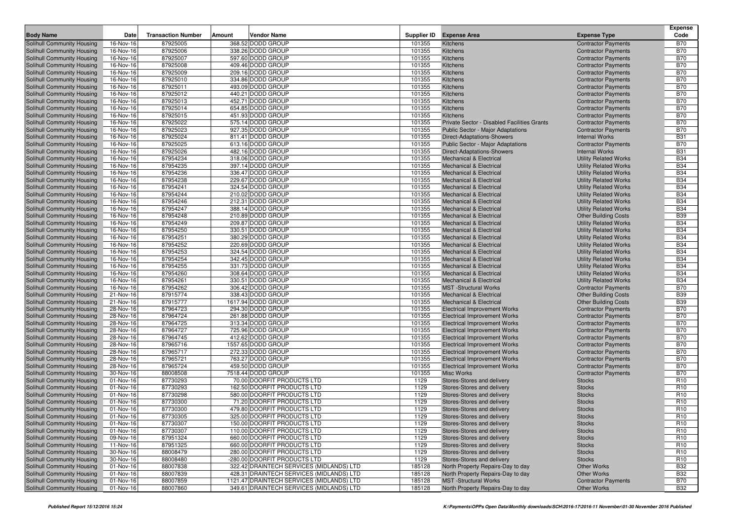| Body Name | Date | Transaction Number | Amount | Vendor Name | Supplier ID | Expense Area | Expense Type | Expense Code |
|---|---|---|---|---|---|---|---|---|
| Solihull Community Housing | 16-Nov-16 | 87925005 | 368.52 | DODD GROUP | 101355 | Kitchens | Contractor Payments | B70 |
| Solihull Community Housing | 16-Nov-16 | 87925006 | 338.26 | DODD GROUP | 101355 | Kitchens | Contractor Payments | B70 |
| Solihull Community Housing | 16-Nov-16 | 87925007 | 597.60 | DODD GROUP | 101355 | Kitchens | Contractor Payments | B70 |
| Solihull Community Housing | 16-Nov-16 | 87925008 | 409.46 | DODD GROUP | 101355 | Kitchens | Contractor Payments | B70 |
| Solihull Community Housing | 16-Nov-16 | 87925009 | 209.16 | DODD GROUP | 101355 | Kitchens | Contractor Payments | B70 |
| Solihull Community Housing | 16-Nov-16 | 87925010 | 334.86 | DODD GROUP | 101355 | Kitchens | Contractor Payments | B70 |
| Solihull Community Housing | 16-Nov-16 | 87925011 | 493.09 | DODD GROUP | 101355 | Kitchens | Contractor Payments | B70 |
| Solihull Community Housing | 16-Nov-16 | 87925012 | 440.21 | DODD GROUP | 101355 | Kitchens | Contractor Payments | B70 |
| Solihull Community Housing | 16-Nov-16 | 87925013 | 452.71 | DODD GROUP | 101355 | Kitchens | Contractor Payments | B70 |
| Solihull Community Housing | 16-Nov-16 | 87925014 | 654.85 | DODD GROUP | 101355 | Kitchens | Contractor Payments | B70 |
| Solihull Community Housing | 16-Nov-16 | 87925015 | 451.93 | DODD GROUP | 101355 | Kitchens | Contractor Payments | B70 |
| Solihull Community Housing | 16-Nov-16 | 87925022 | 575.14 | DODD GROUP | 101355 | Private Sector - Disabled Facilities Grants | Contractor Payments | B70 |
| Solihull Community Housing | 16-Nov-16 | 87925023 | 927.35 | DODD GROUP | 101355 | Public Sector - Major Adaptations | Contractor Payments | B70 |
| Solihull Community Housing | 16-Nov-16 | 87925024 | 811.41 | DODD GROUP | 101355 | Direct-Adaptations-Showers | Internal Works | B31 |
| Solihull Community Housing | 16-Nov-16 | 87925025 | 613.16 | DODD GROUP | 101355 | Public Sector - Major Adaptations | Contractor Payments | B70 |
| Solihull Community Housing | 16-Nov-16 | 87925026 | 482.16 | DODD GROUP | 101355 | Direct-Adaptations-Showers | Internal Works | B31 |
| Solihull Community Housing | 16-Nov-16 | 87954234 | 318.06 | DODD GROUP | 101355 | Mechanical & Electrical | Utility Related Works | B34 |
| Solihull Community Housing | 16-Nov-16 | 87954235 | 397.14 | DODD GROUP | 101355 | Mechanical & Electrical | Utility Related Works | B34 |
| Solihull Community Housing | 16-Nov-16 | 87954236 | 336.47 | DODD GROUP | 101355 | Mechanical & Electrical | Utility Related Works | B34 |
| Solihull Community Housing | 16-Nov-16 | 87954238 | 229.67 | DODD GROUP | 101355 | Mechanical & Electrical | Utility Related Works | B34 |
| Solihull Community Housing | 16-Nov-16 | 87954241 | 324.54 | DODD GROUP | 101355 | Mechanical & Electrical | Utility Related Works | B34 |
| Solihull Community Housing | 16-Nov-16 | 87954244 | 210.02 | DODD GROUP | 101355 | Mechanical & Electrical | Utility Related Works | B34 |
| Solihull Community Housing | 16-Nov-16 | 87954246 | 212.31 | DODD GROUP | 101355 | Mechanical & Electrical | Utility Related Works | B34 |
| Solihull Community Housing | 16-Nov-16 | 87954247 | 388.14 | DODD GROUP | 101355 | Mechanical & Electrical | Utility Related Works | B34 |
| Solihull Community Housing | 16-Nov-16 | 87954248 | 210.89 | DODD GROUP | 101355 | Mechanical & Electrical | Other Building Costs | B39 |
| Solihull Community Housing | 16-Nov-16 | 87954249 | 209.87 | DODD GROUP | 101355 | Mechanical & Electrical | Utility Related Works | B34 |
| Solihull Community Housing | 16-Nov-16 | 87954250 | 330.51 | DODD GROUP | 101355 | Mechanical & Electrical | Utility Related Works | B34 |
| Solihull Community Housing | 16-Nov-16 | 87954251 | 380.29 | DODD GROUP | 101355 | Mechanical & Electrical | Utility Related Works | B34 |
| Solihull Community Housing | 16-Nov-16 | 87954252 | 220.69 | DODD GROUP | 101355 | Mechanical & Electrical | Utility Related Works | B34 |
| Solihull Community Housing | 16-Nov-16 | 87954253 | 324.54 | DODD GROUP | 101355 | Mechanical & Electrical | Utility Related Works | B34 |
| Solihull Community Housing | 16-Nov-16 | 87954254 | 342.45 | DODD GROUP | 101355 | Mechanical & Electrical | Utility Related Works | B34 |
| Solihull Community Housing | 16-Nov-16 | 87954255 | 331.73 | DODD GROUP | 101355 | Mechanical & Electrical | Utility Related Works | B34 |
| Solihull Community Housing | 16-Nov-16 | 87954260 | 308.64 | DODD GROUP | 101355 | Mechanical & Electrical | Utility Related Works | B34 |
| Solihull Community Housing | 16-Nov-16 | 87954261 | 330.51 | DODD GROUP | 101355 | Mechanical & Electrical | Utility Related Works | B34 |
| Solihull Community Housing | 16-Nov-16 | 87954262 | 306.42 | DODD GROUP | 101355 | MST -Structural Works | Contractor Payments | B70 |
| Solihull Community Housing | 21-Nov-16 | 87915774 | 338.43 | DODD GROUP | 101355 | Mechanical & Electrical | Other Building Costs | B39 |
| Solihull Community Housing | 21-Nov-16 | 87915777 | 1617.94 | DODD GROUP | 101355 | Mechanical & Electrical | Other Building Costs | B39 |
| Solihull Community Housing | 28-Nov-16 | 87964723 | 294.30 | DODD GROUP | 101355 | Electrical Improvement Works | Contractor Payments | B70 |
| Solihull Community Housing | 28-Nov-16 | 87964724 | 261.88 | DODD GROUP | 101355 | Electrical Improvement Works | Contractor Payments | B70 |
| Solihull Community Housing | 28-Nov-16 | 87964725 | 313.34 | DODD GROUP | 101355 | Electrical Improvement Works | Contractor Payments | B70 |
| Solihull Community Housing | 28-Nov-16 | 87964727 | 725.96 | DODD GROUP | 101355 | Electrical Improvement Works | Contractor Payments | B70 |
| Solihull Community Housing | 28-Nov-16 | 87964745 | 412.62 | DODD GROUP | 101355 | Electrical Improvement Works | Contractor Payments | B70 |
| Solihull Community Housing | 28-Nov-16 | 87965716 | 1557.65 | DODD GROUP | 101355 | Electrical Improvement Works | Contractor Payments | B70 |
| Solihull Community Housing | 28-Nov-16 | 87965717 | 272.33 | DODD GROUP | 101355 | Electrical Improvement Works | Contractor Payments | B70 |
| Solihull Community Housing | 28-Nov-16 | 87965721 | 763.27 | DODD GROUP | 101355 | Electrical Improvement Works | Contractor Payments | B70 |
| Solihull Community Housing | 28-Nov-16 | 87965724 | 459.50 | DODD GROUP | 101355 | Electrical Improvement Works | Contractor Payments | B70 |
| Solihull Community Housing | 30-Nov-16 | 88008508 | 7518.44 | DODD GROUP | 101355 | Misc Works | Contractor Payments | B70 |
| Solihull Community Housing | 01-Nov-16 | 87730293 | 70.00 | DOORFIT PRODUCTS LTD | 1129 | Stores-Stores and delivery | Stocks | R10 |
| Solihull Community Housing | 01-Nov-16 | 87730293 | 162.50 | DOORFIT PRODUCTS LTD | 1129 | Stores-Stores and delivery | Stocks | R10 |
| Solihull Community Housing | 01-Nov-16 | 87730298 | 580.00 | DOORFIT PRODUCTS LTD | 1129 | Stores-Stores and delivery | Stocks | R10 |
| Solihull Community Housing | 01-Nov-16 | 87730300 | 71.20 | DOORFIT PRODUCTS LTD | 1129 | Stores-Stores and delivery | Stocks | R10 |
| Solihull Community Housing | 01-Nov-16 | 87730300 | 479.80 | DOORFIT PRODUCTS LTD | 1129 | Stores-Stores and delivery | Stocks | R10 |
| Solihull Community Housing | 01-Nov-16 | 87730305 | 325.00 | DOORFIT PRODUCTS LTD | 1129 | Stores-Stores and delivery | Stocks | R10 |
| Solihull Community Housing | 01-Nov-16 | 87730307 | 150.00 | DOORFIT PRODUCTS LTD | 1129 | Stores-Stores and delivery | Stocks | R10 |
| Solihull Community Housing | 01-Nov-16 | 87730307 | 110.00 | DOORFIT PRODUCTS LTD | 1129 | Stores-Stores and delivery | Stocks | R10 |
| Solihull Community Housing | 09-Nov-16 | 87951324 | 660.00 | DOORFIT PRODUCTS LTD | 1129 | Stores-Stores and delivery | Stocks | R10 |
| Solihull Community Housing | 11-Nov-16 | 87951325 | 660.00 | DOORFIT PRODUCTS LTD | 1129 | Stores-Stores and delivery | Stocks | R10 |
| Solihull Community Housing | 30-Nov-16 | 88008479 | 280.00 | DOORFIT PRODUCTS LTD | 1129 | Stores-Stores and delivery | Stocks | R10 |
| Solihull Community Housing | 30-Nov-16 | 88008480 | -280.00 | DOORFIT PRODUCTS LTD | 1129 | Stores-Stores and delivery | Stocks | R10 |
| Solihull Community Housing | 01-Nov-16 | 88007838 | 322.42 | DRAINTECH SERVICES (MIDLANDS) LTD | 185128 | North Property Repairs-Day to day | Other Works | B32 |
| Solihull Community Housing | 01-Nov-16 | 88007839 | 428.31 | DRAINTECH SERVICES (MIDLANDS) LTD | 185128 | North Property Repairs-Day to day | Other Works | B32 |
| Solihull Community Housing | 01-Nov-16 | 88007859 | 1121.47 | DRAINTECH SERVICES (MIDLANDS) LTD | 185128 | MST -Structural Works | Contractor Payments | B70 |
| Solihull Community Housing | 01-Nov-16 | 88007860 | 349.61 | DRAINTECH SERVICES (MIDLANDS) LTD | 185128 | North Property Repairs-Day to day | Other Works | B32 |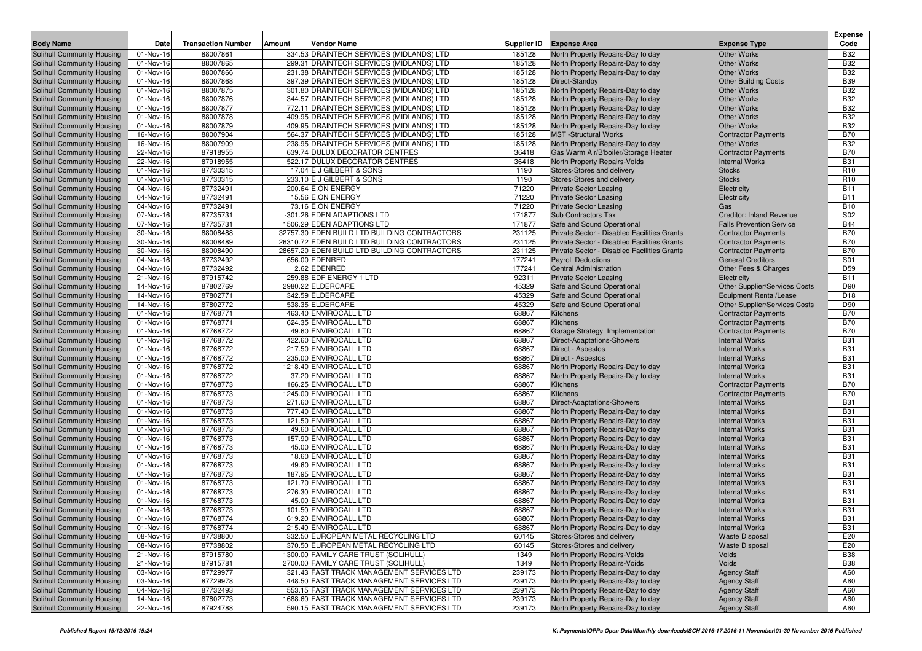| Body Name | Date | Transaction Number | Amount | Vendor Name | Supplier ID | Expense Area | Expense Type | Expense Code |
|---|---|---|---|---|---|---|---|---|
| Solihull Community Housing | 01-Nov-16 | 88007861 | 334.53 | DRAINTECH SERVICES (MIDLANDS) LTD | 185128 | North Property Repairs-Day to day | Other Works | B32 |
| Solihull Community Housing | 01-Nov-16 | 88007865 | 299.31 | DRAINTECH SERVICES (MIDLANDS) LTD | 185128 | North Property Repairs-Day to day | Other Works | B32 |
| Solihull Community Housing | 01-Nov-16 | 88007866 | 231.38 | DRAINTECH SERVICES (MIDLANDS) LTD | 185128 | North Property Repairs-Day to day | Other Works | B32 |
| Solihull Community Housing | 01-Nov-16 | 88007868 | 397.39 | DRAINTECH SERVICES (MIDLANDS) LTD | 185128 | Direct-Standby | Other Building Costs | B39 |
| Solihull Community Housing | 01-Nov-16 | 88007875 | 301.80 | DRAINTECH SERVICES (MIDLANDS) LTD | 185128 | North Property Repairs-Day to day | Other Works | B32 |
| Solihull Community Housing | 01-Nov-16 | 88007876 | 344.57 | DRAINTECH SERVICES (MIDLANDS) LTD | 185128 | North Property Repairs-Day to day | Other Works | B32 |
| Solihull Community Housing | 01-Nov-16 | 88007877 | 772.11 | DRAINTECH SERVICES (MIDLANDS) LTD | 185128 | North Property Repairs-Day to day | Other Works | B32 |
| Solihull Community Housing | 01-Nov-16 | 88007878 | 409.95 | DRAINTECH SERVICES (MIDLANDS) LTD | 185128 | North Property Repairs-Day to day | Other Works | B32 |
| Solihull Community Housing | 01-Nov-16 | 88007879 | 409.95 | DRAINTECH SERVICES (MIDLANDS) LTD | 185128 | North Property Repairs-Day to day | Other Works | B32 |
| Solihull Community Housing | 16-Nov-16 | 88007904 | 564.37 | DRAINTECH SERVICES (MIDLANDS) LTD | 185128 | MST -Structural Works | Contractor Payments | B70 |
| Solihull Community Housing | 16-Nov-16 | 88007909 | 238.95 | DRAINTECH SERVICES (MIDLANDS) LTD | 185128 | North Property Repairs-Day to day | Other Works | B32 |
| Solihull Community Housing | 22-Nov-16 | 87918955 | 639.74 | DULUX DECORATOR CENTRES | 36418 | Gas Warm Air/B'boiler/Storage Heater | Contractor Payments | B70 |
| Solihull Community Housing | 22-Nov-16 | 87918955 | 522.17 | DULUX DECORATOR CENTRES | 36418 | North Property Repairs-Voids | Internal Works | B31 |
| Solihull Community Housing | 01-Nov-16 | 87730315 | 17.04 | E J GILBERT & SONS | 1190 | Stores-Stores and delivery | Stocks | R10 |
| Solihull Community Housing | 01-Nov-16 | 87730315 | 233.10 | E J GILBERT & SONS | 1190 | Stores-Stores and delivery | Stocks | R10 |
| Solihull Community Housing | 04-Nov-16 | 87732491 | 200.64 | E.ON ENERGY | 71220 | Private Sector Leasing | Electricity | B11 |
| Solihull Community Housing | 04-Nov-16 | 87732491 | 15.56 | E.ON ENERGY | 71220 | Private Sector Leasing | Electricity | B11 |
| Solihull Community Housing | 04-Nov-16 | 87732491 | 73.16 | E.ON ENERGY | 71220 | Private Sector Leasing | Gas | B10 |
| Solihull Community Housing | 07-Nov-16 | 87735731 | -301.26 | EDEN ADAPTIONS LTD | 171877 | Sub Contractors Tax | Creditor: Inland Revenue | S02 |
| Solihull Community Housing | 07-Nov-16 | 87735731 | 1506.29 | EDEN ADAPTIONS LTD | 171877 | Safe and Sound Operational | Falls Prevention Service | B44 |
| Solihull Community Housing | 30-Nov-16 | 88008488 | 32757.30 | EDEN BUILD LTD BUILDING CONTRACTORS | 231125 | Private Sector - Disabled Facilities Grants | Contractor Payments | B70 |
| Solihull Community Housing | 30-Nov-16 | 88008489 | 26310.72 | EDEN BUILD LTD BUILDING CONTRACTORS | 231125 | Private Sector - Disabled Facilities Grants | Contractor Payments | B70 |
| Solihull Community Housing | 30-Nov-16 | 88008490 | 28657.20 | EDEN BUILD LTD BUILDING CONTRACTORS | 231125 | Private Sector - Disabled Facilities Grants | Contractor Payments | B70 |
| Solihull Community Housing | 04-Nov-16 | 87732492 | 656.00 | EDENRED | 177241 | Payroll Deductions | General Creditors | S01 |
| Solihull Community Housing | 04-Nov-16 | 87732492 | 2.62 | EDENRED | 177241 | Central Administration | Other Fees & Charges | D59 |
| Solihull Community Housing | 21-Nov-16 | 87915742 | 259.88 | EDF ENERGY 1 LTD | 92311 | Private Sector Leasing | Electricity | B11 |
| Solihull Community Housing | 14-Nov-16 | 87802769 | 2980.22 | ELDERCARE | 45329 | Safe and Sound Operational | Other Supplier/Services Costs | D90 |
| Solihull Community Housing | 14-Nov-16 | 87802771 | 342.59 | ELDERCARE | 45329 | Safe and Sound Operational | Equipment Rental/Lease | D18 |
| Solihull Community Housing | 14-Nov-16 | 87802772 | 538.35 | ELDERCARE | 45329 | Safe and Sound Operational | Other Supplier/Services Costs | D90 |
| Solihull Community Housing | 01-Nov-16 | 87768771 | 463.40 | ENVIROCALL LTD | 68867 | Kitchens | Contractor Payments | B70 |
| Solihull Community Housing | 01-Nov-16 | 87768771 | 624.35 | ENVIROCALL LTD | 68867 | Kitchens | Contractor Payments | B70 |
| Solihull Community Housing | 01-Nov-16 | 87768772 | 49.60 | ENVIROCALL LTD | 68867 | Garage Strategy Implementation | Contractor Payments | B70 |
| Solihull Community Housing | 01-Nov-16 | 87768772 | 422.60 | ENVIROCALL LTD | 68867 | Direct-Adaptations-Showers | Internal Works | B31 |
| Solihull Community Housing | 01-Nov-16 | 87768772 | 217.50 | ENVIROCALL LTD | 68867 | Direct - Asbestos | Internal Works | B31 |
| Solihull Community Housing | 01-Nov-16 | 87768772 | 235.00 | ENVIROCALL LTD | 68867 | Direct - Asbestos | Internal Works | B31 |
| Solihull Community Housing | 01-Nov-16 | 87768772 | 1218.40 | ENVIROCALL LTD | 68867 | North Property Repairs-Day to day | Internal Works | B31 |
| Solihull Community Housing | 01-Nov-16 | 87768772 | 37.20 | ENVIROCALL LTD | 68867 | North Property Repairs-Day to day | Internal Works | B31 |
| Solihull Community Housing | 01-Nov-16 | 87768773 | 166.25 | ENVIROCALL LTD | 68867 | Kitchens | Contractor Payments | B70 |
| Solihull Community Housing | 01-Nov-16 | 87768773 | 1245.00 | ENVIROCALL LTD | 68867 | Kitchens | Contractor Payments | B70 |
| Solihull Community Housing | 01-Nov-16 | 87768773 | 271.60 | ENVIROCALL LTD | 68867 | Direct-Adaptations-Showers | Internal Works | B31 |
| Solihull Community Housing | 01-Nov-16 | 87768773 | 777.40 | ENVIROCALL LTD | 68867 | North Property Repairs-Day to day | Internal Works | B31 |
| Solihull Community Housing | 01-Nov-16 | 87768773 | 121.50 | ENVIROCALL LTD | 68867 | North Property Repairs-Day to day | Internal Works | B31 |
| Solihull Community Housing | 01-Nov-16 | 87768773 | 49.60 | ENVIROCALL LTD | 68867 | North Property Repairs-Day to day | Internal Works | B31 |
| Solihull Community Housing | 01-Nov-16 | 87768773 | 157.90 | ENVIROCALL LTD | 68867 | North Property Repairs-Day to day | Internal Works | B31 |
| Solihull Community Housing | 01-Nov-16 | 87768773 | 45.00 | ENVIROCALL LTD | 68867 | North Property Repairs-Day to day | Internal Works | B31 |
| Solihull Community Housing | 01-Nov-16 | 87768773 | 18.60 | ENVIROCALL LTD | 68867 | North Property Repairs-Day to day | Internal Works | B31 |
| Solihull Community Housing | 01-Nov-16 | 87768773 | 49.60 | ENVIROCALL LTD | 68867 | North Property Repairs-Day to day | Internal Works | B31 |
| Solihull Community Housing | 01-Nov-16 | 87768773 | 187.95 | ENVIROCALL LTD | 68867 | North Property Repairs-Day to day | Internal Works | B31 |
| Solihull Community Housing | 01-Nov-16 | 87768773 | 121.70 | ENVIROCALL LTD | 68867 | North Property Repairs-Day to day | Internal Works | B31 |
| Solihull Community Housing | 01-Nov-16 | 87768773 | 276.30 | ENVIROCALL LTD | 68867 | North Property Repairs-Day to day | Internal Works | B31 |
| Solihull Community Housing | 01-Nov-16 | 87768773 | 45.00 | ENVIROCALL LTD | 68867 | North Property Repairs-Day to day | Internal Works | B31 |
| Solihull Community Housing | 01-Nov-16 | 87768773 | 101.50 | ENVIROCALL LTD | 68867 | North Property Repairs-Day to day | Internal Works | B31 |
| Solihull Community Housing | 01-Nov-16 | 87768774 | 619.20 | ENVIROCALL LTD | 68867 | North Property Repairs-Day to day | Internal Works | B31 |
| Solihull Community Housing | 01-Nov-16 | 87768774 | 215.40 | ENVIROCALL LTD | 68867 | North Property Repairs-Day to day | Internal Works | B31 |
| Solihull Community Housing | 08-Nov-16 | 87738800 | 332.50 | EUROPEAN METAL RECYCLING LTD | 60145 | Stores-Stores and delivery | Waste Disposal | E20 |
| Solihull Community Housing | 08-Nov-16 | 87738802 | 370.50 | EUROPEAN METAL RECYCLING LTD | 60145 | Stores-Stores and delivery | Waste Disposal | E20 |
| Solihull Community Housing | 21-Nov-16 | 87915780 | 1300.00 | FAMILY CARE TRUST (SOLIHULL) | 1349 | North Property Repairs-Voids | Voids | B38 |
| Solihull Community Housing | 21-Nov-16 | 87915781 | 2700.00 | FAMILY CARE TRUST (SOLIHULL) | 1349 | North Property Repairs-Voids | Voids | B38 |
| Solihull Community Housing | 03-Nov-16 | 87729977 | 321.43 | FAST TRACK MANAGEMENT SERVICES LTD | 239173 | North Property Repairs-Day to day | Agency Staff | A60 |
| Solihull Community Housing | 03-Nov-16 | 87729978 | 448.50 | FAST TRACK MANAGEMENT SERVICES LTD | 239173 | North Property Repairs-Day to day | Agency Staff | A60 |
| Solihull Community Housing | 04-Nov-16 | 87732493 | 553.15 | FAST TRACK MANAGEMENT SERVICES LTD | 239173 | North Property Repairs-Day to day | Agency Staff | A60 |
| Solihull Community Housing | 14-Nov-16 | 87802773 | 1688.60 | FAST TRACK MANAGEMENT SERVICES LTD | 239173 | North Property Repairs-Day to day | Agency Staff | A60 |
| Solihull Community Housing | 22-Nov-16 | 87924788 | 590.15 | FAST TRACK MANAGEMENT SERVICES LTD | 239173 | North Property Repairs-Day to day | Agency Staff | A60 |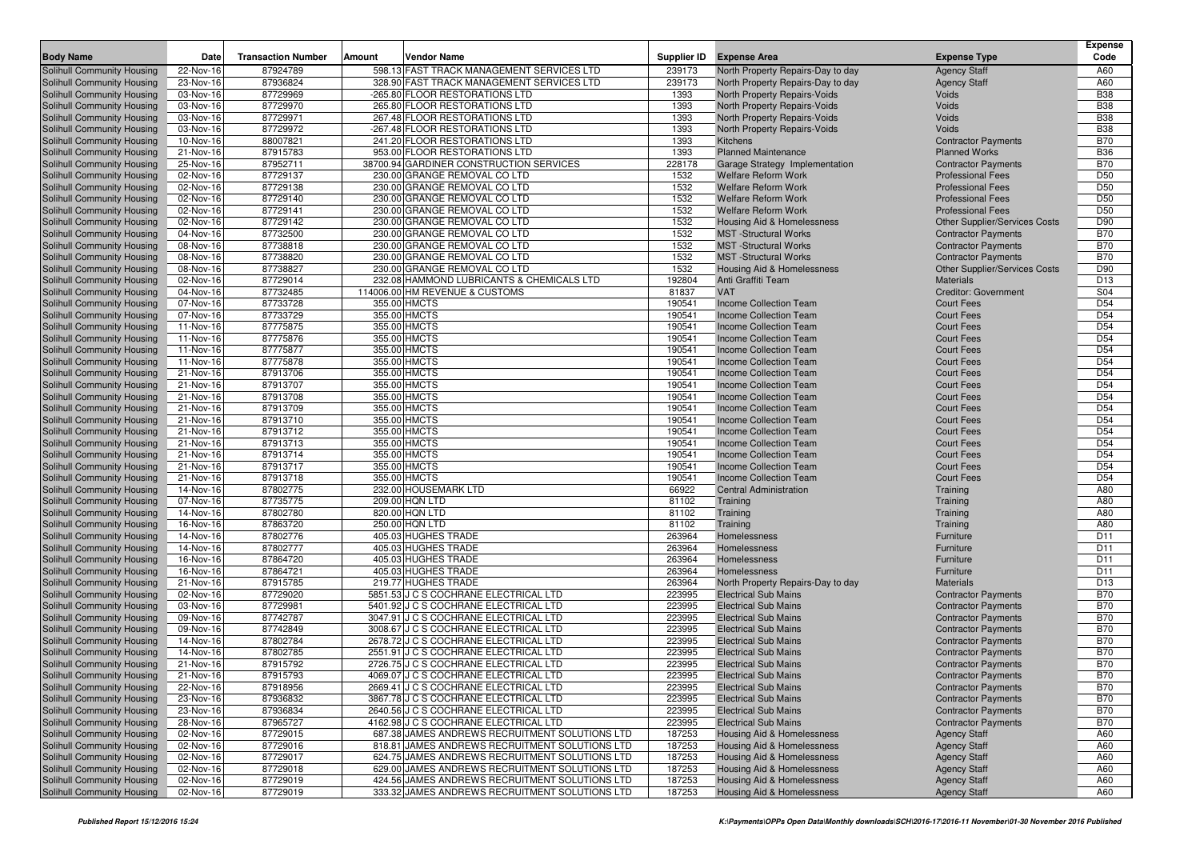| Body Name | Date | Transaction Number | Amount | Vendor Name | Supplier ID | Expense Area | Expense Type | Expense Code |
|---|---|---|---|---|---|---|---|---|
| Solihull Community Housing | 22-Nov-16 | 87924789 | 598.13 | FAST TRACK MANAGEMENT SERVICES LTD | 239173 | North Property Repairs-Day to day | Agency Staff | A60 |
| Solihull Community Housing | 23-Nov-16 | 87936824 | 328.90 | FAST TRACK MANAGEMENT SERVICES LTD | 239173 | North Property Repairs-Day to day | Agency Staff | A60 |
| Solihull Community Housing | 03-Nov-16 | 87729969 | -265.80 | FLOOR RESTORATIONS LTD | 1393 | North Property Repairs-Voids | Voids | B38 |
| Solihull Community Housing | 03-Nov-16 | 87729970 | 265.80 | FLOOR RESTORATIONS LTD | 1393 | North Property Repairs-Voids | Voids | B38 |
| Solihull Community Housing | 03-Nov-16 | 87729971 | 267.48 | FLOOR RESTORATIONS LTD | 1393 | North Property Repairs-Voids | Voids | B38 |
| Solihull Community Housing | 03-Nov-16 | 87729972 | -267.48 | FLOOR RESTORATIONS LTD | 1393 | North Property Repairs-Voids | Voids | B38 |
| Solihull Community Housing | 10-Nov-16 | 88007821 | 241.20 | FLOOR RESTORATIONS LTD | 1393 | Kitchens | Contractor Payments | B70 |
| Solihull Community Housing | 21-Nov-16 | 87915783 | 953.00 | FLOOR RESTORATIONS LTD | 1393 | Planned Maintenance | Planned Works | B36 |
| Solihull Community Housing | 25-Nov-16 | 87952711 | 38700.94 | GARDINER CONSTRUCTION SERVICES | 228178 | Garage Strategy Implementation | Contractor Payments | B70 |
| Solihull Community Housing | 02-Nov-16 | 87729137 | 230.00 | GRANGE REMOVAL CO LTD | 1532 | Welfare Reform Work | Professional Fees | D50 |
| Solihull Community Housing | 02-Nov-16 | 87729138 | 230.00 | GRANGE REMOVAL CO LTD | 1532 | Welfare Reform Work | Professional Fees | D50 |
| Solihull Community Housing | 02-Nov-16 | 87729140 | 230.00 | GRANGE REMOVAL CO LTD | 1532 | Welfare Reform Work | Professional Fees | D50 |
| Solihull Community Housing | 02-Nov-16 | 87729141 | 230.00 | GRANGE REMOVAL CO LTD | 1532 | Welfare Reform Work | Professional Fees | D50 |
| Solihull Community Housing | 02-Nov-16 | 87729142 | 230.00 | GRANGE REMOVAL CO LTD | 1532 | Housing Aid & Homelessness | Other Supplier/Services Costs | D90 |
| Solihull Community Housing | 04-Nov-16 | 87732500 | 230.00 | GRANGE REMOVAL CO LTD | 1532 | MST -Structural Works | Contractor Payments | B70 |
| Solihull Community Housing | 08-Nov-16 | 87738818 | 230.00 | GRANGE REMOVAL CO LTD | 1532 | MST -Structural Works | Contractor Payments | B70 |
| Solihull Community Housing | 08-Nov-16 | 87738820 | 230.00 | GRANGE REMOVAL CO LTD | 1532 | MST -Structural Works | Contractor Payments | B70 |
| Solihull Community Housing | 08-Nov-16 | 87738827 | 230.00 | GRANGE REMOVAL CO LTD | 1532 | Housing Aid & Homelessness | Other Supplier/Services Costs | D90 |
| Solihull Community Housing | 02-Nov-16 | 87729014 | 232.08 | HAMMOND LUBRICANTS & CHEMICALS LTD | 192804 | Anti Graffiti Team | Materials | D13 |
| Solihull Community Housing | 04-Nov-16 | 87732485 | 114006.00 | HM REVENUE & CUSTOMS | 81837 | VAT | Creditor: Government | S04 |
| Solihull Community Housing | 07-Nov-16 | 87733728 | 355.00 | HMCTS | 190541 | Income Collection Team | Court Fees | D54 |
| Solihull Community Housing | 07-Nov-16 | 87733729 | 355.00 | HMCTS | 190541 | Income Collection Team | Court Fees | D54 |
| Solihull Community Housing | 11-Nov-16 | 87775875 | 355.00 | HMCTS | 190541 | Income Collection Team | Court Fees | D54 |
| Solihull Community Housing | 11-Nov-16 | 87775876 | 355.00 | HMCTS | 190541 | Income Collection Team | Court Fees | D54 |
| Solihull Community Housing | 11-Nov-16 | 87775877 | 355.00 | HMCTS | 190541 | Income Collection Team | Court Fees | D54 |
| Solihull Community Housing | 11-Nov-16 | 87775878 | 355.00 | HMCTS | 190541 | Income Collection Team | Court Fees | D54 |
| Solihull Community Housing | 21-Nov-16 | 87913706 | 355.00 | HMCTS | 190541 | Income Collection Team | Court Fees | D54 |
| Solihull Community Housing | 21-Nov-16 | 87913707 | 355.00 | HMCTS | 190541 | Income Collection Team | Court Fees | D54 |
| Solihull Community Housing | 21-Nov-16 | 87913708 | 355.00 | HMCTS | 190541 | Income Collection Team | Court Fees | D54 |
| Solihull Community Housing | 21-Nov-16 | 87913709 | 355.00 | HMCTS | 190541 | Income Collection Team | Court Fees | D54 |
| Solihull Community Housing | 21-Nov-16 | 87913710 | 355.00 | HMCTS | 190541 | Income Collection Team | Court Fees | D54 |
| Solihull Community Housing | 21-Nov-16 | 87913712 | 355.00 | HMCTS | 190541 | Income Collection Team | Court Fees | D54 |
| Solihull Community Housing | 21-Nov-16 | 87913713 | 355.00 | HMCTS | 190541 | Income Collection Team | Court Fees | D54 |
| Solihull Community Housing | 21-Nov-16 | 87913714 | 355.00 | HMCTS | 190541 | Income Collection Team | Court Fees | D54 |
| Solihull Community Housing | 21-Nov-16 | 87913717 | 355.00 | HMCTS | 190541 | Income Collection Team | Court Fees | D54 |
| Solihull Community Housing | 21-Nov-16 | 87913718 | 355.00 | HMCTS | 190541 | Income Collection Team | Court Fees | D54 |
| Solihull Community Housing | 14-Nov-16 | 87802775 | 232.00 | HOUSEMARK LTD | 66922 | Central Administration | Training | A80 |
| Solihull Community Housing | 07-Nov-16 | 87735775 | 209.00 | HQN LTD | 81102 | Training | Training | A80 |
| Solihull Community Housing | 14-Nov-16 | 87802780 | 820.00 | HQN LTD | 81102 | Training | Training | A80 |
| Solihull Community Housing | 16-Nov-16 | 87863720 | 250.00 | HQN LTD | 81102 | Training | Training | A80 |
| Solihull Community Housing | 14-Nov-16 | 87802776 | 405.03 | HUGHES TRADE | 263964 | Homelessness | Furniture | D11 |
| Solihull Community Housing | 14-Nov-16 | 87802777 | 405.03 | HUGHES TRADE | 263964 | Homelessness | Furniture | D11 |
| Solihull Community Housing | 16-Nov-16 | 87864720 | 405.03 | HUGHES TRADE | 263964 | Homelessness | Furniture | D11 |
| Solihull Community Housing | 16-Nov-16 | 87864721 | 405.03 | HUGHES TRADE | 263964 | Homelessness | Furniture | D11 |
| Solihull Community Housing | 21-Nov-16 | 87915785 | 219.77 | HUGHES TRADE | 263964 | North Property Repairs-Day to day | Materials | D13 |
| Solihull Community Housing | 02-Nov-16 | 87729020 | 5851.53 | J C S COCHRANE ELECTRICAL LTD | 223995 | Electrical Sub Mains | Contractor Payments | B70 |
| Solihull Community Housing | 03-Nov-16 | 87729981 | 5401.92 | J C S COCHRANE ELECTRICAL LTD | 223995 | Electrical Sub Mains | Contractor Payments | B70 |
| Solihull Community Housing | 09-Nov-16 | 87742787 | 3047.91 | J C S COCHRANE ELECTRICAL LTD | 223995 | Electrical Sub Mains | Contractor Payments | B70 |
| Solihull Community Housing | 09-Nov-16 | 87742849 | 3008.67 | J C S COCHRANE ELECTRICAL LTD | 223995 | Electrical Sub Mains | Contractor Payments | B70 |
| Solihull Community Housing | 14-Nov-16 | 87802784 | 2678.72 | J C S COCHRANE ELECTRICAL LTD | 223995 | Electrical Sub Mains | Contractor Payments | B70 |
| Solihull Community Housing | 14-Nov-16 | 87802785 | 2551.91 | J C S COCHRANE ELECTRICAL LTD | 223995 | Electrical Sub Mains | Contractor Payments | B70 |
| Solihull Community Housing | 21-Nov-16 | 87915792 | 2726.75 | J C S COCHRANE ELECTRICAL LTD | 223995 | Electrical Sub Mains | Contractor Payments | B70 |
| Solihull Community Housing | 21-Nov-16 | 87915793 | 4069.07 | J C S COCHRANE ELECTRICAL LTD | 223995 | Electrical Sub Mains | Contractor Payments | B70 |
| Solihull Community Housing | 22-Nov-16 | 87918956 | 2669.41 | J C S COCHRANE ELECTRICAL LTD | 223995 | Electrical Sub Mains | Contractor Payments | B70 |
| Solihull Community Housing | 23-Nov-16 | 87936832 | 3867.78 | J C S COCHRANE ELECTRICAL LTD | 223995 | Electrical Sub Mains | Contractor Payments | B70 |
| Solihull Community Housing | 23-Nov-16 | 87936834 | 2640.56 | J C S COCHRANE ELECTRICAL LTD | 223995 | Electrical Sub Mains | Contractor Payments | B70 |
| Solihull Community Housing | 28-Nov-16 | 87965727 | 4162.98 | J C S COCHRANE ELECTRICAL LTD | 223995 | Electrical Sub Mains | Contractor Payments | B70 |
| Solihull Community Housing | 02-Nov-16 | 87729015 | 687.38 | JAMES ANDREWS RECRUITMENT SOLUTIONS LTD | 187253 | Housing Aid & Homelessness | Agency Staff | A60 |
| Solihull Community Housing | 02-Nov-16 | 87729016 | 818.81 | JAMES ANDREWS RECRUITMENT SOLUTIONS LTD | 187253 | Housing Aid & Homelessness | Agency Staff | A60 |
| Solihull Community Housing | 02-Nov-16 | 87729017 | 624.75 | JAMES ANDREWS RECRUITMENT SOLUTIONS LTD | 187253 | Housing Aid & Homelessness | Agency Staff | A60 |
| Solihull Community Housing | 02-Nov-16 | 87729018 | 629.00 | JAMES ANDREWS RECRUITMENT SOLUTIONS LTD | 187253 | Housing Aid & Homelessness | Agency Staff | A60 |
| Solihull Community Housing | 02-Nov-16 | 87729019 | 424.56 | JAMES ANDREWS RECRUITMENT SOLUTIONS LTD | 187253 | Housing Aid & Homelessness | Agency Staff | A60 |
| Solihull Community Housing | 02-Nov-16 | 87729019 | 333.32 | JAMES ANDREWS RECRUITMENT SOLUTIONS LTD | 187253 | Housing Aid & Homelessness | Agency Staff | A60 |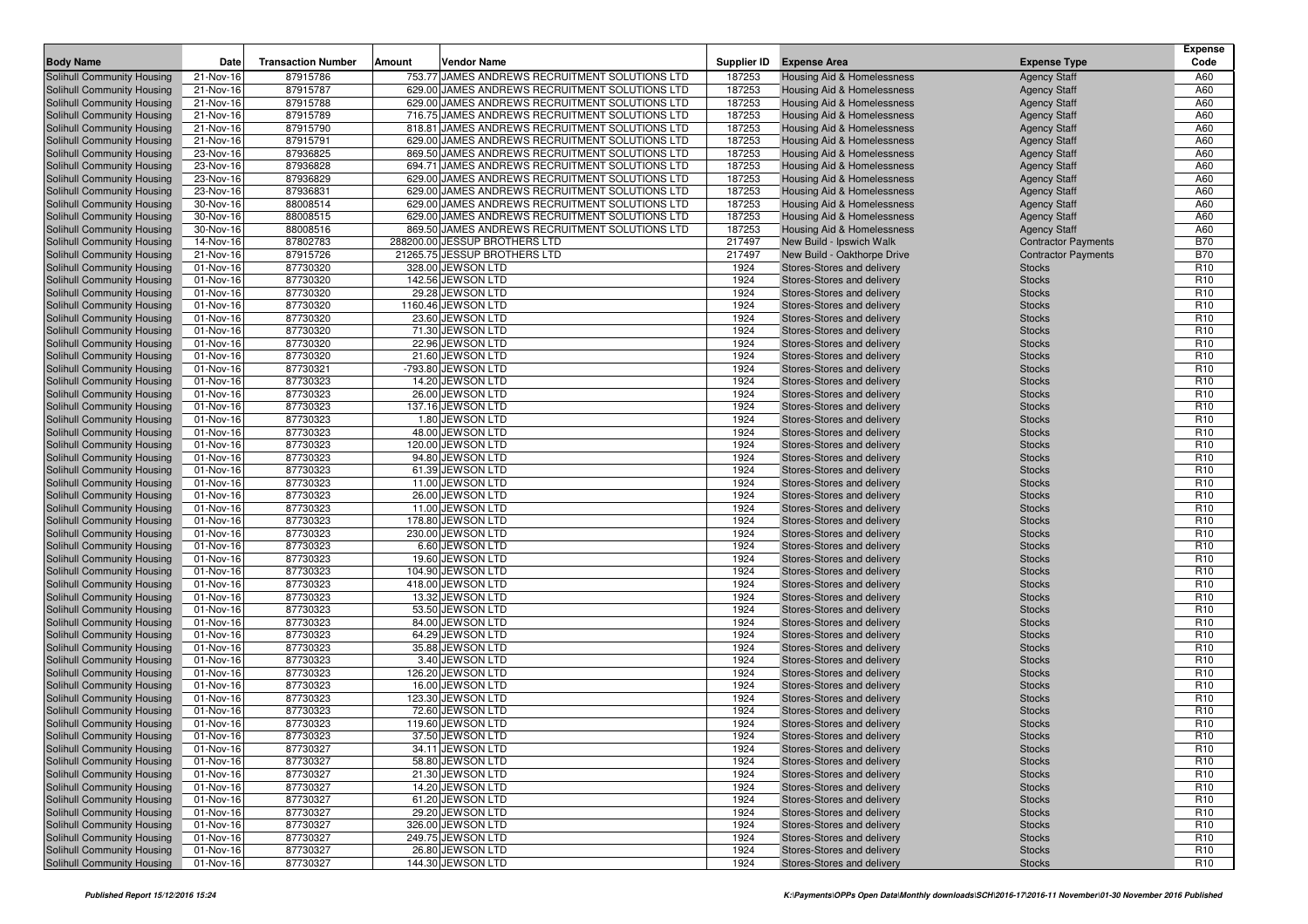| Body Name | Date | Transaction Number | Amount | Vendor Name | Supplier ID | Expense Area | Expense Type | Expense Code |
|---|---|---|---|---|---|---|---|---|
| Solihull Community Housing | 21-Nov-16 | 87915786 | 753.77 | JAMES ANDREWS RECRUITMENT SOLUTIONS LTD | 187253 | Housing Aid & Homelessness | Agency Staff | A60 |
| Solihull Community Housing | 21-Nov-16 | 87915787 | 629.00 | JAMES ANDREWS RECRUITMENT SOLUTIONS LTD | 187253 | Housing Aid & Homelessness | Agency Staff | A60 |
| Solihull Community Housing | 21-Nov-16 | 87915788 | 629.00 | JAMES ANDREWS RECRUITMENT SOLUTIONS LTD | 187253 | Housing Aid & Homelessness | Agency Staff | A60 |
| Solihull Community Housing | 21-Nov-16 | 87915789 | 716.75 | JAMES ANDREWS RECRUITMENT SOLUTIONS LTD | 187253 | Housing Aid & Homelessness | Agency Staff | A60 |
| Solihull Community Housing | 21-Nov-16 | 87915790 | 818.81 | JAMES ANDREWS RECRUITMENT SOLUTIONS LTD | 187253 | Housing Aid & Homelessness | Agency Staff | A60 |
| Solihull Community Housing | 21-Nov-16 | 87915791 | 629.00 | JAMES ANDREWS RECRUITMENT SOLUTIONS LTD | 187253 | Housing Aid & Homelessness | Agency Staff | A60 |
| Solihull Community Housing | 23-Nov-16 | 87936825 | 869.50 | JAMES ANDREWS RECRUITMENT SOLUTIONS LTD | 187253 | Housing Aid & Homelessness | Agency Staff | A60 |
| Solihull Community Housing | 23-Nov-16 | 87936828 | 694.71 | JAMES ANDREWS RECRUITMENT SOLUTIONS LTD | 187253 | Housing Aid & Homelessness | Agency Staff | A60 |
| Solihull Community Housing | 23-Nov-16 | 87936829 | 629.00 | JAMES ANDREWS RECRUITMENT SOLUTIONS LTD | 187253 | Housing Aid & Homelessness | Agency Staff | A60 |
| Solihull Community Housing | 23-Nov-16 | 87936831 | 629.00 | JAMES ANDREWS RECRUITMENT SOLUTIONS LTD | 187253 | Housing Aid & Homelessness | Agency Staff | A60 |
| Solihull Community Housing | 30-Nov-16 | 88008514 | 629.00 | JAMES ANDREWS RECRUITMENT SOLUTIONS LTD | 187253 | Housing Aid & Homelessness | Agency Staff | A60 |
| Solihull Community Housing | 30-Nov-16 | 88008515 | 629.00 | JAMES ANDREWS RECRUITMENT SOLUTIONS LTD | 187253 | Housing Aid & Homelessness | Agency Staff | A60 |
| Solihull Community Housing | 30-Nov-16 | 88008516 | 869.50 | JAMES ANDREWS RECRUITMENT SOLUTIONS LTD | 187253 | Housing Aid & Homelessness | Agency Staff | A60 |
| Solihull Community Housing | 14-Nov-16 | 87802783 | 288200.00 | JESSUP BROTHERS LTD | 217497 | New Build - Ipswich Walk | Contractor Payments | B70 |
| Solihull Community Housing | 21-Nov-16 | 87915726 | 21265.75 | JESSUP BROTHERS LTD | 217497 | New Build - Oakthorpe Drive | Contractor Payments | B70 |
| Solihull Community Housing | 01-Nov-16 | 87730320 | 328.00 | JEWSON LTD | 1924 | Stores-Stores and delivery | Stocks | R10 |
| Solihull Community Housing | 01-Nov-16 | 87730320 | 142.56 | JEWSON LTD | 1924 | Stores-Stores and delivery | Stocks | R10 |
| Solihull Community Housing | 01-Nov-16 | 87730320 | 29.28 | JEWSON LTD | 1924 | Stores-Stores and delivery | Stocks | R10 |
| Solihull Community Housing | 01-Nov-16 | 87730320 | 1160.46 | JEWSON LTD | 1924 | Stores-Stores and delivery | Stocks | R10 |
| Solihull Community Housing | 01-Nov-16 | 87730320 | 23.60 | JEWSON LTD | 1924 | Stores-Stores and delivery | Stocks | R10 |
| Solihull Community Housing | 01-Nov-16 | 87730320 | 71.30 | JEWSON LTD | 1924 | Stores-Stores and delivery | Stocks | R10 |
| Solihull Community Housing | 01-Nov-16 | 87730320 | 22.96 | JEWSON LTD | 1924 | Stores-Stores and delivery | Stocks | R10 |
| Solihull Community Housing | 01-Nov-16 | 87730320 | 21.60 | JEWSON LTD | 1924 | Stores-Stores and delivery | Stocks | R10 |
| Solihull Community Housing | 01-Nov-16 | 87730321 | -793.80 | JEWSON LTD | 1924 | Stores-Stores and delivery | Stocks | R10 |
| Solihull Community Housing | 01-Nov-16 | 87730323 | 14.20 | JEWSON LTD | 1924 | Stores-Stores and delivery | Stocks | R10 |
| Solihull Community Housing | 01-Nov-16 | 87730323 | 26.00 | JEWSON LTD | 1924 | Stores-Stores and delivery | Stocks | R10 |
| Solihull Community Housing | 01-Nov-16 | 87730323 | 137.16 | JEWSON LTD | 1924 | Stores-Stores and delivery | Stocks | R10 |
| Solihull Community Housing | 01-Nov-16 | 87730323 | 1.80 | JEWSON LTD | 1924 | Stores-Stores and delivery | Stocks | R10 |
| Solihull Community Housing | 01-Nov-16 | 87730323 | 48.00 | JEWSON LTD | 1924 | Stores-Stores and delivery | Stocks | R10 |
| Solihull Community Housing | 01-Nov-16 | 87730323 | 120.00 | JEWSON LTD | 1924 | Stores-Stores and delivery | Stocks | R10 |
| Solihull Community Housing | 01-Nov-16 | 87730323 | 94.80 | JEWSON LTD | 1924 | Stores-Stores and delivery | Stocks | R10 |
| Solihull Community Housing | 01-Nov-16 | 87730323 | 61.39 | JEWSON LTD | 1924 | Stores-Stores and delivery | Stocks | R10 |
| Solihull Community Housing | 01-Nov-16 | 87730323 | 11.00 | JEWSON LTD | 1924 | Stores-Stores and delivery | Stocks | R10 |
| Solihull Community Housing | 01-Nov-16 | 87730323 | 26.00 | JEWSON LTD | 1924 | Stores-Stores and delivery | Stocks | R10 |
| Solihull Community Housing | 01-Nov-16 | 87730323 | 11.00 | JEWSON LTD | 1924 | Stores-Stores and delivery | Stocks | R10 |
| Solihull Community Housing | 01-Nov-16 | 87730323 | 178.80 | JEWSON LTD | 1924 | Stores-Stores and delivery | Stocks | R10 |
| Solihull Community Housing | 01-Nov-16 | 87730323 | 230.00 | JEWSON LTD | 1924 | Stores-Stores and delivery | Stocks | R10 |
| Solihull Community Housing | 01-Nov-16 | 87730323 | 6.60 | JEWSON LTD | 1924 | Stores-Stores and delivery | Stocks | R10 |
| Solihull Community Housing | 01-Nov-16 | 87730323 | 19.60 | JEWSON LTD | 1924 | Stores-Stores and delivery | Stocks | R10 |
| Solihull Community Housing | 01-Nov-16 | 87730323 | 104.90 | JEWSON LTD | 1924 | Stores-Stores and delivery | Stocks | R10 |
| Solihull Community Housing | 01-Nov-16 | 87730323 | 418.00 | JEWSON LTD | 1924 | Stores-Stores and delivery | Stocks | R10 |
| Solihull Community Housing | 01-Nov-16 | 87730323 | 13.32 | JEWSON LTD | 1924 | Stores-Stores and delivery | Stocks | R10 |
| Solihull Community Housing | 01-Nov-16 | 87730323 | 53.50 | JEWSON LTD | 1924 | Stores-Stores and delivery | Stocks | R10 |
| Solihull Community Housing | 01-Nov-16 | 87730323 | 84.00 | JEWSON LTD | 1924 | Stores-Stores and delivery | Stocks | R10 |
| Solihull Community Housing | 01-Nov-16 | 87730323 | 64.29 | JEWSON LTD | 1924 | Stores-Stores and delivery | Stocks | R10 |
| Solihull Community Housing | 01-Nov-16 | 87730323 | 35.88 | JEWSON LTD | 1924 | Stores-Stores and delivery | Stocks | R10 |
| Solihull Community Housing | 01-Nov-16 | 87730323 | 3.40 | JEWSON LTD | 1924 | Stores-Stores and delivery | Stocks | R10 |
| Solihull Community Housing | 01-Nov-16 | 87730323 | 126.20 | JEWSON LTD | 1924 | Stores-Stores and delivery | Stocks | R10 |
| Solihull Community Housing | 01-Nov-16 | 87730323 | 16.00 | JEWSON LTD | 1924 | Stores-Stores and delivery | Stocks | R10 |
| Solihull Community Housing | 01-Nov-16 | 87730323 | 123.30 | JEWSON LTD | 1924 | Stores-Stores and delivery | Stocks | R10 |
| Solihull Community Housing | 01-Nov-16 | 87730323 | 72.60 | JEWSON LTD | 1924 | Stores-Stores and delivery | Stocks | R10 |
| Solihull Community Housing | 01-Nov-16 | 87730323 | 119.60 | JEWSON LTD | 1924 | Stores-Stores and delivery | Stocks | R10 |
| Solihull Community Housing | 01-Nov-16 | 87730323 | 37.50 | JEWSON LTD | 1924 | Stores-Stores and delivery | Stocks | R10 |
| Solihull Community Housing | 01-Nov-16 | 87730327 | 34.11 | JEWSON LTD | 1924 | Stores-Stores and delivery | Stocks | R10 |
| Solihull Community Housing | 01-Nov-16 | 87730327 | 58.80 | JEWSON LTD | 1924 | Stores-Stores and delivery | Stocks | R10 |
| Solihull Community Housing | 01-Nov-16 | 87730327 | 21.30 | JEWSON LTD | 1924 | Stores-Stores and delivery | Stocks | R10 |
| Solihull Community Housing | 01-Nov-16 | 87730327 | 14.20 | JEWSON LTD | 1924 | Stores-Stores and delivery | Stocks | R10 |
| Solihull Community Housing | 01-Nov-16 | 87730327 | 61.20 | JEWSON LTD | 1924 | Stores-Stores and delivery | Stocks | R10 |
| Solihull Community Housing | 01-Nov-16 | 87730327 | 29.20 | JEWSON LTD | 1924 | Stores-Stores and delivery | Stocks | R10 |
| Solihull Community Housing | 01-Nov-16 | 87730327 | 326.00 | JEWSON LTD | 1924 | Stores-Stores and delivery | Stocks | R10 |
| Solihull Community Housing | 01-Nov-16 | 87730327 | 249.75 | JEWSON LTD | 1924 | Stores-Stores and delivery | Stocks | R10 |
| Solihull Community Housing | 01-Nov-16 | 87730327 | 26.80 | JEWSON LTD | 1924 | Stores-Stores and delivery | Stocks | R10 |
| Solihull Community Housing | 01-Nov-16 | 87730327 | 144.30 | JEWSON LTD | 1924 | Stores-Stores and delivery | Stocks | R10 |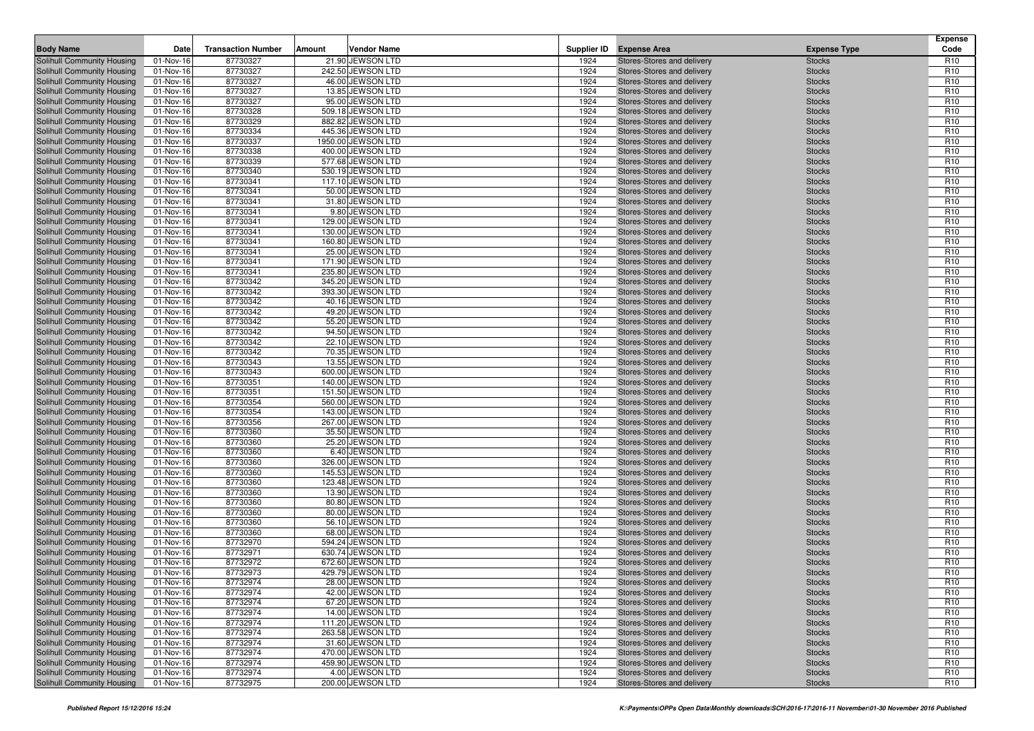| Body Name | Date | Transaction Number | Amount | Vendor Name | Supplier ID | Expense Area | Expense Type | Expense Code |
|---|---|---|---|---|---|---|---|---|
| Solihull Community Housing | 01-Nov-16 | 87730327 | 21.90 | JEWSON LTD | 1924 | Stores-Stores and delivery | Stocks | R10 |
| Solihull Community Housing | 01-Nov-16 | 87730327 | 242.50 | JEWSON LTD | 1924 | Stores-Stores and delivery | Stocks | R10 |
| Solihull Community Housing | 01-Nov-16 | 87730327 | 46.00 | JEWSON LTD | 1924 | Stores-Stores and delivery | Stocks | R10 |
| Solihull Community Housing | 01-Nov-16 | 87730327 | 13.85 | JEWSON LTD | 1924 | Stores-Stores and delivery | Stocks | R10 |
| Solihull Community Housing | 01-Nov-16 | 87730327 | 95.00 | JEWSON LTD | 1924 | Stores-Stores and delivery | Stocks | R10 |
| Solihull Community Housing | 01-Nov-16 | 87730328 | 509.18 | JEWSON LTD | 1924 | Stores-Stores and delivery | Stocks | R10 |
| Solihull Community Housing | 01-Nov-16 | 87730329 | 882.82 | JEWSON LTD | 1924 | Stores-Stores and delivery | Stocks | R10 |
| Solihull Community Housing | 01-Nov-16 | 87730334 | 445.36 | JEWSON LTD | 1924 | Stores-Stores and delivery | Stocks | R10 |
| Solihull Community Housing | 01-Nov-16 | 87730337 | 1950.00 | JEWSON LTD | 1924 | Stores-Stores and delivery | Stocks | R10 |
| Solihull Community Housing | 01-Nov-16 | 87730338 | 400.00 | JEWSON LTD | 1924 | Stores-Stores and delivery | Stocks | R10 |
| Solihull Community Housing | 01-Nov-16 | 87730339 | 577.68 | JEWSON LTD | 1924 | Stores-Stores and delivery | Stocks | R10 |
| Solihull Community Housing | 01-Nov-16 | 87730340 | 530.19 | JEWSON LTD | 1924 | Stores-Stores and delivery | Stocks | R10 |
| Solihull Community Housing | 01-Nov-16 | 87730341 | 117.10 | JEWSON LTD | 1924 | Stores-Stores and delivery | Stocks | R10 |
| Solihull Community Housing | 01-Nov-16 | 87730341 | 50.00 | JEWSON LTD | 1924 | Stores-Stores and delivery | Stocks | R10 |
| Solihull Community Housing | 01-Nov-16 | 87730341 | 31.80 | JEWSON LTD | 1924 | Stores-Stores and delivery | Stocks | R10 |
| Solihull Community Housing | 01-Nov-16 | 87730341 | 9.80 | JEWSON LTD | 1924 | Stores-Stores and delivery | Stocks | R10 |
| Solihull Community Housing | 01-Nov-16 | 87730341 | 129.00 | JEWSON LTD | 1924 | Stores-Stores and delivery | Stocks | R10 |
| Solihull Community Housing | 01-Nov-16 | 87730341 | 130.00 | JEWSON LTD | 1924 | Stores-Stores and delivery | Stocks | R10 |
| Solihull Community Housing | 01-Nov-16 | 87730341 | 160.80 | JEWSON LTD | 1924 | Stores-Stores and delivery | Stocks | R10 |
| Solihull Community Housing | 01-Nov-16 | 87730341 | 25.00 | JEWSON LTD | 1924 | Stores-Stores and delivery | Stocks | R10 |
| Solihull Community Housing | 01-Nov-16 | 87730341 | 171.90 | JEWSON LTD | 1924 | Stores-Stores and delivery | Stocks | R10 |
| Solihull Community Housing | 01-Nov-16 | 87730341 | 235.80 | JEWSON LTD | 1924 | Stores-Stores and delivery | Stocks | R10 |
| Solihull Community Housing | 01-Nov-16 | 87730342 | 345.20 | JEWSON LTD | 1924 | Stores-Stores and delivery | Stocks | R10 |
| Solihull Community Housing | 01-Nov-16 | 87730342 | 393.30 | JEWSON LTD | 1924 | Stores-Stores and delivery | Stocks | R10 |
| Solihull Community Housing | 01-Nov-16 | 87730342 | 40.16 | JEWSON LTD | 1924 | Stores-Stores and delivery | Stocks | R10 |
| Solihull Community Housing | 01-Nov-16 | 87730342 | 49.20 | JEWSON LTD | 1924 | Stores-Stores and delivery | Stocks | R10 |
| Solihull Community Housing | 01-Nov-16 | 87730342 | 55.20 | JEWSON LTD | 1924 | Stores-Stores and delivery | Stocks | R10 |
| Solihull Community Housing | 01-Nov-16 | 87730342 | 94.50 | JEWSON LTD | 1924 | Stores-Stores and delivery | Stocks | R10 |
| Solihull Community Housing | 01-Nov-16 | 87730342 | 22.10 | JEWSON LTD | 1924 | Stores-Stores and delivery | Stocks | R10 |
| Solihull Community Housing | 01-Nov-16 | 87730342 | 70.35 | JEWSON LTD | 1924 | Stores-Stores and delivery | Stocks | R10 |
| Solihull Community Housing | 01-Nov-16 | 87730343 | 13.55 | JEWSON LTD | 1924 | Stores-Stores and delivery | Stocks | R10 |
| Solihull Community Housing | 01-Nov-16 | 87730343 | 600.00 | JEWSON LTD | 1924 | Stores-Stores and delivery | Stocks | R10 |
| Solihull Community Housing | 01-Nov-16 | 87730351 | 140.00 | JEWSON LTD | 1924 | Stores-Stores and delivery | Stocks | R10 |
| Solihull Community Housing | 01-Nov-16 | 87730351 | 151.50 | JEWSON LTD | 1924 | Stores-Stores and delivery | Stocks | R10 |
| Solihull Community Housing | 01-Nov-16 | 87730354 | 560.00 | JEWSON LTD | 1924 | Stores-Stores and delivery | Stocks | R10 |
| Solihull Community Housing | 01-Nov-16 | 87730354 | 143.00 | JEWSON LTD | 1924 | Stores-Stores and delivery | Stocks | R10 |
| Solihull Community Housing | 01-Nov-16 | 87730356 | 267.00 | JEWSON LTD | 1924 | Stores-Stores and delivery | Stocks | R10 |
| Solihull Community Housing | 01-Nov-16 | 87730360 | 35.50 | JEWSON LTD | 1924 | Stores-Stores and delivery | Stocks | R10 |
| Solihull Community Housing | 01-Nov-16 | 87730360 | 25.20 | JEWSON LTD | 1924 | Stores-Stores and delivery | Stocks | R10 |
| Solihull Community Housing | 01-Nov-16 | 87730360 | 6.40 | JEWSON LTD | 1924 | Stores-Stores and delivery | Stocks | R10 |
| Solihull Community Housing | 01-Nov-16 | 87730360 | 326.00 | JEWSON LTD | 1924 | Stores-Stores and delivery | Stocks | R10 |
| Solihull Community Housing | 01-Nov-16 | 87730360 | 145.53 | JEWSON LTD | 1924 | Stores-Stores and delivery | Stocks | R10 |
| Solihull Community Housing | 01-Nov-16 | 87730360 | 123.48 | JEWSON LTD | 1924 | Stores-Stores and delivery | Stocks | R10 |
| Solihull Community Housing | 01-Nov-16 | 87730360 | 13.90 | JEWSON LTD | 1924 | Stores-Stores and delivery | Stocks | R10 |
| Solihull Community Housing | 01-Nov-16 | 87730360 | 80.80 | JEWSON LTD | 1924 | Stores-Stores and delivery | Stocks | R10 |
| Solihull Community Housing | 01-Nov-16 | 87730360 | 80.00 | JEWSON LTD | 1924 | Stores-Stores and delivery | Stocks | R10 |
| Solihull Community Housing | 01-Nov-16 | 87730360 | 56.10 | JEWSON LTD | 1924 | Stores-Stores and delivery | Stocks | R10 |
| Solihull Community Housing | 01-Nov-16 | 87730360 | 68.00 | JEWSON LTD | 1924 | Stores-Stores and delivery | Stocks | R10 |
| Solihull Community Housing | 01-Nov-16 | 87732970 | 594.24 | JEWSON LTD | 1924 | Stores-Stores and delivery | Stocks | R10 |
| Solihull Community Housing | 01-Nov-16 | 87732971 | 630.74 | JEWSON LTD | 1924 | Stores-Stores and delivery | Stocks | R10 |
| Solihull Community Housing | 01-Nov-16 | 87732972 | 672.60 | JEWSON LTD | 1924 | Stores-Stores and delivery | Stocks | R10 |
| Solihull Community Housing | 01-Nov-16 | 87732973 | 429.79 | JEWSON LTD | 1924 | Stores-Stores and delivery | Stocks | R10 |
| Solihull Community Housing | 01-Nov-16 | 87732974 | 28.00 | JEWSON LTD | 1924 | Stores-Stores and delivery | Stocks | R10 |
| Solihull Community Housing | 01-Nov-16 | 87732974 | 42.00 | JEWSON LTD | 1924 | Stores-Stores and delivery | Stocks | R10 |
| Solihull Community Housing | 01-Nov-16 | 87732974 | 67.20 | JEWSON LTD | 1924 | Stores-Stores and delivery | Stocks | R10 |
| Solihull Community Housing | 01-Nov-16 | 87732974 | 14.00 | JEWSON LTD | 1924 | Stores-Stores and delivery | Stocks | R10 |
| Solihull Community Housing | 01-Nov-16 | 87732974 | 111.20 | JEWSON LTD | 1924 | Stores-Stores and delivery | Stocks | R10 |
| Solihull Community Housing | 01-Nov-16 | 87732974 | 263.58 | JEWSON LTD | 1924 | Stores-Stores and delivery | Stocks | R10 |
| Solihull Community Housing | 01-Nov-16 | 87732974 | 31.60 | JEWSON LTD | 1924 | Stores-Stores and delivery | Stocks | R10 |
| Solihull Community Housing | 01-Nov-16 | 87732974 | 470.00 | JEWSON LTD | 1924 | Stores-Stores and delivery | Stocks | R10 |
| Solihull Community Housing | 01-Nov-16 | 87732974 | 459.90 | JEWSON LTD | 1924 | Stores-Stores and delivery | Stocks | R10 |
| Solihull Community Housing | 01-Nov-16 | 87732974 | 4.00 | JEWSON LTD | 1924 | Stores-Stores and delivery | Stocks | R10 |
| Solihull Community Housing | 01-Nov-16 | 87732975 | 200.00 | JEWSON LTD | 1924 | Stores-Stores and delivery | Stocks | R10 |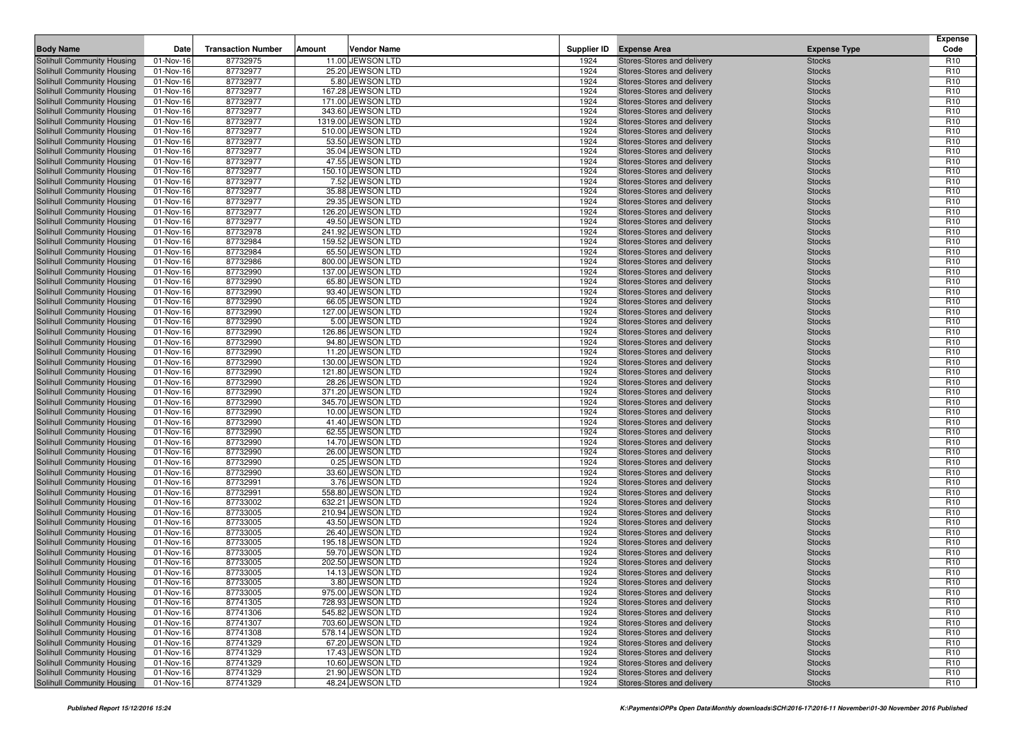| Body Name | Date | Transaction Number | Amount | Vendor Name | Supplier ID | Expense Area | Expense Type | Expense Code |
|---|---|---|---|---|---|---|---|---|
| Solihull Community Housing | 01-Nov-16 | 87732975 | 11.00 | JEWSON LTD | 1924 | Stores-Stores and delivery | Stocks | R10 |
| Solihull Community Housing | 01-Nov-16 | 87732977 | 25.20 | JEWSON LTD | 1924 | Stores-Stores and delivery | Stocks | R10 |
| Solihull Community Housing | 01-Nov-16 | 87732977 | 5.80 | JEWSON LTD | 1924 | Stores-Stores and delivery | Stocks | R10 |
| Solihull Community Housing | 01-Nov-16 | 87732977 | 167.28 | JEWSON LTD | 1924 | Stores-Stores and delivery | Stocks | R10 |
| Solihull Community Housing | 01-Nov-16 | 87732977 | 171.00 | JEWSON LTD | 1924 | Stores-Stores and delivery | Stocks | R10 |
| Solihull Community Housing | 01-Nov-16 | 87732977 | 343.60 | JEWSON LTD | 1924 | Stores-Stores and delivery | Stocks | R10 |
| Solihull Community Housing | 01-Nov-16 | 87732977 | 1319.00 | JEWSON LTD | 1924 | Stores-Stores and delivery | Stocks | R10 |
| Solihull Community Housing | 01-Nov-16 | 87732977 | 510.00 | JEWSON LTD | 1924 | Stores-Stores and delivery | Stocks | R10 |
| Solihull Community Housing | 01-Nov-16 | 87732977 | 53.50 | JEWSON LTD | 1924 | Stores-Stores and delivery | Stocks | R10 |
| Solihull Community Housing | 01-Nov-16 | 87732977 | 35.04 | JEWSON LTD | 1924 | Stores-Stores and delivery | Stocks | R10 |
| Solihull Community Housing | 01-Nov-16 | 87732977 | 47.55 | JEWSON LTD | 1924 | Stores-Stores and delivery | Stocks | R10 |
| Solihull Community Housing | 01-Nov-16 | 87732977 | 150.10 | JEWSON LTD | 1924 | Stores-Stores and delivery | Stocks | R10 |
| Solihull Community Housing | 01-Nov-16 | 87732977 | 7.52 | JEWSON LTD | 1924 | Stores-Stores and delivery | Stocks | R10 |
| Solihull Community Housing | 01-Nov-16 | 87732977 | 35.88 | JEWSON LTD | 1924 | Stores-Stores and delivery | Stocks | R10 |
| Solihull Community Housing | 01-Nov-16 | 87732977 | 29.35 | JEWSON LTD | 1924 | Stores-Stores and delivery | Stocks | R10 |
| Solihull Community Housing | 01-Nov-16 | 87732977 | 126.20 | JEWSON LTD | 1924 | Stores-Stores and delivery | Stocks | R10 |
| Solihull Community Housing | 01-Nov-16 | 87732977 | 49.50 | JEWSON LTD | 1924 | Stores-Stores and delivery | Stocks | R10 |
| Solihull Community Housing | 01-Nov-16 | 87732978 | 241.92 | JEWSON LTD | 1924 | Stores-Stores and delivery | Stocks | R10 |
| Solihull Community Housing | 01-Nov-16 | 87732984 | 159.52 | JEWSON LTD | 1924 | Stores-Stores and delivery | Stocks | R10 |
| Solihull Community Housing | 01-Nov-16 | 87732984 | 65.50 | JEWSON LTD | 1924 | Stores-Stores and delivery | Stocks | R10 |
| Solihull Community Housing | 01-Nov-16 | 87732986 | 800.00 | JEWSON LTD | 1924 | Stores-Stores and delivery | Stocks | R10 |
| Solihull Community Housing | 01-Nov-16 | 87732990 | 137.00 | JEWSON LTD | 1924 | Stores-Stores and delivery | Stocks | R10 |
| Solihull Community Housing | 01-Nov-16 | 87732990 | 65.80 | JEWSON LTD | 1924 | Stores-Stores and delivery | Stocks | R10 |
| Solihull Community Housing | 01-Nov-16 | 87732990 | 93.40 | JEWSON LTD | 1924 | Stores-Stores and delivery | Stocks | R10 |
| Solihull Community Housing | 01-Nov-16 | 87732990 | 66.05 | JEWSON LTD | 1924 | Stores-Stores and delivery | Stocks | R10 |
| Solihull Community Housing | 01-Nov-16 | 87732990 | 127.00 | JEWSON LTD | 1924 | Stores-Stores and delivery | Stocks | R10 |
| Solihull Community Housing | 01-Nov-16 | 87732990 | 5.00 | JEWSON LTD | 1924 | Stores-Stores and delivery | Stocks | R10 |
| Solihull Community Housing | 01-Nov-16 | 87732990 | 126.86 | JEWSON LTD | 1924 | Stores-Stores and delivery | Stocks | R10 |
| Solihull Community Housing | 01-Nov-16 | 87732990 | 94.80 | JEWSON LTD | 1924 | Stores-Stores and delivery | Stocks | R10 |
| Solihull Community Housing | 01-Nov-16 | 87732990 | 11.20 | JEWSON LTD | 1924 | Stores-Stores and delivery | Stocks | R10 |
| Solihull Community Housing | 01-Nov-16 | 87732990 | 130.00 | JEWSON LTD | 1924 | Stores-Stores and delivery | Stocks | R10 |
| Solihull Community Housing | 01-Nov-16 | 87732990 | 121.80 | JEWSON LTD | 1924 | Stores-Stores and delivery | Stocks | R10 |
| Solihull Community Housing | 01-Nov-16 | 87732990 | 28.26 | JEWSON LTD | 1924 | Stores-Stores and delivery | Stocks | R10 |
| Solihull Community Housing | 01-Nov-16 | 87732990 | 371.20 | JEWSON LTD | 1924 | Stores-Stores and delivery | Stocks | R10 |
| Solihull Community Housing | 01-Nov-16 | 87732990 | 345.70 | JEWSON LTD | 1924 | Stores-Stores and delivery | Stocks | R10 |
| Solihull Community Housing | 01-Nov-16 | 87732990 | 10.00 | JEWSON LTD | 1924 | Stores-Stores and delivery | Stocks | R10 |
| Solihull Community Housing | 01-Nov-16 | 87732990 | 41.40 | JEWSON LTD | 1924 | Stores-Stores and delivery | Stocks | R10 |
| Solihull Community Housing | 01-Nov-16 | 87732990 | 62.55 | JEWSON LTD | 1924 | Stores-Stores and delivery | Stocks | R10 |
| Solihull Community Housing | 01-Nov-16 | 87732990 | 14.70 | JEWSON LTD | 1924 | Stores-Stores and delivery | Stocks | R10 |
| Solihull Community Housing | 01-Nov-16 | 87732990 | 26.00 | JEWSON LTD | 1924 | Stores-Stores and delivery | Stocks | R10 |
| Solihull Community Housing | 01-Nov-16 | 87732990 | 0.25 | JEWSON LTD | 1924 | Stores-Stores and delivery | Stocks | R10 |
| Solihull Community Housing | 01-Nov-16 | 87732990 | 33.60 | JEWSON LTD | 1924 | Stores-Stores and delivery | Stocks | R10 |
| Solihull Community Housing | 01-Nov-16 | 87732991 | 3.76 | JEWSON LTD | 1924 | Stores-Stores and delivery | Stocks | R10 |
| Solihull Community Housing | 01-Nov-16 | 87732991 | 558.80 | JEWSON LTD | 1924 | Stores-Stores and delivery | Stocks | R10 |
| Solihull Community Housing | 01-Nov-16 | 87733002 | 632.21 | JEWSON LTD | 1924 | Stores-Stores and delivery | Stocks | R10 |
| Solihull Community Housing | 01-Nov-16 | 87733005 | 210.94 | JEWSON LTD | 1924 | Stores-Stores and delivery | Stocks | R10 |
| Solihull Community Housing | 01-Nov-16 | 87733005 | 43.50 | JEWSON LTD | 1924 | Stores-Stores and delivery | Stocks | R10 |
| Solihull Community Housing | 01-Nov-16 | 87733005 | 26.40 | JEWSON LTD | 1924 | Stores-Stores and delivery | Stocks | R10 |
| Solihull Community Housing | 01-Nov-16 | 87733005 | 195.18 | JEWSON LTD | 1924 | Stores-Stores and delivery | Stocks | R10 |
| Solihull Community Housing | 01-Nov-16 | 87733005 | 59.70 | JEWSON LTD | 1924 | Stores-Stores and delivery | Stocks | R10 |
| Solihull Community Housing | 01-Nov-16 | 87733005 | 202.50 | JEWSON LTD | 1924 | Stores-Stores and delivery | Stocks | R10 |
| Solihull Community Housing | 01-Nov-16 | 87733005 | 14.13 | JEWSON LTD | 1924 | Stores-Stores and delivery | Stocks | R10 |
| Solihull Community Housing | 01-Nov-16 | 87733005 | 3.80 | JEWSON LTD | 1924 | Stores-Stores and delivery | Stocks | R10 |
| Solihull Community Housing | 01-Nov-16 | 87733005 | 975.00 | JEWSON LTD | 1924 | Stores-Stores and delivery | Stocks | R10 |
| Solihull Community Housing | 01-Nov-16 | 87741305 | 728.93 | JEWSON LTD | 1924 | Stores-Stores and delivery | Stocks | R10 |
| Solihull Community Housing | 01-Nov-16 | 87741306 | 545.82 | JEWSON LTD | 1924 | Stores-Stores and delivery | Stocks | R10 |
| Solihull Community Housing | 01-Nov-16 | 87741307 | 703.60 | JEWSON LTD | 1924 | Stores-Stores and delivery | Stocks | R10 |
| Solihull Community Housing | 01-Nov-16 | 87741308 | 578.14 | JEWSON LTD | 1924 | Stores-Stores and delivery | Stocks | R10 |
| Solihull Community Housing | 01-Nov-16 | 87741329 | 67.20 | JEWSON LTD | 1924 | Stores-Stores and delivery | Stocks | R10 |
| Solihull Community Housing | 01-Nov-16 | 87741329 | 17.43 | JEWSON LTD | 1924 | Stores-Stores and delivery | Stocks | R10 |
| Solihull Community Housing | 01-Nov-16 | 87741329 | 10.60 | JEWSON LTD | 1924 | Stores-Stores and delivery | Stocks | R10 |
| Solihull Community Housing | 01-Nov-16 | 87741329 | 21.90 | JEWSON LTD | 1924 | Stores-Stores and delivery | Stocks | R10 |
| Solihull Community Housing | 01-Nov-16 | 87741329 | 48.24 | JEWSON LTD | 1924 | Stores-Stores and delivery | Stocks | R10 |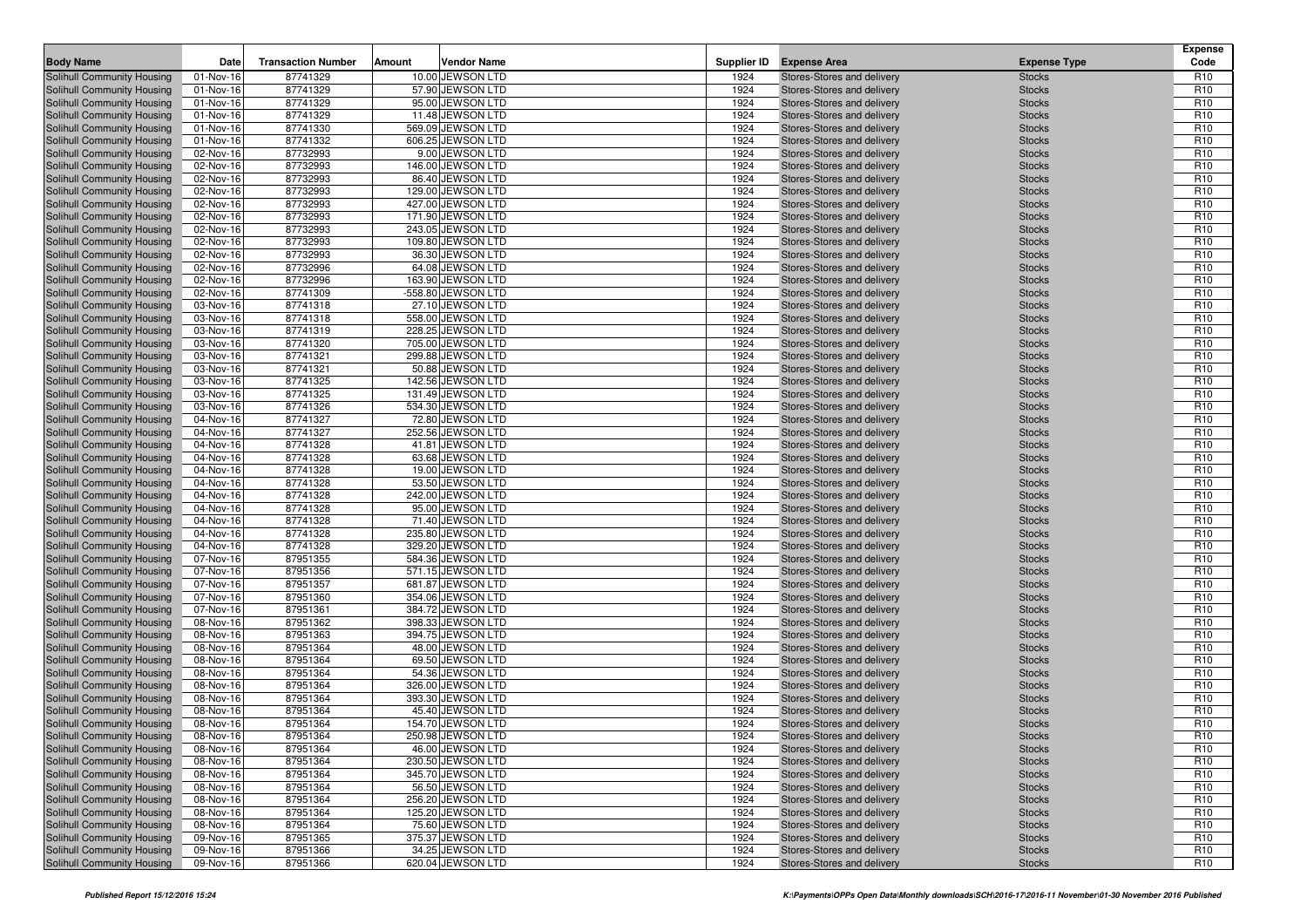| Body Name | Date | Transaction Number | Amount | Vendor Name | Supplier ID | Expense Area | Expense Type | Expense Code |
|---|---|---|---|---|---|---|---|---|
| Solihull Community Housing | 01-Nov-16 | 87741329 | 10.00 | JEWSON LTD | 1924 | Stores-Stores and delivery | Stocks | R10 |
| Solihull Community Housing | 01-Nov-16 | 87741329 | 57.90 | JEWSON LTD | 1924 | Stores-Stores and delivery | Stocks | R10 |
| Solihull Community Housing | 01-Nov-16 | 87741329 | 95.00 | JEWSON LTD | 1924 | Stores-Stores and delivery | Stocks | R10 |
| Solihull Community Housing | 01-Nov-16 | 87741329 | 11.48 | JEWSON LTD | 1924 | Stores-Stores and delivery | Stocks | R10 |
| Solihull Community Housing | 01-Nov-16 | 87741330 | 569.09 | JEWSON LTD | 1924 | Stores-Stores and delivery | Stocks | R10 |
| Solihull Community Housing | 01-Nov-16 | 87741332 | 606.25 | JEWSON LTD | 1924 | Stores-Stores and delivery | Stocks | R10 |
| Solihull Community Housing | 02-Nov-16 | 87732993 | 9.00 | JEWSON LTD | 1924 | Stores-Stores and delivery | Stocks | R10 |
| Solihull Community Housing | 02-Nov-16 | 87732993 | 146.00 | JEWSON LTD | 1924 | Stores-Stores and delivery | Stocks | R10 |
| Solihull Community Housing | 02-Nov-16 | 87732993 | 86.40 | JEWSON LTD | 1924 | Stores-Stores and delivery | Stocks | R10 |
| Solihull Community Housing | 02-Nov-16 | 87732993 | 129.00 | JEWSON LTD | 1924 | Stores-Stores and delivery | Stocks | R10 |
| Solihull Community Housing | 02-Nov-16 | 87732993 | 427.00 | JEWSON LTD | 1924 | Stores-Stores and delivery | Stocks | R10 |
| Solihull Community Housing | 02-Nov-16 | 87732993 | 171.90 | JEWSON LTD | 1924 | Stores-Stores and delivery | Stocks | R10 |
| Solihull Community Housing | 02-Nov-16 | 87732993 | 243.05 | JEWSON LTD | 1924 | Stores-Stores and delivery | Stocks | R10 |
| Solihull Community Housing | 02-Nov-16 | 87732993 | 109.80 | JEWSON LTD | 1924 | Stores-Stores and delivery | Stocks | R10 |
| Solihull Community Housing | 02-Nov-16 | 87732993 | 36.30 | JEWSON LTD | 1924 | Stores-Stores and delivery | Stocks | R10 |
| Solihull Community Housing | 02-Nov-16 | 87732996 | 64.08 | JEWSON LTD | 1924 | Stores-Stores and delivery | Stocks | R10 |
| Solihull Community Housing | 02-Nov-16 | 87732996 | 163.90 | JEWSON LTD | 1924 | Stores-Stores and delivery | Stocks | R10 |
| Solihull Community Housing | 02-Nov-16 | 87741309 | -558.80 | JEWSON LTD | 1924 | Stores-Stores and delivery | Stocks | R10 |
| Solihull Community Housing | 03-Nov-16 | 87741318 | 27.10 | JEWSON LTD | 1924 | Stores-Stores and delivery | Stocks | R10 |
| Solihull Community Housing | 03-Nov-16 | 87741318 | 558.00 | JEWSON LTD | 1924 | Stores-Stores and delivery | Stocks | R10 |
| Solihull Community Housing | 03-Nov-16 | 87741319 | 228.25 | JEWSON LTD | 1924 | Stores-Stores and delivery | Stocks | R10 |
| Solihull Community Housing | 03-Nov-16 | 87741320 | 705.00 | JEWSON LTD | 1924 | Stores-Stores and delivery | Stocks | R10 |
| Solihull Community Housing | 03-Nov-16 | 87741321 | 299.88 | JEWSON LTD | 1924 | Stores-Stores and delivery | Stocks | R10 |
| Solihull Community Housing | 03-Nov-16 | 87741321 | 50.88 | JEWSON LTD | 1924 | Stores-Stores and delivery | Stocks | R10 |
| Solihull Community Housing | 03-Nov-16 | 87741325 | 142.56 | JEWSON LTD | 1924 | Stores-Stores and delivery | Stocks | R10 |
| Solihull Community Housing | 03-Nov-16 | 87741325 | 131.49 | JEWSON LTD | 1924 | Stores-Stores and delivery | Stocks | R10 |
| Solihull Community Housing | 03-Nov-16 | 87741326 | 534.30 | JEWSON LTD | 1924 | Stores-Stores and delivery | Stocks | R10 |
| Solihull Community Housing | 04-Nov-16 | 87741327 | 72.80 | JEWSON LTD | 1924 | Stores-Stores and delivery | Stocks | R10 |
| Solihull Community Housing | 04-Nov-16 | 87741327 | 252.56 | JEWSON LTD | 1924 | Stores-Stores and delivery | Stocks | R10 |
| Solihull Community Housing | 04-Nov-16 | 87741328 | 41.81 | JEWSON LTD | 1924 | Stores-Stores and delivery | Stocks | R10 |
| Solihull Community Housing | 04-Nov-16 | 87741328 | 63.68 | JEWSON LTD | 1924 | Stores-Stores and delivery | Stocks | R10 |
| Solihull Community Housing | 04-Nov-16 | 87741328 | 19.00 | JEWSON LTD | 1924 | Stores-Stores and delivery | Stocks | R10 |
| Solihull Community Housing | 04-Nov-16 | 87741328 | 53.50 | JEWSON LTD | 1924 | Stores-Stores and delivery | Stocks | R10 |
| Solihull Community Housing | 04-Nov-16 | 87741328 | 242.00 | JEWSON LTD | 1924 | Stores-Stores and delivery | Stocks | R10 |
| Solihull Community Housing | 04-Nov-16 | 87741328 | 95.00 | JEWSON LTD | 1924 | Stores-Stores and delivery | Stocks | R10 |
| Solihull Community Housing | 04-Nov-16 | 87741328 | 71.40 | JEWSON LTD | 1924 | Stores-Stores and delivery | Stocks | R10 |
| Solihull Community Housing | 04-Nov-16 | 87741328 | 235.80 | JEWSON LTD | 1924 | Stores-Stores and delivery | Stocks | R10 |
| Solihull Community Housing | 04-Nov-16 | 87741328 | 329.20 | JEWSON LTD | 1924 | Stores-Stores and delivery | Stocks | R10 |
| Solihull Community Housing | 07-Nov-16 | 87951355 | 584.36 | JEWSON LTD | 1924 | Stores-Stores and delivery | Stocks | R10 |
| Solihull Community Housing | 07-Nov-16 | 87951356 | 571.15 | JEWSON LTD | 1924 | Stores-Stores and delivery | Stocks | R10 |
| Solihull Community Housing | 07-Nov-16 | 87951357 | 681.87 | JEWSON LTD | 1924 | Stores-Stores and delivery | Stocks | R10 |
| Solihull Community Housing | 07-Nov-16 | 87951360 | 354.06 | JEWSON LTD | 1924 | Stores-Stores and delivery | Stocks | R10 |
| Solihull Community Housing | 07-Nov-16 | 87951361 | 384.72 | JEWSON LTD | 1924 | Stores-Stores and delivery | Stocks | R10 |
| Solihull Community Housing | 08-Nov-16 | 87951362 | 398.33 | JEWSON LTD | 1924 | Stores-Stores and delivery | Stocks | R10 |
| Solihull Community Housing | 08-Nov-16 | 87951363 | 394.75 | JEWSON LTD | 1924 | Stores-Stores and delivery | Stocks | R10 |
| Solihull Community Housing | 08-Nov-16 | 87951364 | 48.00 | JEWSON LTD | 1924 | Stores-Stores and delivery | Stocks | R10 |
| Solihull Community Housing | 08-Nov-16 | 87951364 | 69.50 | JEWSON LTD | 1924 | Stores-Stores and delivery | Stocks | R10 |
| Solihull Community Housing | 08-Nov-16 | 87951364 | 54.36 | JEWSON LTD | 1924 | Stores-Stores and delivery | Stocks | R10 |
| Solihull Community Housing | 08-Nov-16 | 87951364 | 326.00 | JEWSON LTD | 1924 | Stores-Stores and delivery | Stocks | R10 |
| Solihull Community Housing | 08-Nov-16 | 87951364 | 393.30 | JEWSON LTD | 1924 | Stores-Stores and delivery | Stocks | R10 |
| Solihull Community Housing | 08-Nov-16 | 87951364 | 45.40 | JEWSON LTD | 1924 | Stores-Stores and delivery | Stocks | R10 |
| Solihull Community Housing | 08-Nov-16 | 87951364 | 154.70 | JEWSON LTD | 1924 | Stores-Stores and delivery | Stocks | R10 |
| Solihull Community Housing | 08-Nov-16 | 87951364 | 250.98 | JEWSON LTD | 1924 | Stores-Stores and delivery | Stocks | R10 |
| Solihull Community Housing | 08-Nov-16 | 87951364 | 46.00 | JEWSON LTD | 1924 | Stores-Stores and delivery | Stocks | R10 |
| Solihull Community Housing | 08-Nov-16 | 87951364 | 230.50 | JEWSON LTD | 1924 | Stores-Stores and delivery | Stocks | R10 |
| Solihull Community Housing | 08-Nov-16 | 87951364 | 345.70 | JEWSON LTD | 1924 | Stores-Stores and delivery | Stocks | R10 |
| Solihull Community Housing | 08-Nov-16 | 87951364 | 56.50 | JEWSON LTD | 1924 | Stores-Stores and delivery | Stocks | R10 |
| Solihull Community Housing | 08-Nov-16 | 87951364 | 256.20 | JEWSON LTD | 1924 | Stores-Stores and delivery | Stocks | R10 |
| Solihull Community Housing | 08-Nov-16 | 87951364 | 125.20 | JEWSON LTD | 1924 | Stores-Stores and delivery | Stocks | R10 |
| Solihull Community Housing | 08-Nov-16 | 87951364 | 75.60 | JEWSON LTD | 1924 | Stores-Stores and delivery | Stocks | R10 |
| Solihull Community Housing | 09-Nov-16 | 87951365 | 375.37 | JEWSON LTD | 1924 | Stores-Stores and delivery | Stocks | R10 |
| Solihull Community Housing | 09-Nov-16 | 87951366 | 34.25 | JEWSON LTD | 1924 | Stores-Stores and delivery | Stocks | R10 |
| Solihull Community Housing | 09-Nov-16 | 87951366 | 620.04 | JEWSON LTD | 1924 | Stores-Stores and delivery | Stocks | R10 |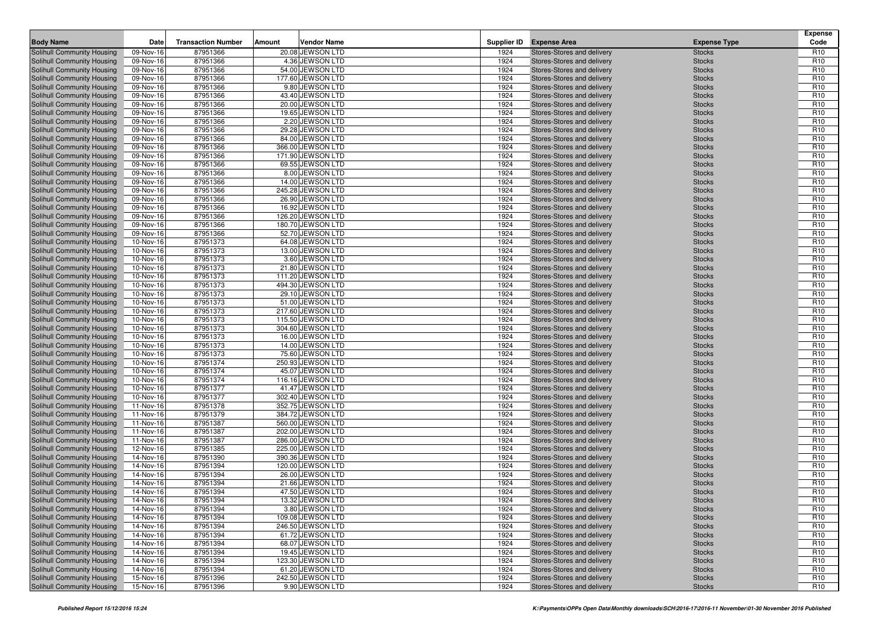| Body Name | Date | Transaction Number | Amount | Vendor Name | Supplier ID | Expense Area | Expense Type | Expense Code |
|---|---|---|---|---|---|---|---|---|
| Solihull Community Housing | 09-Nov-16 | 87951366 | 20.08 | JEWSON LTD | 1924 | Stores-Stores and delivery | Stocks | R10 |
| Solihull Community Housing | 09-Nov-16 | 87951366 | 4.36 | JEWSON LTD | 1924 | Stores-Stores and delivery | Stocks | R10 |
| Solihull Community Housing | 09-Nov-16 | 87951366 | 54.00 | JEWSON LTD | 1924 | Stores-Stores and delivery | Stocks | R10 |
| Solihull Community Housing | 09-Nov-16 | 87951366 | 177.60 | JEWSON LTD | 1924 | Stores-Stores and delivery | Stocks | R10 |
| Solihull Community Housing | 09-Nov-16 | 87951366 | 9.80 | JEWSON LTD | 1924 | Stores-Stores and delivery | Stocks | R10 |
| Solihull Community Housing | 09-Nov-16 | 87951366 | 43.40 | JEWSON LTD | 1924 | Stores-Stores and delivery | Stocks | R10 |
| Solihull Community Housing | 09-Nov-16 | 87951366 | 20.00 | JEWSON LTD | 1924 | Stores-Stores and delivery | Stocks | R10 |
| Solihull Community Housing | 09-Nov-16 | 87951366 | 19.65 | JEWSON LTD | 1924 | Stores-Stores and delivery | Stocks | R10 |
| Solihull Community Housing | 09-Nov-16 | 87951366 | 2.20 | JEWSON LTD | 1924 | Stores-Stores and delivery | Stocks | R10 |
| Solihull Community Housing | 09-Nov-16 | 87951366 | 29.28 | JEWSON LTD | 1924 | Stores-Stores and delivery | Stocks | R10 |
| Solihull Community Housing | 09-Nov-16 | 87951366 | 84.00 | JEWSON LTD | 1924 | Stores-Stores and delivery | Stocks | R10 |
| Solihull Community Housing | 09-Nov-16 | 87951366 | 366.00 | JEWSON LTD | 1924 | Stores-Stores and delivery | Stocks | R10 |
| Solihull Community Housing | 09-Nov-16 | 87951366 | 171.90 | JEWSON LTD | 1924 | Stores-Stores and delivery | Stocks | R10 |
| Solihull Community Housing | 09-Nov-16 | 87951366 | 69.55 | JEWSON LTD | 1924 | Stores-Stores and delivery | Stocks | R10 |
| Solihull Community Housing | 09-Nov-16 | 87951366 | 8.00 | JEWSON LTD | 1924 | Stores-Stores and delivery | Stocks | R10 |
| Solihull Community Housing | 09-Nov-16 | 87951366 | 14.00 | JEWSON LTD | 1924 | Stores-Stores and delivery | Stocks | R10 |
| Solihull Community Housing | 09-Nov-16 | 87951366 | 245.28 | JEWSON LTD | 1924 | Stores-Stores and delivery | Stocks | R10 |
| Solihull Community Housing | 09-Nov-16 | 87951366 | 26.90 | JEWSON LTD | 1924 | Stores-Stores and delivery | Stocks | R10 |
| Solihull Community Housing | 09-Nov-16 | 87951366 | 16.92 | JEWSON LTD | 1924 | Stores-Stores and delivery | Stocks | R10 |
| Solihull Community Housing | 09-Nov-16 | 87951366 | 126.20 | JEWSON LTD | 1924 | Stores-Stores and delivery | Stocks | R10 |
| Solihull Community Housing | 09-Nov-16 | 87951366 | 180.70 | JEWSON LTD | 1924 | Stores-Stores and delivery | Stocks | R10 |
| Solihull Community Housing | 09-Nov-16 | 87951366 | 52.70 | JEWSON LTD | 1924 | Stores-Stores and delivery | Stocks | R10 |
| Solihull Community Housing | 10-Nov-16 | 87951373 | 64.08 | JEWSON LTD | 1924 | Stores-Stores and delivery | Stocks | R10 |
| Solihull Community Housing | 10-Nov-16 | 87951373 | 13.00 | JEWSON LTD | 1924 | Stores-Stores and delivery | Stocks | R10 |
| Solihull Community Housing | 10-Nov-16 | 87951373 | 3.60 | JEWSON LTD | 1924 | Stores-Stores and delivery | Stocks | R10 |
| Solihull Community Housing | 10-Nov-16 | 87951373 | 21.80 | JEWSON LTD | 1924 | Stores-Stores and delivery | Stocks | R10 |
| Solihull Community Housing | 10-Nov-16 | 87951373 | 111.20 | JEWSON LTD | 1924 | Stores-Stores and delivery | Stocks | R10 |
| Solihull Community Housing | 10-Nov-16 | 87951373 | 494.30 | JEWSON LTD | 1924 | Stores-Stores and delivery | Stocks | R10 |
| Solihull Community Housing | 10-Nov-16 | 87951373 | 29.10 | JEWSON LTD | 1924 | Stores-Stores and delivery | Stocks | R10 |
| Solihull Community Housing | 10-Nov-16 | 87951373 | 51.00 | JEWSON LTD | 1924 | Stores-Stores and delivery | Stocks | R10 |
| Solihull Community Housing | 10-Nov-16 | 87951373 | 217.60 | JEWSON LTD | 1924 | Stores-Stores and delivery | Stocks | R10 |
| Solihull Community Housing | 10-Nov-16 | 87951373 | 115.50 | JEWSON LTD | 1924 | Stores-Stores and delivery | Stocks | R10 |
| Solihull Community Housing | 10-Nov-16 | 87951373 | 304.60 | JEWSON LTD | 1924 | Stores-Stores and delivery | Stocks | R10 |
| Solihull Community Housing | 10-Nov-16 | 87951373 | 16.00 | JEWSON LTD | 1924 | Stores-Stores and delivery | Stocks | R10 |
| Solihull Community Housing | 10-Nov-16 | 87951373 | 14.00 | JEWSON LTD | 1924 | Stores-Stores and delivery | Stocks | R10 |
| Solihull Community Housing | 10-Nov-16 | 87951373 | 75.60 | JEWSON LTD | 1924 | Stores-Stores and delivery | Stocks | R10 |
| Solihull Community Housing | 10-Nov-16 | 87951374 | 250.93 | JEWSON LTD | 1924 | Stores-Stores and delivery | Stocks | R10 |
| Solihull Community Housing | 10-Nov-16 | 87951374 | 45.07 | JEWSON LTD | 1924 | Stores-Stores and delivery | Stocks | R10 |
| Solihull Community Housing | 10-Nov-16 | 87951374 | 116.16 | JEWSON LTD | 1924 | Stores-Stores and delivery | Stocks | R10 |
| Solihull Community Housing | 10-Nov-16 | 87951377 | 41.47 | JEWSON LTD | 1924 | Stores-Stores and delivery | Stocks | R10 |
| Solihull Community Housing | 10-Nov-16 | 87951377 | 302.40 | JEWSON LTD | 1924 | Stores-Stores and delivery | Stocks | R10 |
| Solihull Community Housing | 11-Nov-16 | 87951378 | 352.75 | JEWSON LTD | 1924 | Stores-Stores and delivery | Stocks | R10 |
| Solihull Community Housing | 11-Nov-16 | 87951379 | 384.72 | JEWSON LTD | 1924 | Stores-Stores and delivery | Stocks | R10 |
| Solihull Community Housing | 11-Nov-16 | 87951387 | 560.00 | JEWSON LTD | 1924 | Stores-Stores and delivery | Stocks | R10 |
| Solihull Community Housing | 11-Nov-16 | 87951387 | 202.00 | JEWSON LTD | 1924 | Stores-Stores and delivery | Stocks | R10 |
| Solihull Community Housing | 11-Nov-16 | 87951387 | 286.00 | JEWSON LTD | 1924 | Stores-Stores and delivery | Stocks | R10 |
| Solihull Community Housing | 12-Nov-16 | 87951385 | 225.00 | JEWSON LTD | 1924 | Stores-Stores and delivery | Stocks | R10 |
| Solihull Community Housing | 14-Nov-16 | 87951390 | 390.36 | JEWSON LTD | 1924 | Stores-Stores and delivery | Stocks | R10 |
| Solihull Community Housing | 14-Nov-16 | 87951394 | 120.00 | JEWSON LTD | 1924 | Stores-Stores and delivery | Stocks | R10 |
| Solihull Community Housing | 14-Nov-16 | 87951394 | 26.00 | JEWSON LTD | 1924 | Stores-Stores and delivery | Stocks | R10 |
| Solihull Community Housing | 14-Nov-16 | 87951394 | 21.66 | JEWSON LTD | 1924 | Stores-Stores and delivery | Stocks | R10 |
| Solihull Community Housing | 14-Nov-16 | 87951394 | 47.50 | JEWSON LTD | 1924 | Stores-Stores and delivery | Stocks | R10 |
| Solihull Community Housing | 14-Nov-16 | 87951394 | 13.32 | JEWSON LTD | 1924 | Stores-Stores and delivery | Stocks | R10 |
| Solihull Community Housing | 14-Nov-16 | 87951394 | 3.80 | JEWSON LTD | 1924 | Stores-Stores and delivery | Stocks | R10 |
| Solihull Community Housing | 14-Nov-16 | 87951394 | 109.08 | JEWSON LTD | 1924 | Stores-Stores and delivery | Stocks | R10 |
| Solihull Community Housing | 14-Nov-16 | 87951394 | 246.50 | JEWSON LTD | 1924 | Stores-Stores and delivery | Stocks | R10 |
| Solihull Community Housing | 14-Nov-16 | 87951394 | 61.72 | JEWSON LTD | 1924 | Stores-Stores and delivery | Stocks | R10 |
| Solihull Community Housing | 14-Nov-16 | 87951394 | 68.07 | JEWSON LTD | 1924 | Stores-Stores and delivery | Stocks | R10 |
| Solihull Community Housing | 14-Nov-16 | 87951394 | 19.45 | JEWSON LTD | 1924 | Stores-Stores and delivery | Stocks | R10 |
| Solihull Community Housing | 14-Nov-16 | 87951394 | 123.30 | JEWSON LTD | 1924 | Stores-Stores and delivery | Stocks | R10 |
| Solihull Community Housing | 14-Nov-16 | 87951394 | 61.20 | JEWSON LTD | 1924 | Stores-Stores and delivery | Stocks | R10 |
| Solihull Community Housing | 15-Nov-16 | 87951396 | 242.50 | JEWSON LTD | 1924 | Stores-Stores and delivery | Stocks | R10 |
| Solihull Community Housing | 15-Nov-16 | 87951396 | 9.90 | JEWSON LTD | 1924 | Stores-Stores and delivery | Stocks | R10 |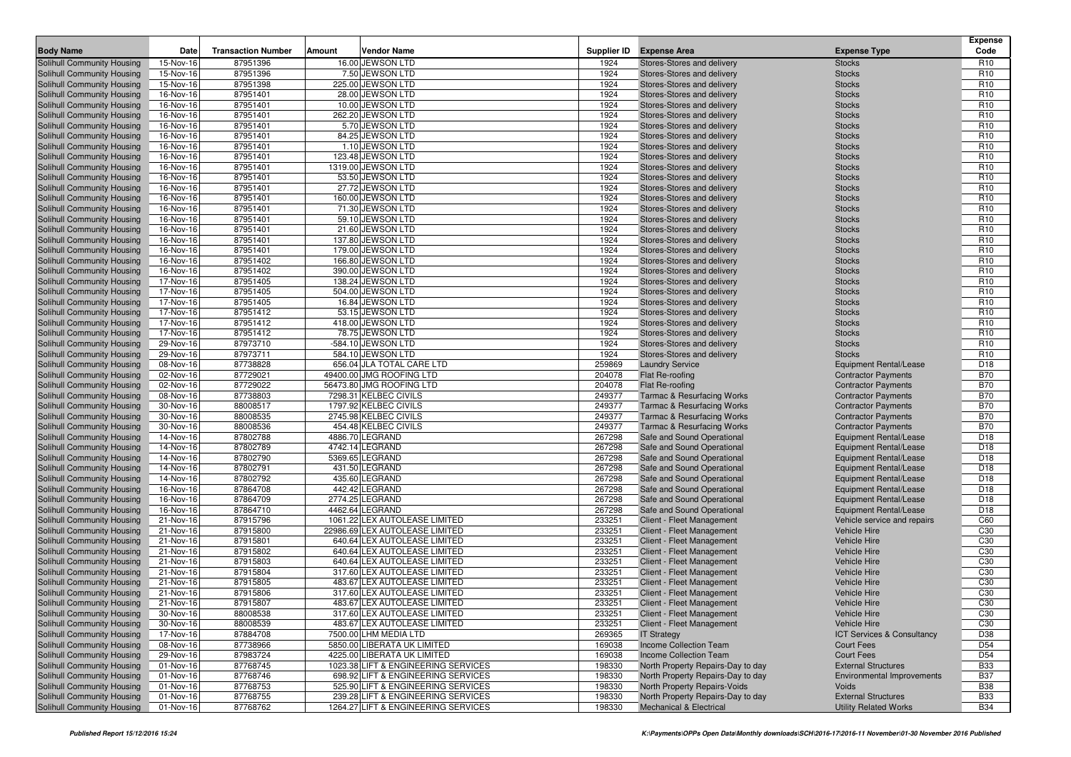| Body Name | Date | Transaction Number | Amount | Vendor Name | Supplier ID | Expense Area | Expense Type | Expense Code |
|---|---|---|---|---|---|---|---|---|
| Solihull Community Housing | 15-Nov-16 | 87951396 | 16.00 | JEWSON LTD | 1924 | Stores-Stores and delivery | Stocks | R10 |
| Solihull Community Housing | 15-Nov-16 | 87951396 | 7.50 | JEWSON LTD | 1924 | Stores-Stores and delivery | Stocks | R10 |
| Solihull Community Housing | 15-Nov-16 | 87951398 | 225.00 | JEWSON LTD | 1924 | Stores-Stores and delivery | Stocks | R10 |
| Solihull Community Housing | 16-Nov-16 | 87951401 | 28.00 | JEWSON LTD | 1924 | Stores-Stores and delivery | Stocks | R10 |
| Solihull Community Housing | 16-Nov-16 | 87951401 | 10.00 | JEWSON LTD | 1924 | Stores-Stores and delivery | Stocks | R10 |
| Solihull Community Housing | 16-Nov-16 | 87951401 | 262.20 | JEWSON LTD | 1924 | Stores-Stores and delivery | Stocks | R10 |
| Solihull Community Housing | 16-Nov-16 | 87951401 | 5.70 | JEWSON LTD | 1924 | Stores-Stores and delivery | Stocks | R10 |
| Solihull Community Housing | 16-Nov-16 | 87951401 | 84.25 | JEWSON LTD | 1924 | Stores-Stores and delivery | Stocks | R10 |
| Solihull Community Housing | 16-Nov-16 | 87951401 | 1.10 | JEWSON LTD | 1924 | Stores-Stores and delivery | Stocks | R10 |
| Solihull Community Housing | 16-Nov-16 | 87951401 | 123.48 | JEWSON LTD | 1924 | Stores-Stores and delivery | Stocks | R10 |
| Solihull Community Housing | 16-Nov-16 | 87951401 | 1319.00 | JEWSON LTD | 1924 | Stores-Stores and delivery | Stocks | R10 |
| Solihull Community Housing | 16-Nov-16 | 87951401 | 53.50 | JEWSON LTD | 1924 | Stores-Stores and delivery | Stocks | R10 |
| Solihull Community Housing | 16-Nov-16 | 87951401 | 27.72 | JEWSON LTD | 1924 | Stores-Stores and delivery | Stocks | R10 |
| Solihull Community Housing | 16-Nov-16 | 87951401 | 160.00 | JEWSON LTD | 1924 | Stores-Stores and delivery | Stocks | R10 |
| Solihull Community Housing | 16-Nov-16 | 87951401 | 71.30 | JEWSON LTD | 1924 | Stores-Stores and delivery | Stocks | R10 |
| Solihull Community Housing | 16-Nov-16 | 87951401 | 59.10 | JEWSON LTD | 1924 | Stores-Stores and delivery | Stocks | R10 |
| Solihull Community Housing | 16-Nov-16 | 87951401 | 21.60 | JEWSON LTD | 1924 | Stores-Stores and delivery | Stocks | R10 |
| Solihull Community Housing | 16-Nov-16 | 87951401 | 137.80 | JEWSON LTD | 1924 | Stores-Stores and delivery | Stocks | R10 |
| Solihull Community Housing | 16-Nov-16 | 87951401 | 179.00 | JEWSON LTD | 1924 | Stores-Stores and delivery | Stocks | R10 |
| Solihull Community Housing | 16-Nov-16 | 87951402 | 166.80 | JEWSON LTD | 1924 | Stores-Stores and delivery | Stocks | R10 |
| Solihull Community Housing | 16-Nov-16 | 87951402 | 390.00 | JEWSON LTD | 1924 | Stores-Stores and delivery | Stocks | R10 |
| Solihull Community Housing | 17-Nov-16 | 87951405 | 138.24 | JEWSON LTD | 1924 | Stores-Stores and delivery | Stocks | R10 |
| Solihull Community Housing | 17-Nov-16 | 87951405 | 504.00 | JEWSON LTD | 1924 | Stores-Stores and delivery | Stocks | R10 |
| Solihull Community Housing | 17-Nov-16 | 87951405 | 16.84 | JEWSON LTD | 1924 | Stores-Stores and delivery | Stocks | R10 |
| Solihull Community Housing | 17-Nov-16 | 87951412 | 53.15 | JEWSON LTD | 1924 | Stores-Stores and delivery | Stocks | R10 |
| Solihull Community Housing | 17-Nov-16 | 87951412 | 418.00 | JEWSON LTD | 1924 | Stores-Stores and delivery | Stocks | R10 |
| Solihull Community Housing | 17-Nov-16 | 87951412 | 78.75 | JEWSON LTD | 1924 | Stores-Stores and delivery | Stocks | R10 |
| Solihull Community Housing | 29-Nov-16 | 87973710 | -584.10 | JEWSON LTD | 1924 | Stores-Stores and delivery | Stocks | R10 |
| Solihull Community Housing | 29-Nov-16 | 87973711 | 584.10 | JEWSON LTD | 1924 | Stores-Stores and delivery | Stocks | R10 |
| Solihull Community Housing | 08-Nov-16 | 87738828 | 656.04 | JLA TOTAL CARE LTD | 259869 | Laundry Service | Equipment Rental/Lease | D18 |
| Solihull Community Housing | 02-Nov-16 | 87729021 | 49400.00 | JMG ROOFING LTD | 204078 | Flat Re-roofing | Contractor Payments | B70 |
| Solihull Community Housing | 02-Nov-16 | 87729022 | 56473.80 | JMG ROOFING LTD | 204078 | Flat Re-roofing | Contractor Payments | B70 |
| Solihull Community Housing | 08-Nov-16 | 87738803 | 7298.31 | KELBEC CIVILS | 249377 | Tarmac & Resurfacing Works | Contractor Payments | B70 |
| Solihull Community Housing | 30-Nov-16 | 88008517 | 1797.92 | KELBEC CIVILS | 249377 | Tarmac & Resurfacing Works | Contractor Payments | B70 |
| Solihull Community Housing | 30-Nov-16 | 88008535 | 2745.98 | KELBEC CIVILS | 249377 | Tarmac & Resurfacing Works | Contractor Payments | B70 |
| Solihull Community Housing | 30-Nov-16 | 88008536 | 454.48 | KELBEC CIVILS | 249377 | Tarmac & Resurfacing Works | Contractor Payments | B70 |
| Solihull Community Housing | 14-Nov-16 | 87802788 | 4886.70 | LEGRAND | 267298 | Safe and Sound Operational | Equipment Rental/Lease | D18 |
| Solihull Community Housing | 14-Nov-16 | 87802789 | 4742.14 | LEGRAND | 267298 | Safe and Sound Operational | Equipment Rental/Lease | D18 |
| Solihull Community Housing | 14-Nov-16 | 87802790 | 5369.65 | LEGRAND | 267298 | Safe and Sound Operational | Equipment Rental/Lease | D18 |
| Solihull Community Housing | 14-Nov-16 | 87802791 | 431.50 | LEGRAND | 267298 | Safe and Sound Operational | Equipment Rental/Lease | D18 |
| Solihull Community Housing | 14-Nov-16 | 87802792 | 435.60 | LEGRAND | 267298 | Safe and Sound Operational | Equipment Rental/Lease | D18 |
| Solihull Community Housing | 16-Nov-16 | 87864708 | 442.42 | LEGRAND | 267298 | Safe and Sound Operational | Equipment Rental/Lease | D18 |
| Solihull Community Housing | 16-Nov-16 | 87864709 | 2774.25 | LEGRAND | 267298 | Safe and Sound Operational | Equipment Rental/Lease | D18 |
| Solihull Community Housing | 16-Nov-16 | 87864710 | 4462.64 | LEGRAND | 267298 | Safe and Sound Operational | Equipment Rental/Lease | D18 |
| Solihull Community Housing | 21-Nov-16 | 87915796 | 1061.22 | LEX AUTOLEASE LIMITED | 233251 | Client - Fleet Management | Vehicle service and repairs | C60 |
| Solihull Community Housing | 21-Nov-16 | 87915800 | 22986.69 | LEX AUTOLEASE LIMITED | 233251 | Client - Fleet Management | Vehicle Hire | C30 |
| Solihull Community Housing | 21-Nov-16 | 87915801 | 640.64 | LEX AUTOLEASE LIMITED | 233251 | Client - Fleet Management | Vehicle Hire | C30 |
| Solihull Community Housing | 21-Nov-16 | 87915802 | 640.64 | LEX AUTOLEASE LIMITED | 233251 | Client - Fleet Management | Vehicle Hire | C30 |
| Solihull Community Housing | 21-Nov-16 | 87915803 | 640.64 | LEX AUTOLEASE LIMITED | 233251 | Client - Fleet Management | Vehicle Hire | C30 |
| Solihull Community Housing | 21-Nov-16 | 87915804 | 317.60 | LEX AUTOLEASE LIMITED | 233251 | Client - Fleet Management | Vehicle Hire | C30 |
| Solihull Community Housing | 21-Nov-16 | 87915805 | 483.67 | LEX AUTOLEASE LIMITED | 233251 | Client - Fleet Management | Vehicle Hire | C30 |
| Solihull Community Housing | 21-Nov-16 | 87915806 | 317.60 | LEX AUTOLEASE LIMITED | 233251 | Client - Fleet Management | Vehicle Hire | C30 |
| Solihull Community Housing | 21-Nov-16 | 87915807 | 483.67 | LEX AUTOLEASE LIMITED | 233251 | Client - Fleet Management | Vehicle Hire | C30 |
| Solihull Community Housing | 30-Nov-16 | 88008538 | 317.60 | LEX AUTOLEASE LIMITED | 233251 | Client - Fleet Management | Vehicle Hire | C30 |
| Solihull Community Housing | 30-Nov-16 | 88008539 | 483.67 | LEX AUTOLEASE LIMITED | 233251 | Client - Fleet Management | Vehicle Hire | C30 |
| Solihull Community Housing | 17-Nov-16 | 87884708 | 7500.00 | LHM MEDIA LTD | 269365 | IT Strategy | ICT Services & Consultancy | D38 |
| Solihull Community Housing | 08-Nov-16 | 87738966 | 5850.00 | LIBERATA UK LIMITED | 169038 | Income Collection Team | Court Fees | D54 |
| Solihull Community Housing | 29-Nov-16 | 87983724 | 4225.00 | LIBERATA UK LIMITED | 169038 | Income Collection Team | Court Fees | D54 |
| Solihull Community Housing | 01-Nov-16 | 87768745 | 1023.38 | LIFT & ENGINEERING SERVICES | 198330 | North Property Repairs-Day to day | External Structures | B33 |
| Solihull Community Housing | 01-Nov-16 | 87768746 | 698.92 | LIFT & ENGINEERING SERVICES | 198330 | North Property Repairs-Day to day | Environmental Improvements | B37 |
| Solihull Community Housing | 01-Nov-16 | 87768753 | 525.90 | LIFT & ENGINEERING SERVICES | 198330 | North Property Repairs-Voids | Voids | B38 |
| Solihull Community Housing | 01-Nov-16 | 87768755 | 239.28 | LIFT & ENGINEERING SERVICES | 198330 | North Property Repairs-Day to day | External Structures | B33 |
| Solihull Community Housing | 01-Nov-16 | 87768762 | 1264.27 | LIFT & ENGINEERING SERVICES | 198330 | Mechanical & Electrical | Utility Related Works | B34 |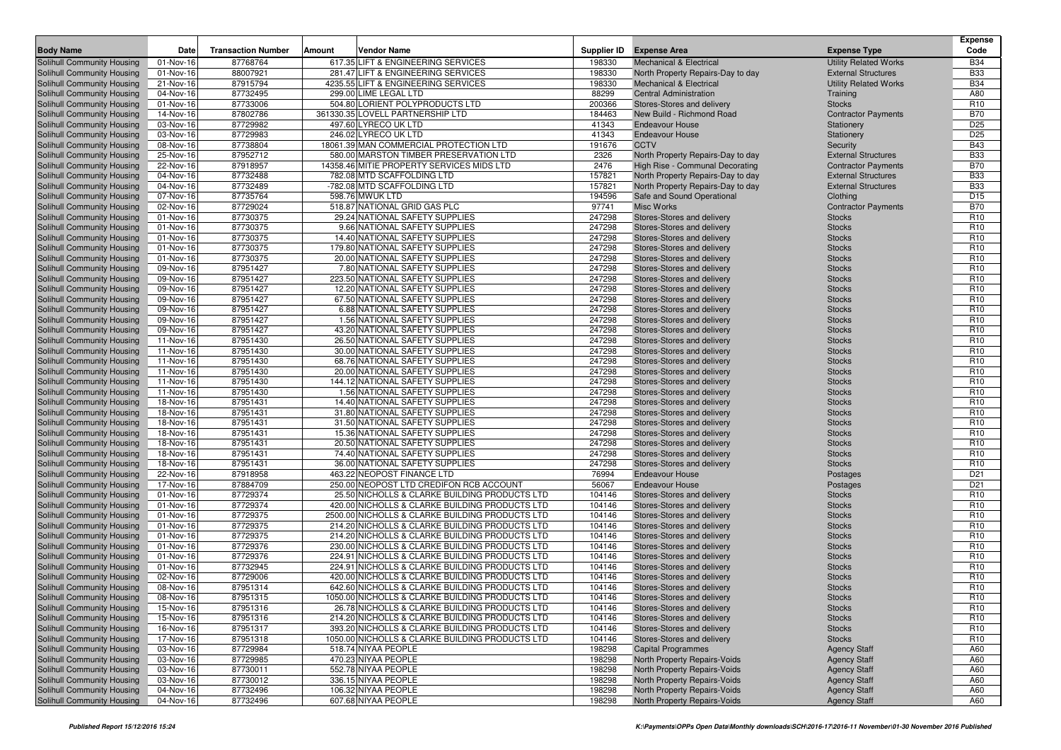| Body Name | Date | Transaction Number | Amount | Vendor Name | Supplier ID | Expense Area | Expense Type | Expense Code |
|---|---|---|---|---|---|---|---|---|
| Solihull Community Housing | 01-Nov-16 | 87768764 | 617.35 | LIFT & ENGINEERING SERVICES | 198330 | Mechanical & Electrical | Utility Related Works | B34 |
| Solihull Community Housing | 01-Nov-16 | 88007921 | 281.47 | LIFT & ENGINEERING SERVICES | 198330 | North Property Repairs-Day to day | External Structures | B33 |
| Solihull Community Housing | 21-Nov-16 | 87915794 | 4235.55 | LIFT & ENGINEERING SERVICES | 198330 | Mechanical & Electrical | Utility Related Works | B34 |
| Solihull Community Housing | 04-Nov-16 | 87732495 | 299.00 | LIME LEGAL LTD | 88299 | Central Administration | Training | A80 |
| Solihull Community Housing | 01-Nov-16 | 87733006 | 504.80 | LORIENT POLYPRODUCTS LTD | 200366 | Stores-Stores and delivery | Stocks | R10 |
| Solihull Community Housing | 14-Nov-16 | 87802786 | 361330.35 | LOVELL PARTNERSHIP LTD | 184463 | New Build - Richmond Road | Contractor Payments | B70 |
| Solihull Community Housing | 03-Nov-16 | 87729982 | 497.60 | LYRECO UK LTD | 41343 | Endeavour House | Stationery | D25 |
| Solihull Community Housing | 03-Nov-16 | 87729983 | 246.02 | LYRECO UK LTD | 41343 | Endeavour House | Stationery | D25 |
| Solihull Community Housing | 08-Nov-16 | 87738804 | 18061.39 | MAN COMMERCIAL PROTECTION LTD | 191676 | CCTV | Security | B43 |
| Solihull Community Housing | 25-Nov-16 | 87952712 | 580.00 | MARSTON TIMBER PRESERVATION LTD | 2326 | North Property Repairs-Day to day | External Structures | B33 |
| Solihull Community Housing | 22-Nov-16 | 87918957 | 14358.46 | MITIE PROPERTY SERVICES MIDS LTD | 2476 | High Rise - Communal Decorating | Contractor Payments | B70 |
| Solihull Community Housing | 04-Nov-16 | 87732488 | 782.08 | MTD SCAFFOLDING LTD | 157821 | North Property Repairs-Day to day | External Structures | B33 |
| Solihull Community Housing | 04-Nov-16 | 87732489 | -782.08 | MTD SCAFFOLDING LTD | 157821 | North Property Repairs-Day to day | External Structures | B33 |
| Solihull Community Housing | 07-Nov-16 | 87735764 | 598.76 | MWUK LTD | 194596 | Safe and Sound Operational | Clothing | D15 |
| Solihull Community Housing | 02-Nov-16 | 87729024 | 518.87 | NATIONAL GRID GAS PLC | 97741 | Misc Works | Contractor Payments | B70 |
| Solihull Community Housing | 01-Nov-16 | 87730375 | 29.24 | NATIONAL SAFETY SUPPLIES | 247298 | Stores-Stores and delivery | Stocks | R10 |
| Solihull Community Housing | 01-Nov-16 | 87730375 | 9.66 | NATIONAL SAFETY SUPPLIES | 247298 | Stores-Stores and delivery | Stocks | R10 |
| Solihull Community Housing | 01-Nov-16 | 87730375 | 14.40 | NATIONAL SAFETY SUPPLIES | 247298 | Stores-Stores and delivery | Stocks | R10 |
| Solihull Community Housing | 01-Nov-16 | 87730375 | 179.80 | NATIONAL SAFETY SUPPLIES | 247298 | Stores-Stores and delivery | Stocks | R10 |
| Solihull Community Housing | 01-Nov-16 | 87730375 | 20.00 | NATIONAL SAFETY SUPPLIES | 247298 | Stores-Stores and delivery | Stocks | R10 |
| Solihull Community Housing | 09-Nov-16 | 87951427 | 7.80 | NATIONAL SAFETY SUPPLIES | 247298 | Stores-Stores and delivery | Stocks | R10 |
| Solihull Community Housing | 09-Nov-16 | 87951427 | 223.50 | NATIONAL SAFETY SUPPLIES | 247298 | Stores-Stores and delivery | Stocks | R10 |
| Solihull Community Housing | 09-Nov-16 | 87951427 | 12.20 | NATIONAL SAFETY SUPPLIES | 247298 | Stores-Stores and delivery | Stocks | R10 |
| Solihull Community Housing | 09-Nov-16 | 87951427 | 67.50 | NATIONAL SAFETY SUPPLIES | 247298 | Stores-Stores and delivery | Stocks | R10 |
| Solihull Community Housing | 09-Nov-16 | 87951427 | 6.88 | NATIONAL SAFETY SUPPLIES | 247298 | Stores-Stores and delivery | Stocks | R10 |
| Solihull Community Housing | 09-Nov-16 | 87951427 | 1.56 | NATIONAL SAFETY SUPPLIES | 247298 | Stores-Stores and delivery | Stocks | R10 |
| Solihull Community Housing | 09-Nov-16 | 87951427 | 43.20 | NATIONAL SAFETY SUPPLIES | 247298 | Stores-Stores and delivery | Stocks | R10 |
| Solihull Community Housing | 11-Nov-16 | 87951430 | 26.50 | NATIONAL SAFETY SUPPLIES | 247298 | Stores-Stores and delivery | Stocks | R10 |
| Solihull Community Housing | 11-Nov-16 | 87951430 | 30.00 | NATIONAL SAFETY SUPPLIES | 247298 | Stores-Stores and delivery | Stocks | R10 |
| Solihull Community Housing | 11-Nov-16 | 87951430 | 68.76 | NATIONAL SAFETY SUPPLIES | 247298 | Stores-Stores and delivery | Stocks | R10 |
| Solihull Community Housing | 11-Nov-16 | 87951430 | 20.00 | NATIONAL SAFETY SUPPLIES | 247298 | Stores-Stores and delivery | Stocks | R10 |
| Solihull Community Housing | 11-Nov-16 | 87951430 | 144.12 | NATIONAL SAFETY SUPPLIES | 247298 | Stores-Stores and delivery | Stocks | R10 |
| Solihull Community Housing | 11-Nov-16 | 87951430 | 1.56 | NATIONAL SAFETY SUPPLIES | 247298 | Stores-Stores and delivery | Stocks | R10 |
| Solihull Community Housing | 18-Nov-16 | 87951431 | 14.40 | NATIONAL SAFETY SUPPLIES | 247298 | Stores-Stores and delivery | Stocks | R10 |
| Solihull Community Housing | 18-Nov-16 | 87951431 | 31.80 | NATIONAL SAFETY SUPPLIES | 247298 | Stores-Stores and delivery | Stocks | R10 |
| Solihull Community Housing | 18-Nov-16 | 87951431 | 31.50 | NATIONAL SAFETY SUPPLIES | 247298 | Stores-Stores and delivery | Stocks | R10 |
| Solihull Community Housing | 18-Nov-16 | 87951431 | 15.36 | NATIONAL SAFETY SUPPLIES | 247298 | Stores-Stores and delivery | Stocks | R10 |
| Solihull Community Housing | 18-Nov-16 | 87951431 | 20.50 | NATIONAL SAFETY SUPPLIES | 247298 | Stores-Stores and delivery | Stocks | R10 |
| Solihull Community Housing | 18-Nov-16 | 87951431 | 74.40 | NATIONAL SAFETY SUPPLIES | 247298 | Stores-Stores and delivery | Stocks | R10 |
| Solihull Community Housing | 18-Nov-16 | 87951431 | 36.00 | NATIONAL SAFETY SUPPLIES | 247298 | Stores-Stores and delivery | Stocks | R10 |
| Solihull Community Housing | 22-Nov-16 | 87918958 | 463.22 | NEOPOST FINANCE LTD | 76994 | Endeavour House | Postages | D21 |
| Solihull Community Housing | 17-Nov-16 | 87884709 | 250.00 | NEOPOST LTD CREDIFON RCB ACCOUNT | 56067 | Endeavour House | Postages | D21 |
| Solihull Community Housing | 01-Nov-16 | 87729374 | 25.50 | NICHOLLS & CLARKE BUILDING PRODUCTS LTD | 104146 | Stores-Stores and delivery | Stocks | R10 |
| Solihull Community Housing | 01-Nov-16 | 87729374 | 420.00 | NICHOLLS & CLARKE BUILDING PRODUCTS LTD | 104146 | Stores-Stores and delivery | Stocks | R10 |
| Solihull Community Housing | 01-Nov-16 | 87729375 | 2500.00 | NICHOLLS & CLARKE BUILDING PRODUCTS LTD | 104146 | Stores-Stores and delivery | Stocks | R10 |
| Solihull Community Housing | 01-Nov-16 | 87729375 | 214.20 | NICHOLLS & CLARKE BUILDING PRODUCTS LTD | 104146 | Stores-Stores and delivery | Stocks | R10 |
| Solihull Community Housing | 01-Nov-16 | 87729375 | 214.20 | NICHOLLS & CLARKE BUILDING PRODUCTS LTD | 104146 | Stores-Stores and delivery | Stocks | R10 |
| Solihull Community Housing | 01-Nov-16 | 87729376 | 230.00 | NICHOLLS & CLARKE BUILDING PRODUCTS LTD | 104146 | Stores-Stores and delivery | Stocks | R10 |
| Solihull Community Housing | 01-Nov-16 | 87729376 | 224.91 | NICHOLLS & CLARKE BUILDING PRODUCTS LTD | 104146 | Stores-Stores and delivery | Stocks | R10 |
| Solihull Community Housing | 01-Nov-16 | 87732945 | 224.91 | NICHOLLS & CLARKE BUILDING PRODUCTS LTD | 104146 | Stores-Stores and delivery | Stocks | R10 |
| Solihull Community Housing | 02-Nov-16 | 87729006 | 420.00 | NICHOLLS & CLARKE BUILDING PRODUCTS LTD | 104146 | Stores-Stores and delivery | Stocks | R10 |
| Solihull Community Housing | 08-Nov-16 | 87951314 | 642.60 | NICHOLLS & CLARKE BUILDING PRODUCTS LTD | 104146 | Stores-Stores and delivery | Stocks | R10 |
| Solihull Community Housing | 08-Nov-16 | 87951315 | 1050.00 | NICHOLLS & CLARKE BUILDING PRODUCTS LTD | 104146 | Stores-Stores and delivery | Stocks | R10 |
| Solihull Community Housing | 15-Nov-16 | 87951316 | 26.78 | NICHOLLS & CLARKE BUILDING PRODUCTS LTD | 104146 | Stores-Stores and delivery | Stocks | R10 |
| Solihull Community Housing | 15-Nov-16 | 87951316 | 214.20 | NICHOLLS & CLARKE BUILDING PRODUCTS LTD | 104146 | Stores-Stores and delivery | Stocks | R10 |
| Solihull Community Housing | 16-Nov-16 | 87951317 | 393.20 | NICHOLLS & CLARKE BUILDING PRODUCTS LTD | 104146 | Stores-Stores and delivery | Stocks | R10 |
| Solihull Community Housing | 17-Nov-16 | 87951318 | 1050.00 | NICHOLLS & CLARKE BUILDING PRODUCTS LTD | 104146 | Stores-Stores and delivery | Stocks | R10 |
| Solihull Community Housing | 03-Nov-16 | 87729984 | 518.74 | NIYAA PEOPLE | 198298 | Capital Programmes | Agency Staff | A60 |
| Solihull Community Housing | 03-Nov-16 | 87729985 | 470.23 | NIYAA PEOPLE | 198298 | North Property Repairs-Voids | Agency Staff | A60 |
| Solihull Community Housing | 03-Nov-16 | 87730011 | 552.78 | NIYAA PEOPLE | 198298 | North Property Repairs-Voids | Agency Staff | A60 |
| Solihull Community Housing | 03-Nov-16 | 87730012 | 336.15 | NIYAA PEOPLE | 198298 | North Property Repairs-Voids | Agency Staff | A60 |
| Solihull Community Housing | 04-Nov-16 | 87732496 | 106.32 | NIYAA PEOPLE | 198298 | North Property Repairs-Voids | Agency Staff | A60 |
| Solihull Community Housing | 04-Nov-16 | 87732496 | 607.68 | NIYAA PEOPLE | 198298 | North Property Repairs-Voids | Agency Staff | A60 |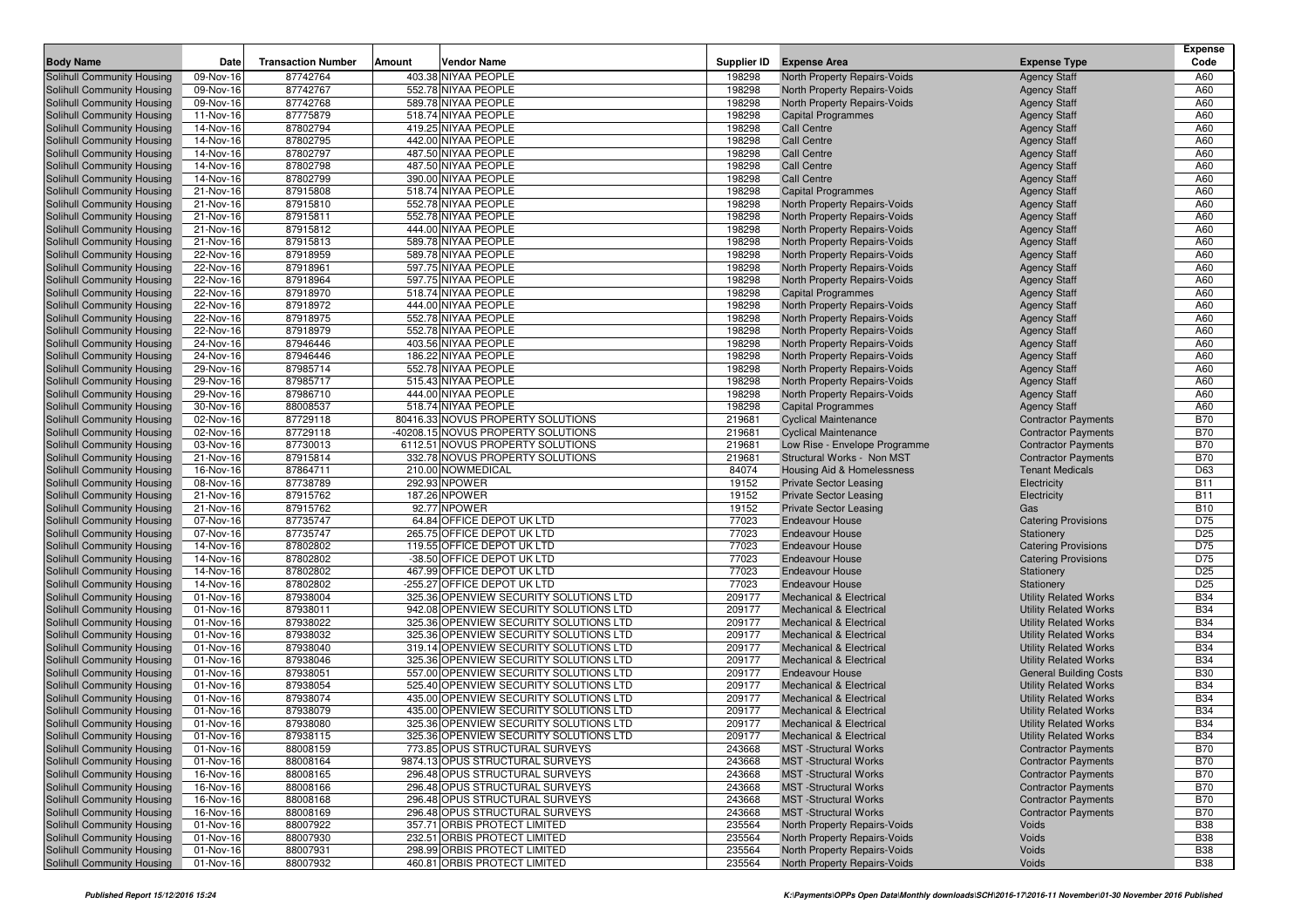| Body Name | Date | Transaction Number | Amount | Vendor Name | Supplier ID | Expense Area | Expense Type | Expense Code |
|---|---|---|---|---|---|---|---|---|
| Solihull Community Housing | 09-Nov-16 | 87742764 | 403.38 | NIYAA PEOPLE | 198298 | North Property Repairs-Voids | Agency Staff | A60 |
| Solihull Community Housing | 09-Nov-16 | 87742767 | 552.78 | NIYAA PEOPLE | 198298 | North Property Repairs-Voids | Agency Staff | A60 |
| Solihull Community Housing | 09-Nov-16 | 87742768 | 589.78 | NIYAA PEOPLE | 198298 | North Property Repairs-Voids | Agency Staff | A60 |
| Solihull Community Housing | 11-Nov-16 | 87775879 | 518.74 | NIYAA PEOPLE | 198298 | Capital Programmes | Agency Staff | A60 |
| Solihull Community Housing | 14-Nov-16 | 87802794 | 419.25 | NIYAA PEOPLE | 198298 | Call Centre | Agency Staff | A60 |
| Solihull Community Housing | 14-Nov-16 | 87802795 | 442.00 | NIYAA PEOPLE | 198298 | Call Centre | Agency Staff | A60 |
| Solihull Community Housing | 14-Nov-16 | 87802797 | 487.50 | NIYAA PEOPLE | 198298 | Call Centre | Agency Staff | A60 |
| Solihull Community Housing | 14-Nov-16 | 87802798 | 487.50 | NIYAA PEOPLE | 198298 | Call Centre | Agency Staff | A60 |
| Solihull Community Housing | 14-Nov-16 | 87802799 | 390.00 | NIYAA PEOPLE | 198298 | Call Centre | Agency Staff | A60 |
| Solihull Community Housing | 21-Nov-16 | 87915808 | 518.74 | NIYAA PEOPLE | 198298 | Capital Programmes | Agency Staff | A60 |
| Solihull Community Housing | 21-Nov-16 | 87915810 | 552.78 | NIYAA PEOPLE | 198298 | North Property Repairs-Voids | Agency Staff | A60 |
| Solihull Community Housing | 21-Nov-16 | 87915811 | 552.78 | NIYAA PEOPLE | 198298 | North Property Repairs-Voids | Agency Staff | A60 |
| Solihull Community Housing | 21-Nov-16 | 87915812 | 444.00 | NIYAA PEOPLE | 198298 | North Property Repairs-Voids | Agency Staff | A60 |
| Solihull Community Housing | 21-Nov-16 | 87915813 | 589.78 | NIYAA PEOPLE | 198298 | North Property Repairs-Voids | Agency Staff | A60 |
| Solihull Community Housing | 22-Nov-16 | 87918959 | 589.78 | NIYAA PEOPLE | 198298 | North Property Repairs-Voids | Agency Staff | A60 |
| Solihull Community Housing | 22-Nov-16 | 87918961 | 597.75 | NIYAA PEOPLE | 198298 | North Property Repairs-Voids | Agency Staff | A60 |
| Solihull Community Housing | 22-Nov-16 | 87918964 | 597.75 | NIYAA PEOPLE | 198298 | North Property Repairs-Voids | Agency Staff | A60 |
| Solihull Community Housing | 22-Nov-16 | 87918970 | 518.74 | NIYAA PEOPLE | 198298 | Capital Programmes | Agency Staff | A60 |
| Solihull Community Housing | 22-Nov-16 | 87918972 | 444.00 | NIYAA PEOPLE | 198298 | North Property Repairs-Voids | Agency Staff | A60 |
| Solihull Community Housing | 22-Nov-16 | 87918975 | 552.78 | NIYAA PEOPLE | 198298 | North Property Repairs-Voids | Agency Staff | A60 |
| Solihull Community Housing | 22-Nov-16 | 87918979 | 552.78 | NIYAA PEOPLE | 198298 | North Property Repairs-Voids | Agency Staff | A60 |
| Solihull Community Housing | 24-Nov-16 | 87946446 | 403.56 | NIYAA PEOPLE | 198298 | North Property Repairs-Voids | Agency Staff | A60 |
| Solihull Community Housing | 24-Nov-16 | 87946446 | 186.22 | NIYAA PEOPLE | 198298 | North Property Repairs-Voids | Agency Staff | A60 |
| Solihull Community Housing | 29-Nov-16 | 87985714 | 552.78 | NIYAA PEOPLE | 198298 | North Property Repairs-Voids | Agency Staff | A60 |
| Solihull Community Housing | 29-Nov-16 | 87985717 | 515.43 | NIYAA PEOPLE | 198298 | North Property Repairs-Voids | Agency Staff | A60 |
| Solihull Community Housing | 29-Nov-16 | 87986710 | 444.00 | NIYAA PEOPLE | 198298 | North Property Repairs-Voids | Agency Staff | A60 |
| Solihull Community Housing | 30-Nov-16 | 88008537 | 518.74 | NIYAA PEOPLE | 198298 | Capital Programmes | Agency Staff | A60 |
| Solihull Community Housing | 02-Nov-16 | 87729118 | 80416.33 | NOVUS PROPERTY SOLUTIONS | 219681 | Cyclical Maintenance | Contractor Payments | B70 |
| Solihull Community Housing | 02-Nov-16 | 87729118 | -40208.15 | NOVUS PROPERTY SOLUTIONS | 219681 | Cyclical Maintenance | Contractor Payments | B70 |
| Solihull Community Housing | 03-Nov-16 | 87730013 | 6112.51 | NOVUS PROPERTY SOLUTIONS | 219681 | Low Rise - Envelope Programme | Contractor Payments | B70 |
| Solihull Community Housing | 21-Nov-16 | 87915814 | 332.78 | NOVUS PROPERTY SOLUTIONS | 219681 | Structural Works - Non MST | Contractor Payments | B70 |
| Solihull Community Housing | 16-Nov-16 | 87864711 | 210.00 | NOWMEDICAL | 84074 | Housing Aid & Homelessness | Tenant Medicals | D63 |
| Solihull Community Housing | 08-Nov-16 | 87738789 | 292.93 | NPOWER | 19152 | Private Sector Leasing | Electricity | B11 |
| Solihull Community Housing | 21-Nov-16 | 87915762 | 187.26 | NPOWER | 19152 | Private Sector Leasing | Electricity | B11 |
| Solihull Community Housing | 21-Nov-16 | 87915762 | 92.77 | NPOWER | 19152 | Private Sector Leasing | Gas | B10 |
| Solihull Community Housing | 07-Nov-16 | 87735747 | 64.84 | OFFICE DEPOT UK LTD | 77023 | Endeavour House | Catering Provisions | D75 |
| Solihull Community Housing | 07-Nov-16 | 87735747 | 265.75 | OFFICE DEPOT UK LTD | 77023 | Endeavour House | Stationery | D25 |
| Solihull Community Housing | 14-Nov-16 | 87802802 | 119.55 | OFFICE DEPOT UK LTD | 77023 | Endeavour House | Catering Provisions | D75 |
| Solihull Community Housing | 14-Nov-16 | 87802802 | -38.50 | OFFICE DEPOT UK LTD | 77023 | Endeavour House | Catering Provisions | D75 |
| Solihull Community Housing | 14-Nov-16 | 87802802 | 467.99 | OFFICE DEPOT UK LTD | 77023 | Endeavour House | Stationery | D25 |
| Solihull Community Housing | 14-Nov-16 | 87802802 | -255.27 | OFFICE DEPOT UK LTD | 77023 | Endeavour House | Stationery | D25 |
| Solihull Community Housing | 01-Nov-16 | 87938004 | 325.36 | OPENVIEW SECURITY SOLUTIONS LTD | 209177 | Mechanical & Electrical | Utility Related Works | B34 |
| Solihull Community Housing | 01-Nov-16 | 87938011 | 942.08 | OPENVIEW SECURITY SOLUTIONS LTD | 209177 | Mechanical & Electrical | Utility Related Works | B34 |
| Solihull Community Housing | 01-Nov-16 | 87938022 | 325.36 | OPENVIEW SECURITY SOLUTIONS LTD | 209177 | Mechanical & Electrical | Utility Related Works | B34 |
| Solihull Community Housing | 01-Nov-16 | 87938032 | 325.36 | OPENVIEW SECURITY SOLUTIONS LTD | 209177 | Mechanical & Electrical | Utility Related Works | B34 |
| Solihull Community Housing | 01-Nov-16 | 87938040 | 319.14 | OPENVIEW SECURITY SOLUTIONS LTD | 209177 | Mechanical & Electrical | Utility Related Works | B34 |
| Solihull Community Housing | 01-Nov-16 | 87938046 | 325.36 | OPENVIEW SECURITY SOLUTIONS LTD | 209177 | Mechanical & Electrical | Utility Related Works | B34 |
| Solihull Community Housing | 01-Nov-16 | 87938051 | 557.00 | OPENVIEW SECURITY SOLUTIONS LTD | 209177 | Endeavour House | General Building Costs | B30 |
| Solihull Community Housing | 01-Nov-16 | 87938054 | 525.40 | OPENVIEW SECURITY SOLUTIONS LTD | 209177 | Mechanical & Electrical | Utility Related Works | B34 |
| Solihull Community Housing | 01-Nov-16 | 87938074 | 435.00 | OPENVIEW SECURITY SOLUTIONS LTD | 209177 | Mechanical & Electrical | Utility Related Works | B34 |
| Solihull Community Housing | 01-Nov-16 | 87938079 | 435.00 | OPENVIEW SECURITY SOLUTIONS LTD | 209177 | Mechanical & Electrical | Utility Related Works | B34 |
| Solihull Community Housing | 01-Nov-16 | 87938080 | 325.36 | OPENVIEW SECURITY SOLUTIONS LTD | 209177 | Mechanical & Electrical | Utility Related Works | B34 |
| Solihull Community Housing | 01-Nov-16 | 87938115 | 325.36 | OPENVIEW SECURITY SOLUTIONS LTD | 209177 | Mechanical & Electrical | Utility Related Works | B34 |
| Solihull Community Housing | 01-Nov-16 | 88008159 | 773.85 | OPUS STRUCTURAL SURVEYS | 243668 | MST -Structural Works | Contractor Payments | B70 |
| Solihull Community Housing | 01-Nov-16 | 88008164 | 9874.13 | OPUS STRUCTURAL SURVEYS | 243668 | MST -Structural Works | Contractor Payments | B70 |
| Solihull Community Housing | 16-Nov-16 | 88008165 | 296.48 | OPUS STRUCTURAL SURVEYS | 243668 | MST -Structural Works | Contractor Payments | B70 |
| Solihull Community Housing | 16-Nov-16 | 88008166 | 296.48 | OPUS STRUCTURAL SURVEYS | 243668 | MST -Structural Works | Contractor Payments | B70 |
| Solihull Community Housing | 16-Nov-16 | 88008168 | 296.48 | OPUS STRUCTURAL SURVEYS | 243668 | MST -Structural Works | Contractor Payments | B70 |
| Solihull Community Housing | 16-Nov-16 | 88008169 | 296.48 | OPUS STRUCTURAL SURVEYS | 243668 | MST -Structural Works | Contractor Payments | B70 |
| Solihull Community Housing | 01-Nov-16 | 88007922 | 357.71 | ORBIS PROTECT LIMITED | 235564 | North Property Repairs-Voids | Voids | B38 |
| Solihull Community Housing | 01-Nov-16 | 88007930 | 232.51 | ORBIS PROTECT LIMITED | 235564 | North Property Repairs-Voids | Voids | B38 |
| Solihull Community Housing | 01-Nov-16 | 88007931 | 298.99 | ORBIS PROTECT LIMITED | 235564 | North Property Repairs-Voids | Voids | B38 |
| Solihull Community Housing | 01-Nov-16 | 88007932 | 460.81 | ORBIS PROTECT LIMITED | 235564 | North Property Repairs-Voids | Voids | B38 |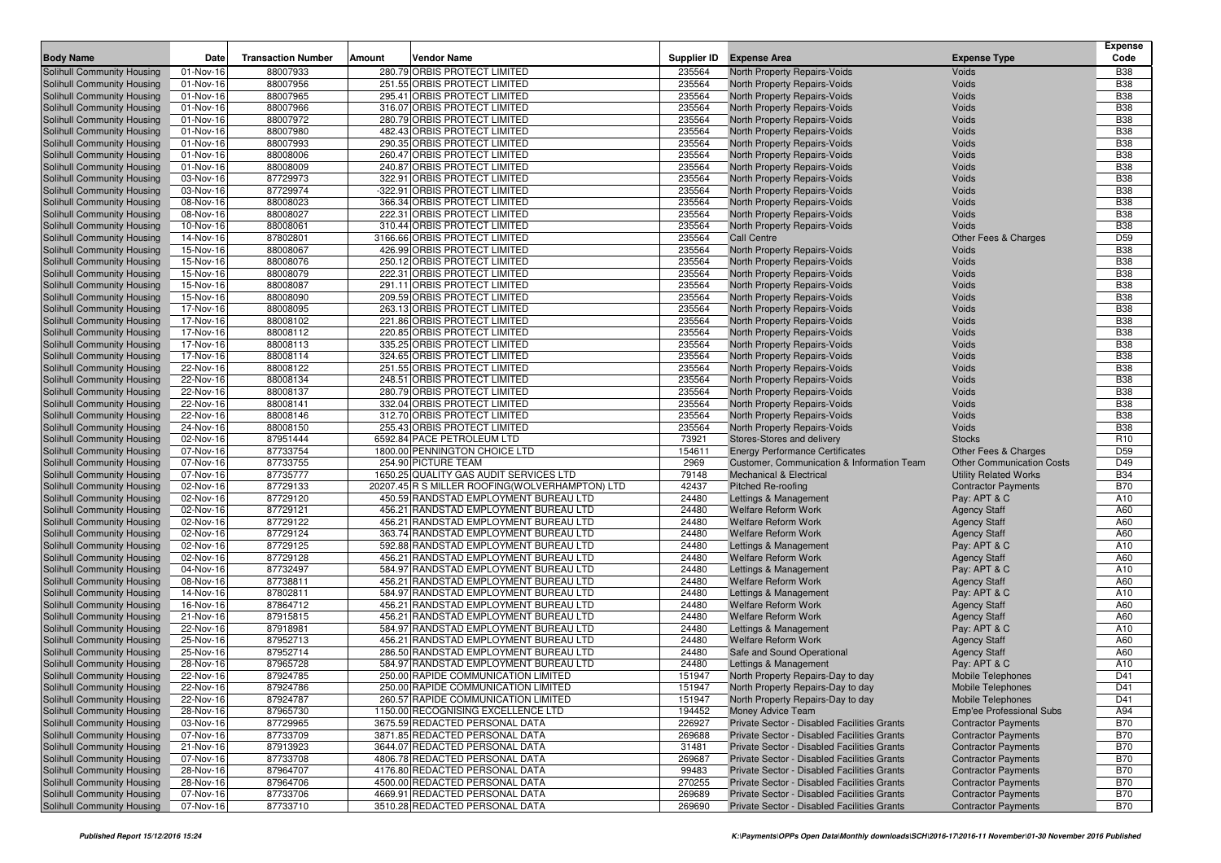| Body Name | Date | Transaction Number | Amount | Vendor Name | Supplier ID | Expense Area | Expense Type | Expense Code |
|---|---|---|---|---|---|---|---|---|
| Solihull Community Housing | 01-Nov-16 | 88007933 | 280.79 | ORBIS PROTECT LIMITED | 235564 | North Property Repairs-Voids | Voids | B38 |
| Solihull Community Housing | 01-Nov-16 | 88007956 | 251.55 | ORBIS PROTECT LIMITED | 235564 | North Property Repairs-Voids | Voids | B38 |
| Solihull Community Housing | 01-Nov-16 | 88007965 | 295.41 | ORBIS PROTECT LIMITED | 235564 | North Property Repairs-Voids | Voids | B38 |
| Solihull Community Housing | 01-Nov-16 | 88007966 | 316.07 | ORBIS PROTECT LIMITED | 235564 | North Property Repairs-Voids | Voids | B38 |
| Solihull Community Housing | 01-Nov-16 | 88007972 | 280.79 | ORBIS PROTECT LIMITED | 235564 | North Property Repairs-Voids | Voids | B38 |
| Solihull Community Housing | 01-Nov-16 | 88007980 | 482.43 | ORBIS PROTECT LIMITED | 235564 | North Property Repairs-Voids | Voids | B38 |
| Solihull Community Housing | 01-Nov-16 | 88007993 | 290.35 | ORBIS PROTECT LIMITED | 235564 | North Property Repairs-Voids | Voids | B38 |
| Solihull Community Housing | 01-Nov-16 | 88008006 | 260.47 | ORBIS PROTECT LIMITED | 235564 | North Property Repairs-Voids | Voids | B38 |
| Solihull Community Housing | 01-Nov-16 | 88008009 | 240.87 | ORBIS PROTECT LIMITED | 235564 | North Property Repairs-Voids | Voids | B38 |
| Solihull Community Housing | 03-Nov-16 | 87729973 | 322.91 | ORBIS PROTECT LIMITED | 235564 | North Property Repairs-Voids | Voids | B38 |
| Solihull Community Housing | 03-Nov-16 | 87729974 | -322.91 | ORBIS PROTECT LIMITED | 235564 | North Property Repairs-Voids | Voids | B38 |
| Solihull Community Housing | 08-Nov-16 | 88008023 | 366.34 | ORBIS PROTECT LIMITED | 235564 | North Property Repairs-Voids | Voids | B38 |
| Solihull Community Housing | 08-Nov-16 | 88008027 | 222.31 | ORBIS PROTECT LIMITED | 235564 | North Property Repairs-Voids | Voids | B38 |
| Solihull Community Housing | 10-Nov-16 | 88008061 | 310.44 | ORBIS PROTECT LIMITED | 235564 | North Property Repairs-Voids | Voids | B38 |
| Solihull Community Housing | 14-Nov-16 | 87802801 | 3166.66 | ORBIS PROTECT LIMITED | 235564 | Call Centre | Other Fees & Charges | D59 |
| Solihull Community Housing | 15-Nov-16 | 88008067 | 426.99 | ORBIS PROTECT LIMITED | 235564 | North Property Repairs-Voids | Voids | B38 |
| Solihull Community Housing | 15-Nov-16 | 88008076 | 250.12 | ORBIS PROTECT LIMITED | 235564 | North Property Repairs-Voids | Voids | B38 |
| Solihull Community Housing | 15-Nov-16 | 88008079 | 222.31 | ORBIS PROTECT LIMITED | 235564 | North Property Repairs-Voids | Voids | B38 |
| Solihull Community Housing | 15-Nov-16 | 88008087 | 291.11 | ORBIS PROTECT LIMITED | 235564 | North Property Repairs-Voids | Voids | B38 |
| Solihull Community Housing | 15-Nov-16 | 88008090 | 209.59 | ORBIS PROTECT LIMITED | 235564 | North Property Repairs-Voids | Voids | B38 |
| Solihull Community Housing | 17-Nov-16 | 88008095 | 263.13 | ORBIS PROTECT LIMITED | 235564 | North Property Repairs-Voids | Voids | B38 |
| Solihull Community Housing | 17-Nov-16 | 88008102 | 221.86 | ORBIS PROTECT LIMITED | 235564 | North Property Repairs-Voids | Voids | B38 |
| Solihull Community Housing | 17-Nov-16 | 88008112 | 220.85 | ORBIS PROTECT LIMITED | 235564 | North Property Repairs-Voids | Voids | B38 |
| Solihull Community Housing | 17-Nov-16 | 88008113 | 335.25 | ORBIS PROTECT LIMITED | 235564 | North Property Repairs-Voids | Voids | B38 |
| Solihull Community Housing | 17-Nov-16 | 88008114 | 324.65 | ORBIS PROTECT LIMITED | 235564 | North Property Repairs-Voids | Voids | B38 |
| Solihull Community Housing | 22-Nov-16 | 88008122 | 251.55 | ORBIS PROTECT LIMITED | 235564 | North Property Repairs-Voids | Voids | B38 |
| Solihull Community Housing | 22-Nov-16 | 88008134 | 248.51 | ORBIS PROTECT LIMITED | 235564 | North Property Repairs-Voids | Voids | B38 |
| Solihull Community Housing | 22-Nov-16 | 88008137 | 280.79 | ORBIS PROTECT LIMITED | 235564 | North Property Repairs-Voids | Voids | B38 |
| Solihull Community Housing | 22-Nov-16 | 88008141 | 332.04 | ORBIS PROTECT LIMITED | 235564 | North Property Repairs-Voids | Voids | B38 |
| Solihull Community Housing | 22-Nov-16 | 88008146 | 312.70 | ORBIS PROTECT LIMITED | 235564 | North Property Repairs-Voids | Voids | B38 |
| Solihull Community Housing | 24-Nov-16 | 88008150 | 255.43 | ORBIS PROTECT LIMITED | 235564 | North Property Repairs-Voids | Voids | B38 |
| Solihull Community Housing | 02-Nov-16 | 87951444 | 6592.84 | PACE PETROLEUM LTD | 73921 | Stores-Stores and delivery | Stocks | R10 |
| Solihull Community Housing | 07-Nov-16 | 87733754 | 1800.00 | PENNINGTON CHOICE LTD | 154611 | Energy Performance Certificates | Other Fees & Charges | D59 |
| Solihull Community Housing | 07-Nov-16 | 87733755 | 254.90 | PICTURE TEAM | 2969 | Customer, Communication & Information Team | Other Communication Costs | D49 |
| Solihull Community Housing | 07-Nov-16 | 87735777 | 1650.25 | QUALITY GAS AUDIT SERVICES LTD | 79148 | Mechanical & Electrical | Utility Related Works | B34 |
| Solihull Community Housing | 02-Nov-16 | 87729133 | 20207.45 | R S MILLER ROOFING(WOLVERHAMPTON) LTD | 42437 | Pitched Re-roofing | Contractor Payments | B70 |
| Solihull Community Housing | 02-Nov-16 | 87729120 | 450.59 | RANDSTAD EMPLOYMENT BUREAU LTD | 24480 | Lettings & Management | Pay: APT & C | A10 |
| Solihull Community Housing | 02-Nov-16 | 87729121 | 456.21 | RANDSTAD EMPLOYMENT BUREAU LTD | 24480 | Welfare Reform Work | Agency Staff | A60 |
| Solihull Community Housing | 02-Nov-16 | 87729122 | 456.21 | RANDSTAD EMPLOYMENT BUREAU LTD | 24480 | Welfare Reform Work | Agency Staff | A60 |
| Solihull Community Housing | 02-Nov-16 | 87729124 | 363.74 | RANDSTAD EMPLOYMENT BUREAU LTD | 24480 | Welfare Reform Work | Agency Staff | A60 |
| Solihull Community Housing | 02-Nov-16 | 87729125 | 592.88 | RANDSTAD EMPLOYMENT BUREAU LTD | 24480 | Lettings & Management | Pay: APT & C | A10 |
| Solihull Community Housing | 02-Nov-16 | 87729128 | 456.21 | RANDSTAD EMPLOYMENT BUREAU LTD | 24480 | Welfare Reform Work | Agency Staff | A60 |
| Solihull Community Housing | 04-Nov-16 | 87732497 | 584.97 | RANDSTAD EMPLOYMENT BUREAU LTD | 24480 | Lettings & Management | Pay: APT & C | A10 |
| Solihull Community Housing | 08-Nov-16 | 87738811 | 456.21 | RANDSTAD EMPLOYMENT BUREAU LTD | 24480 | Welfare Reform Work | Agency Staff | A60 |
| Solihull Community Housing | 14-Nov-16 | 87802811 | 584.97 | RANDSTAD EMPLOYMENT BUREAU LTD | 24480 | Lettings & Management | Pay: APT & C | A10 |
| Solihull Community Housing | 16-Nov-16 | 87864712 | 456.21 | RANDSTAD EMPLOYMENT BUREAU LTD | 24480 | Welfare Reform Work | Agency Staff | A60 |
| Solihull Community Housing | 21-Nov-16 | 87915815 | 456.21 | RANDSTAD EMPLOYMENT BUREAU LTD | 24480 | Welfare Reform Work | Agency Staff | A60 |
| Solihull Community Housing | 22-Nov-16 | 87918981 | 584.97 | RANDSTAD EMPLOYMENT BUREAU LTD | 24480 | Lettings & Management | Pay: APT & C | A10 |
| Solihull Community Housing | 25-Nov-16 | 87952713 | 456.21 | RANDSTAD EMPLOYMENT BUREAU LTD | 24480 | Welfare Reform Work | Agency Staff | A60 |
| Solihull Community Housing | 25-Nov-16 | 87952714 | 286.50 | RANDSTAD EMPLOYMENT BUREAU LTD | 24480 | Safe and Sound Operational | Agency Staff | A60 |
| Solihull Community Housing | 28-Nov-16 | 87965728 | 584.97 | RANDSTAD EMPLOYMENT BUREAU LTD | 24480 | Lettings & Management | Pay: APT & C | A10 |
| Solihull Community Housing | 22-Nov-16 | 87924785 | 250.00 | RAPIDE COMMUNICATION LIMITED | 151947 | North Property Repairs-Day to day | Mobile Telephones | D41 |
| Solihull Community Housing | 22-Nov-16 | 87924786 | 250.00 | RAPIDE COMMUNICATION LIMITED | 151947 | North Property Repairs-Day to day | Mobile Telephones | D41 |
| Solihull Community Housing | 22-Nov-16 | 87924787 | 260.57 | RAPIDE COMMUNICATION LIMITED | 151947 | North Property Repairs-Day to day | Mobile Telephones | D41 |
| Solihull Community Housing | 28-Nov-16 | 87965730 | 1150.00 | RECOGNISING EXCELLENCE LTD | 194452 | Money Advice Team | Emp'ee Professional Subs | A94 |
| Solihull Community Housing | 03-Nov-16 | 87729965 | 3675.59 | REDACTED PERSONAL DATA | 226927 | Private Sector - Disabled Facilities Grants | Contractor Payments | B70 |
| Solihull Community Housing | 07-Nov-16 | 87733709 | 3871.85 | REDACTED PERSONAL DATA | 269688 | Private Sector - Disabled Facilities Grants | Contractor Payments | B70 |
| Solihull Community Housing | 21-Nov-16 | 87913923 | 3644.07 | REDACTED PERSONAL DATA | 31481 | Private Sector - Disabled Facilities Grants | Contractor Payments | B70 |
| Solihull Community Housing | 07-Nov-16 | 87733708 | 4806.78 | REDACTED PERSONAL DATA | 269687 | Private Sector - Disabled Facilities Grants | Contractor Payments | B70 |
| Solihull Community Housing | 28-Nov-16 | 87964707 | 4176.80 | REDACTED PERSONAL DATA | 99483 | Private Sector - Disabled Facilities Grants | Contractor Payments | B70 |
| Solihull Community Housing | 28-Nov-16 | 87964706 | 4500.00 | REDACTED PERSONAL DATA | 270255 | Private Sector - Disabled Facilities Grants | Contractor Payments | B70 |
| Solihull Community Housing | 07-Nov-16 | 87733706 | 4669.91 | REDACTED PERSONAL DATA | 269689 | Private Sector - Disabled Facilities Grants | Contractor Payments | B70 |
| Solihull Community Housing | 07-Nov-16 | 87733710 | 3510.28 | REDACTED PERSONAL DATA | 269690 | Private Sector - Disabled Facilities Grants | Contractor Payments | B70 |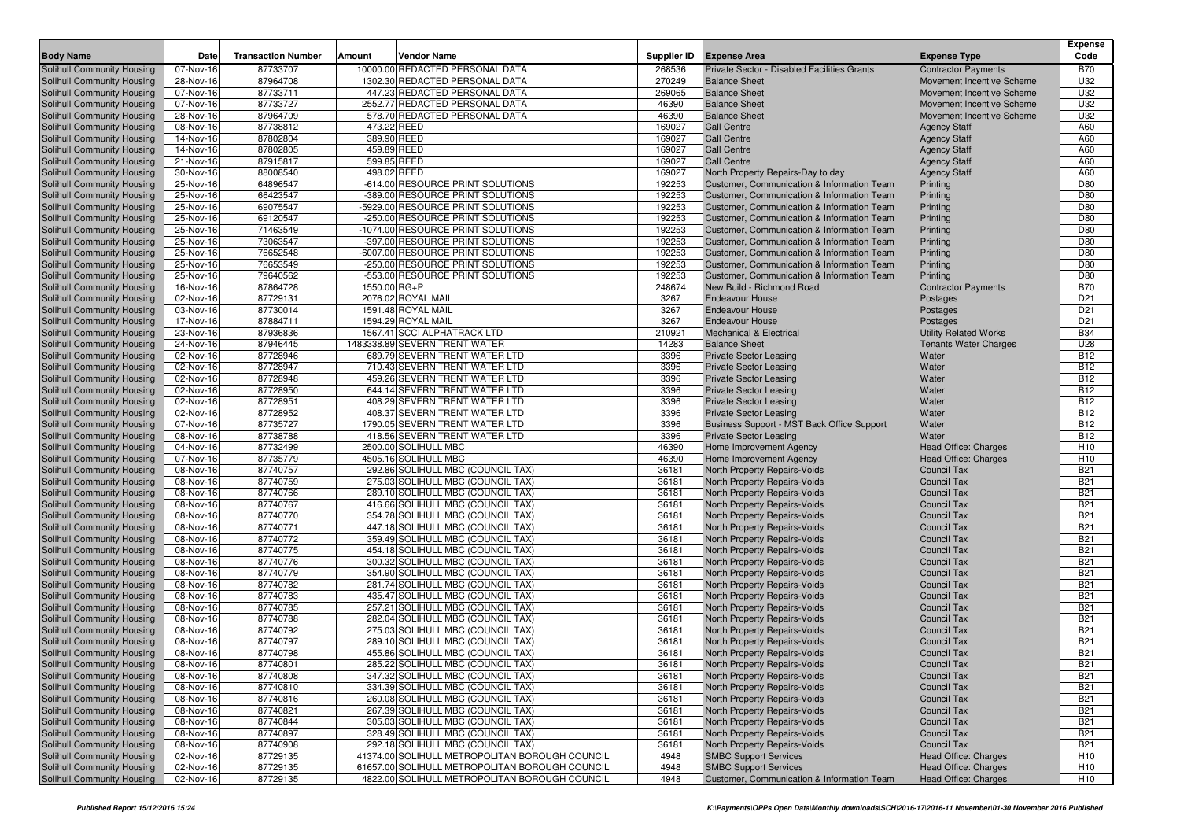| Body Name | Date | Transaction Number | Amount | Vendor Name | Supplier ID | Expense Area | Expense Type | Expense Code |
|---|---|---|---|---|---|---|---|---|
| Solihull Community Housing | 07-Nov-16 | 87733707 | 10000.00 | REDACTED PERSONAL DATA | 268536 | Private Sector - Disabled Facilities Grants | Contractor Payments | B70 |
| Solihull Community Housing | 28-Nov-16 | 87964708 | 1302.30 | REDACTED PERSONAL DATA | 270249 | Balance Sheet | Movement Incentive Scheme | U32 |
| Solihull Community Housing | 07-Nov-16 | 87733711 | 447.23 | REDACTED PERSONAL DATA | 269065 | Balance Sheet | Movement Incentive Scheme | U32 |
| Solihull Community Housing | 07-Nov-16 | 87733727 | 2552.77 | REDACTED PERSONAL DATA | 46390 | Balance Sheet | Movement Incentive Scheme | U32 |
| Solihull Community Housing | 28-Nov-16 | 87964709 | 578.70 | REDACTED PERSONAL DATA | 46390 | Balance Sheet | Movement Incentive Scheme | U32 |
| Solihull Community Housing | 08-Nov-16 | 87738812 | 473.22 | REED | 169027 | Call Centre | Agency Staff | A60 |
| Solihull Community Housing | 14-Nov-16 | 87802804 | 389.90 | REED | 169027 | Call Centre | Agency Staff | A60 |
| Solihull Community Housing | 14-Nov-16 | 87802805 | 459.89 | REED | 169027 | Call Centre | Agency Staff | A60 |
| Solihull Community Housing | 21-Nov-16 | 87915817 | 599.85 | REED | 169027 | Call Centre | Agency Staff | A60 |
| Solihull Community Housing | 30-Nov-16 | 88008540 | 498.02 | REED | 169027 | North Property Repairs-Day to day | Agency Staff | A60 |
| Solihull Community Housing | 25-Nov-16 | 64896547 | -614.00 | RESOURCE PRINT SOLUTIONS | 192253 | Customer, Communication & Information Team | Printing | D80 |
| Solihull Community Housing | 25-Nov-16 | 66423547 | -389.00 | RESOURCE PRINT SOLUTIONS | 192253 | Customer, Communication & Information Team | Printing | D80 |
| Solihull Community Housing | 25-Nov-16 | 69075547 | -5929.00 | RESOURCE PRINT SOLUTIONS | 192253 | Customer, Communication & Information Team | Printing | D80 |
| Solihull Community Housing | 25-Nov-16 | 69120547 | -250.00 | RESOURCE PRINT SOLUTIONS | 192253 | Customer, Communication & Information Team | Printing | D80 |
| Solihull Community Housing | 25-Nov-16 | 71463549 | -1074.00 | RESOURCE PRINT SOLUTIONS | 192253 | Customer, Communication & Information Team | Printing | D80 |
| Solihull Community Housing | 25-Nov-16 | 73063547 | -397.00 | RESOURCE PRINT SOLUTIONS | 192253 | Customer, Communication & Information Team | Printing | D80 |
| Solihull Community Housing | 25-Nov-16 | 76652548 | -6007.00 | RESOURCE PRINT SOLUTIONS | 192253 | Customer, Communication & Information Team | Printing | D80 |
| Solihull Community Housing | 25-Nov-16 | 76653549 | -250.00 | RESOURCE PRINT SOLUTIONS | 192253 | Customer, Communication & Information Team | Printing | D80 |
| Solihull Community Housing | 25-Nov-16 | 79640562 | -553.00 | RESOURCE PRINT SOLUTIONS | 192253 | Customer, Communication & Information Team | Printing | D80 |
| Solihull Community Housing | 16-Nov-16 | 87864728 | 1550.00 | RG+P | 248674 | New Build - Richmond Road | Contractor Payments | B70 |
| Solihull Community Housing | 02-Nov-16 | 87729131 | 2076.02 | ROYAL MAIL | 3267 | Endeavour House | Postages | D21 |
| Solihull Community Housing | 03-Nov-16 | 87730014 | 1591.48 | ROYAL MAIL | 3267 | Endeavour House | Postages | D21 |
| Solihull Community Housing | 17-Nov-16 | 87884711 | 1594.29 | ROYAL MAIL | 3267 | Endeavour House | Postages | D21 |
| Solihull Community Housing | 23-Nov-16 | 87936836 | 1567.41 | SCCI ALPHATRACK LTD | 210921 | Mechanical & Electrical | Utility Related Works | B34 |
| Solihull Community Housing | 24-Nov-16 | 87946445 | 1483338.89 | SEVERN TRENT WATER | 14283 | Balance Sheet | Tenants Water Charges | U28 |
| Solihull Community Housing | 02-Nov-16 | 87728946 | 689.79 | SEVERN TRENT WATER LTD | 3396 | Private Sector Leasing | Water | B12 |
| Solihull Community Housing | 02-Nov-16 | 87728947 | 710.43 | SEVERN TRENT WATER LTD | 3396 | Private Sector Leasing | Water | B12 |
| Solihull Community Housing | 02-Nov-16 | 87728948 | 459.26 | SEVERN TRENT WATER LTD | 3396 | Private Sector Leasing | Water | B12 |
| Solihull Community Housing | 02-Nov-16 | 87728950 | 644.14 | SEVERN TRENT WATER LTD | 3396 | Private Sector Leasing | Water | B12 |
| Solihull Community Housing | 02-Nov-16 | 87728951 | 408.29 | SEVERN TRENT WATER LTD | 3396 | Private Sector Leasing | Water | B12 |
| Solihull Community Housing | 02-Nov-16 | 87728952 | 408.37 | SEVERN TRENT WATER LTD | 3396 | Private Sector Leasing | Water | B12 |
| Solihull Community Housing | 07-Nov-16 | 87735727 | 1790.05 | SEVERN TRENT WATER LTD | 3396 | Business Support - MST Back Office Support | Water | B12 |
| Solihull Community Housing | 08-Nov-16 | 87738788 | 418.56 | SEVERN TRENT WATER LTD | 3396 | Private Sector Leasing | Water | B12 |
| Solihull Community Housing | 04-Nov-16 | 87732499 | 2500.00 | SOLIHULL MBC | 46390 | Home Improvement Agency | Head Office: Charges | H10 |
| Solihull Community Housing | 07-Nov-16 | 87735779 | 4505.16 | SOLIHULL MBC | 46390 | Home Improvement Agency | Head Office: Charges | H10 |
| Solihull Community Housing | 08-Nov-16 | 87740757 | 292.86 | SOLIHULL MBC (COUNCIL TAX) | 36181 | North Property Repairs-Voids | Council Tax | B21 |
| Solihull Community Housing | 08-Nov-16 | 87740759 | 275.03 | SOLIHULL MBC (COUNCIL TAX) | 36181 | North Property Repairs-Voids | Council Tax | B21 |
| Solihull Community Housing | 08-Nov-16 | 87740766 | 289.10 | SOLIHULL MBC (COUNCIL TAX) | 36181 | North Property Repairs-Voids | Council Tax | B21 |
| Solihull Community Housing | 08-Nov-16 | 87740767 | 416.66 | SOLIHULL MBC (COUNCIL TAX) | 36181 | North Property Repairs-Voids | Council Tax | B21 |
| Solihull Community Housing | 08-Nov-16 | 87740770 | 354.78 | SOLIHULL MBC (COUNCIL TAX) | 36181 | North Property Repairs-Voids | Council Tax | B21 |
| Solihull Community Housing | 08-Nov-16 | 87740771 | 447.18 | SOLIHULL MBC (COUNCIL TAX) | 36181 | North Property Repairs-Voids | Council Tax | B21 |
| Solihull Community Housing | 08-Nov-16 | 87740772 | 359.49 | SOLIHULL MBC (COUNCIL TAX) | 36181 | North Property Repairs-Voids | Council Tax | B21 |
| Solihull Community Housing | 08-Nov-16 | 87740775 | 454.18 | SOLIHULL MBC (COUNCIL TAX) | 36181 | North Property Repairs-Voids | Council Tax | B21 |
| Solihull Community Housing | 08-Nov-16 | 87740776 | 300.32 | SOLIHULL MBC (COUNCIL TAX) | 36181 | North Property Repairs-Voids | Council Tax | B21 |
| Solihull Community Housing | 08-Nov-16 | 87740779 | 354.90 | SOLIHULL MBC (COUNCIL TAX) | 36181 | North Property Repairs-Voids | Council Tax | B21 |
| Solihull Community Housing | 08-Nov-16 | 87740782 | 281.74 | SOLIHULL MBC (COUNCIL TAX) | 36181 | North Property Repairs-Voids | Council Tax | B21 |
| Solihull Community Housing | 08-Nov-16 | 87740783 | 435.47 | SOLIHULL MBC (COUNCIL TAX) | 36181 | North Property Repairs-Voids | Council Tax | B21 |
| Solihull Community Housing | 08-Nov-16 | 87740785 | 257.21 | SOLIHULL MBC (COUNCIL TAX) | 36181 | North Property Repairs-Voids | Council Tax | B21 |
| Solihull Community Housing | 08-Nov-16 | 87740788 | 282.04 | SOLIHULL MBC (COUNCIL TAX) | 36181 | North Property Repairs-Voids | Council Tax | B21 |
| Solihull Community Housing | 08-Nov-16 | 87740792 | 275.03 | SOLIHULL MBC (COUNCIL TAX) | 36181 | North Property Repairs-Voids | Council Tax | B21 |
| Solihull Community Housing | 08-Nov-16 | 87740797 | 289.10 | SOLIHULL MBC (COUNCIL TAX) | 36181 | North Property Repairs-Voids | Council Tax | B21 |
| Solihull Community Housing | 08-Nov-16 | 87740798 | 455.86 | SOLIHULL MBC (COUNCIL TAX) | 36181 | North Property Repairs-Voids | Council Tax | B21 |
| Solihull Community Housing | 08-Nov-16 | 87740801 | 285.22 | SOLIHULL MBC (COUNCIL TAX) | 36181 | North Property Repairs-Voids | Council Tax | B21 |
| Solihull Community Housing | 08-Nov-16 | 87740808 | 347.32 | SOLIHULL MBC (COUNCIL TAX) | 36181 | North Property Repairs-Voids | Council Tax | B21 |
| Solihull Community Housing | 08-Nov-16 | 87740810 | 334.39 | SOLIHULL MBC (COUNCIL TAX) | 36181 | North Property Repairs-Voids | Council Tax | B21 |
| Solihull Community Housing | 08-Nov-16 | 87740816 | 260.08 | SOLIHULL MBC (COUNCIL TAX) | 36181 | North Property Repairs-Voids | Council Tax | B21 |
| Solihull Community Housing | 08-Nov-16 | 87740821 | 267.39 | SOLIHULL MBC (COUNCIL TAX) | 36181 | North Property Repairs-Voids | Council Tax | B21 |
| Solihull Community Housing | 08-Nov-16 | 87740844 | 305.03 | SOLIHULL MBC (COUNCIL TAX) | 36181 | North Property Repairs-Voids | Council Tax | B21 |
| Solihull Community Housing | 08-Nov-16 | 87740897 | 328.49 | SOLIHULL MBC (COUNCIL TAX) | 36181 | North Property Repairs-Voids | Council Tax | B21 |
| Solihull Community Housing | 08-Nov-16 | 87740908 | 292.18 | SOLIHULL MBC (COUNCIL TAX) | 36181 | North Property Repairs-Voids | Council Tax | B21 |
| Solihull Community Housing | 02-Nov-16 | 87729135 | 41374.00 | SOLIHULL METROPOLITAN BOROUGH COUNCIL | 4948 | SMBC Support Services | Head Office: Charges | H10 |
| Solihull Community Housing | 02-Nov-16 | 87729135 | 61657.00 | SOLIHULL METROPOLITAN BOROUGH COUNCIL | 4948 | SMBC Support Services | Head Office: Charges | H10 |
| Solihull Community Housing | 02-Nov-16 | 87729135 | 4822.00 | SOLIHULL METROPOLITAN BOROUGH COUNCIL | 4948 | Customer, Communication & Information Team | Head Office: Charges | H10 |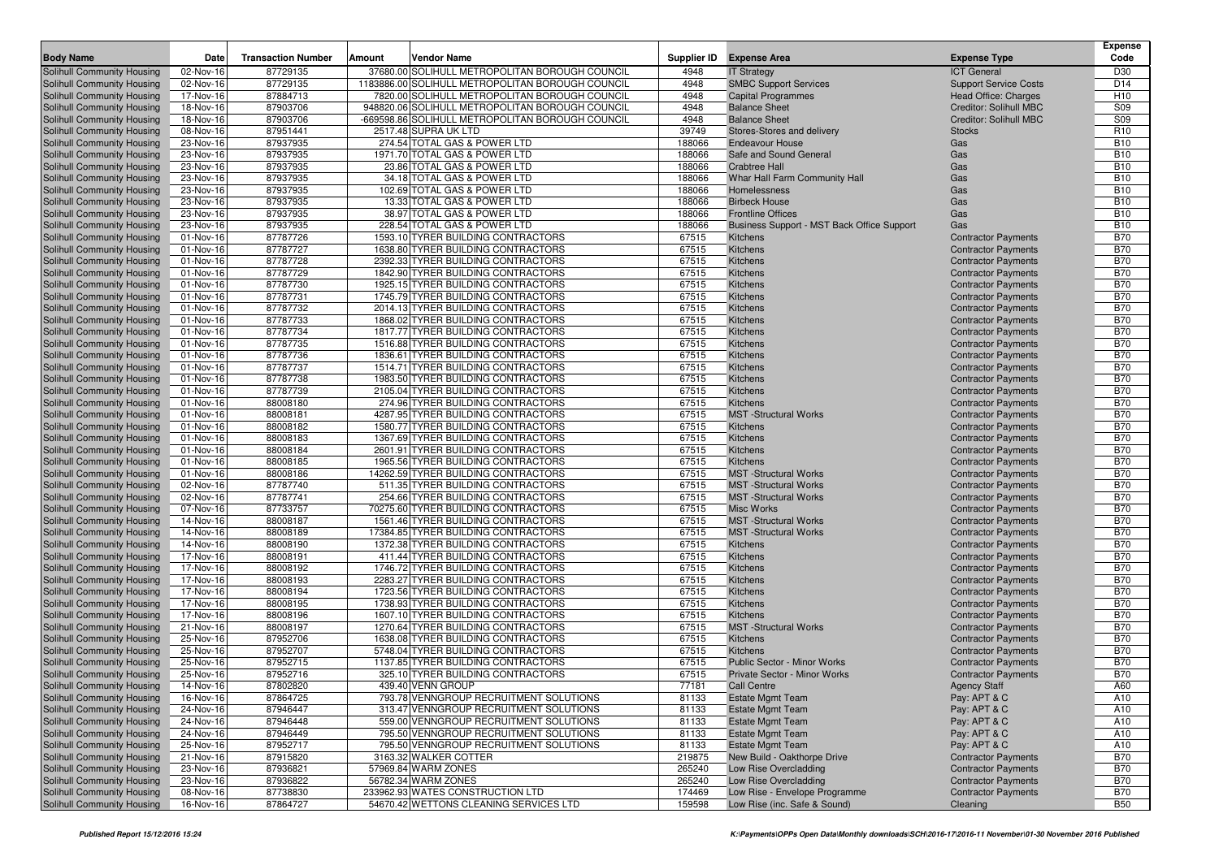| Body Name | Date | Transaction Number | Amount | Vendor Name | Supplier ID | Expense Area | Expense Type | Expense Code |
|---|---|---|---|---|---|---|---|---|
| Solihull Community Housing | 02-Nov-16 | 87729135 | 37680.00 | SOLIHULL METROPOLITAN BOROUGH COUNCIL | 4948 | IT Strategy | ICT General | D30 |
| Solihull Community Housing | 02-Nov-16 | 87729135 | 1183886.00 | SOLIHULL METROPOLITAN BOROUGH COUNCIL | 4948 | SMBC Support Services | Support Service Costs | D14 |
| Solihull Community Housing | 17-Nov-16 | 87884713 | 7820.00 | SOLIHULL METROPOLITAN BOROUGH COUNCIL | 4948 | Capital Programmes | Head Office: Charges | H10 |
| Solihull Community Housing | 18-Nov-16 | 87903706 | 948820.06 | SOLIHULL METROPOLITAN BOROUGH COUNCIL | 4948 | Balance Sheet | Creditor: Solihull MBC | S09 |
| Solihull Community Housing | 18-Nov-16 | 87903706 | -669598.86 | SOLIHULL METROPOLITAN BOROUGH COUNCIL | 4948 | Balance Sheet | Creditor: Solihull MBC | S09 |
| Solihull Community Housing | 08-Nov-16 | 87951441 | 2517.48 | SUPRA UK LTD | 39749 | Stores-Stores and delivery | Stocks | R10 |
| Solihull Community Housing | 23-Nov-16 | 87937935 | 274.54 | TOTAL GAS & POWER LTD | 188066 | Endeavour House | Gas | B10 |
| Solihull Community Housing | 23-Nov-16 | 87937935 | 1971.70 | TOTAL GAS & POWER LTD | 188066 | Safe and Sound General | Gas | B10 |
| Solihull Community Housing | 23-Nov-16 | 87937935 | 23.86 | TOTAL GAS & POWER LTD | 188066 | Crabtree Hall | Gas | B10 |
| Solihull Community Housing | 23-Nov-16 | 87937935 | 34.18 | TOTAL GAS & POWER LTD | 188066 | Whar Hall Farm Community Hall | Gas | B10 |
| Solihull Community Housing | 23-Nov-16 | 87937935 | 102.69 | TOTAL GAS & POWER LTD | 188066 | Homelessness | Gas | B10 |
| Solihull Community Housing | 23-Nov-16 | 87937935 | 13.33 | TOTAL GAS & POWER LTD | 188066 | Birbeck House | Gas | B10 |
| Solihull Community Housing | 23-Nov-16 | 87937935 | 38.97 | TOTAL GAS & POWER LTD | 188066 | Frontline Offices | Gas | B10 |
| Solihull Community Housing | 23-Nov-16 | 87937935 | 228.54 | TOTAL GAS & POWER LTD | 188066 | Business Support - MST Back Office Support | Gas | B10 |
| Solihull Community Housing | 01-Nov-16 | 87787726 | 1593.10 | TYRER BUILDING CONTRACTORS | 67515 | Kitchens | Contractor Payments | B70 |
| Solihull Community Housing | 01-Nov-16 | 87787727 | 1638.80 | TYRER BUILDING CONTRACTORS | 67515 | Kitchens | Contractor Payments | B70 |
| Solihull Community Housing | 01-Nov-16 | 87787728 | 2392.33 | TYRER BUILDING CONTRACTORS | 67515 | Kitchens | Contractor Payments | B70 |
| Solihull Community Housing | 01-Nov-16 | 87787729 | 1842.90 | TYRER BUILDING CONTRACTORS | 67515 | Kitchens | Contractor Payments | B70 |
| Solihull Community Housing | 01-Nov-16 | 87787730 | 1925.15 | TYRER BUILDING CONTRACTORS | 67515 | Kitchens | Contractor Payments | B70 |
| Solihull Community Housing | 01-Nov-16 | 87787731 | 1745.79 | TYRER BUILDING CONTRACTORS | 67515 | Kitchens | Contractor Payments | B70 |
| Solihull Community Housing | 01-Nov-16 | 87787732 | 2014.13 | TYRER BUILDING CONTRACTORS | 67515 | Kitchens | Contractor Payments | B70 |
| Solihull Community Housing | 01-Nov-16 | 87787733 | 1868.02 | TYRER BUILDING CONTRACTORS | 67515 | Kitchens | Contractor Payments | B70 |
| Solihull Community Housing | 01-Nov-16 | 87787734 | 1817.77 | TYRER BUILDING CONTRACTORS | 67515 | Kitchens | Contractor Payments | B70 |
| Solihull Community Housing | 01-Nov-16 | 87787735 | 1516.88 | TYRER BUILDING CONTRACTORS | 67515 | Kitchens | Contractor Payments | B70 |
| Solihull Community Housing | 01-Nov-16 | 87787736 | 1836.61 | TYRER BUILDING CONTRACTORS | 67515 | Kitchens | Contractor Payments | B70 |
| Solihull Community Housing | 01-Nov-16 | 87787737 | 1514.71 | TYRER BUILDING CONTRACTORS | 67515 | Kitchens | Contractor Payments | B70 |
| Solihull Community Housing | 01-Nov-16 | 87787738 | 1983.50 | TYRER BUILDING CONTRACTORS | 67515 | Kitchens | Contractor Payments | B70 |
| Solihull Community Housing | 01-Nov-16 | 87787739 | 2105.04 | TYRER BUILDING CONTRACTORS | 67515 | Kitchens | Contractor Payments | B70 |
| Solihull Community Housing | 01-Nov-16 | 88008180 | 274.96 | TYRER BUILDING CONTRACTORS | 67515 | Kitchens | Contractor Payments | B70 |
| Solihull Community Housing | 01-Nov-16 | 88008181 | 4287.95 | TYRER BUILDING CONTRACTORS | 67515 | MST -Structural Works | Contractor Payments | B70 |
| Solihull Community Housing | 01-Nov-16 | 88008182 | 1580.77 | TYRER BUILDING CONTRACTORS | 67515 | Kitchens | Contractor Payments | B70 |
| Solihull Community Housing | 01-Nov-16 | 88008183 | 1367.69 | TYRER BUILDING CONTRACTORS | 67515 | Kitchens | Contractor Payments | B70 |
| Solihull Community Housing | 01-Nov-16 | 88008184 | 2601.91 | TYRER BUILDING CONTRACTORS | 67515 | Kitchens | Contractor Payments | B70 |
| Solihull Community Housing | 01-Nov-16 | 88008185 | 1965.56 | TYRER BUILDING CONTRACTORS | 67515 | Kitchens | Contractor Payments | B70 |
| Solihull Community Housing | 01-Nov-16 | 88008186 | 14262.59 | TYRER BUILDING CONTRACTORS | 67515 | MST -Structural Works | Contractor Payments | B70 |
| Solihull Community Housing | 02-Nov-16 | 87787740 | 511.35 | TYRER BUILDING CONTRACTORS | 67515 | MST -Structural Works | Contractor Payments | B70 |
| Solihull Community Housing | 02-Nov-16 | 87787741 | 254.66 | TYRER BUILDING CONTRACTORS | 67515 | MST -Structural Works | Contractor Payments | B70 |
| Solihull Community Housing | 07-Nov-16 | 87733757 | 70275.60 | TYRER BUILDING CONTRACTORS | 67515 | Misc Works | Contractor Payments | B70 |
| Solihull Community Housing | 14-Nov-16 | 88008187 | 1561.46 | TYRER BUILDING CONTRACTORS | 67515 | MST -Structural Works | Contractor Payments | B70 |
| Solihull Community Housing | 14-Nov-16 | 88008189 | 17384.85 | TYRER BUILDING CONTRACTORS | 67515 | MST -Structural Works | Contractor Payments | B70 |
| Solihull Community Housing | 14-Nov-16 | 88008190 | 1372.38 | TYRER BUILDING CONTRACTORS | 67515 | Kitchens | Contractor Payments | B70 |
| Solihull Community Housing | 17-Nov-16 | 88008191 | 411.44 | TYRER BUILDING CONTRACTORS | 67515 | Kitchens | Contractor Payments | B70 |
| Solihull Community Housing | 17-Nov-16 | 88008192 | 1746.72 | TYRER BUILDING CONTRACTORS | 67515 | Kitchens | Contractor Payments | B70 |
| Solihull Community Housing | 17-Nov-16 | 88008193 | 2283.27 | TYRER BUILDING CONTRACTORS | 67515 | Kitchens | Contractor Payments | B70 |
| Solihull Community Housing | 17-Nov-16 | 88008194 | 1723.56 | TYRER BUILDING CONTRACTORS | 67515 | Kitchens | Contractor Payments | B70 |
| Solihull Community Housing | 17-Nov-16 | 88008195 | 1738.93 | TYRER BUILDING CONTRACTORS | 67515 | Kitchens | Contractor Payments | B70 |
| Solihull Community Housing | 17-Nov-16 | 88008196 | 1607.10 | TYRER BUILDING CONTRACTORS | 67515 | Kitchens | Contractor Payments | B70 |
| Solihull Community Housing | 21-Nov-16 | 88008197 | 1270.64 | TYRER BUILDING CONTRACTORS | 67515 | MST -Structural Works | Contractor Payments | B70 |
| Solihull Community Housing | 25-Nov-16 | 87952706 | 1638.08 | TYRER BUILDING CONTRACTORS | 67515 | Kitchens | Contractor Payments | B70 |
| Solihull Community Housing | 25-Nov-16 | 87952707 | 5748.04 | TYRER BUILDING CONTRACTORS | 67515 | Kitchens | Contractor Payments | B70 |
| Solihull Community Housing | 25-Nov-16 | 87952715 | 1137.85 | TYRER BUILDING CONTRACTORS | 67515 | Public Sector - Minor Works | Contractor Payments | B70 |
| Solihull Community Housing | 25-Nov-16 | 87952716 | 325.10 | TYRER BUILDING CONTRACTORS | 67515 | Private Sector - Minor Works | Contractor Payments | B70 |
| Solihull Community Housing | 14-Nov-16 | 87802820 | 439.40 | VENN GROUP | 77181 | Call Centre | Agency Staff | A60 |
| Solihull Community Housing | 16-Nov-16 | 87864725 | 793.78 | VENNGROUP RECRUITMENT SOLUTIONS | 81133 | Estate Mgmt Team | Pay: APT & C | A10 |
| Solihull Community Housing | 24-Nov-16 | 87946447 | 313.47 | VENNGROUP RECRUITMENT SOLUTIONS | 81133 | Estate Mgmt Team | Pay: APT & C | A10 |
| Solihull Community Housing | 24-Nov-16 | 87946448 | 559.00 | VENNGROUP RECRUITMENT SOLUTIONS | 81133 | Estate Mgmt Team | Pay: APT & C | A10 |
| Solihull Community Housing | 24-Nov-16 | 87946449 | 795.50 | VENNGROUP RECRUITMENT SOLUTIONS | 81133 | Estate Mgmt Team | Pay: APT & C | A10 |
| Solihull Community Housing | 25-Nov-16 | 87952717 | 795.50 | VENNGROUP RECRUITMENT SOLUTIONS | 81133 | Estate Mgmt Team | Pay: APT & C | A10 |
| Solihull Community Housing | 21-Nov-16 | 87915820 | 3163.32 | WALKER COTTER | 219875 | New Build - Oakthorpe Drive | Contractor Payments | B70 |
| Solihull Community Housing | 23-Nov-16 | 87936821 | 57969.84 | WARM ZONES | 265240 | Low Rise Overcladding | Contractor Payments | B70 |
| Solihull Community Housing | 23-Nov-16 | 87936822 | 56782.34 | WARM ZONES | 265240 | Low Rise Overcladding | Contractor Payments | B70 |
| Solihull Community Housing | 08-Nov-16 | 87738830 | 233962.93 | WATES CONSTRUCTION LTD | 174469 | Low Rise - Envelope Programme | Contractor Payments | B70 |
| Solihull Community Housing | 16-Nov-16 | 87864727 | 54670.42 | WETTONS CLEANING SERVICES LTD | 159598 | Low Rise (inc. Safe & Sound) | Cleaning | B50 |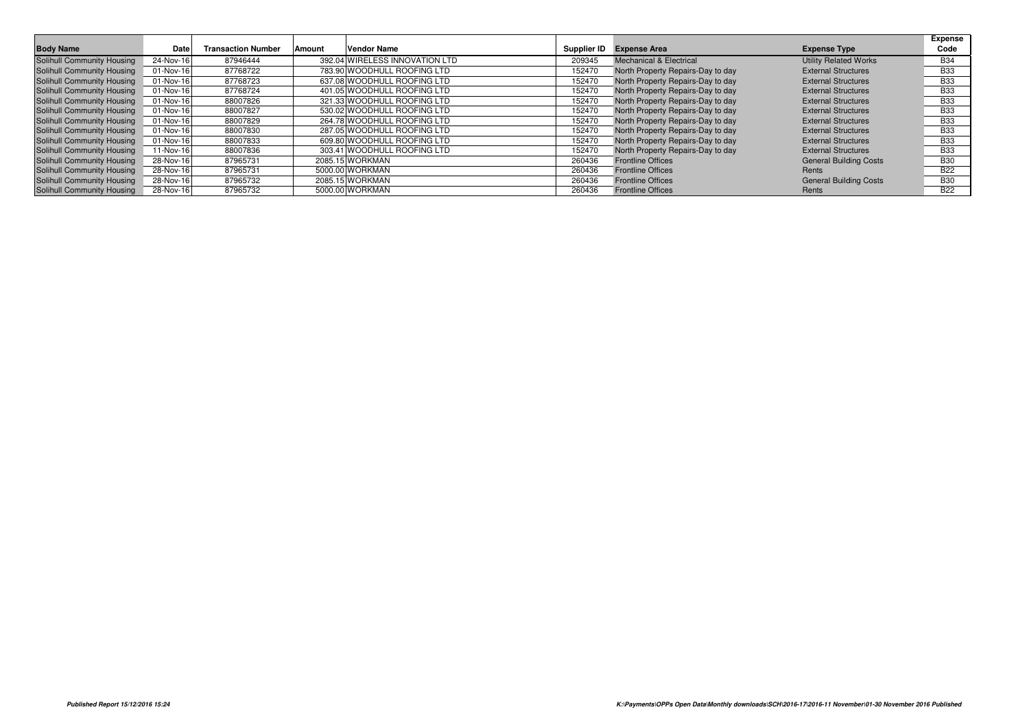| Body Name | Date | Transaction Number | Amount | Vendor Name | Supplier ID | Expense Area | Expense Type | Expense Code |
|---|---|---|---|---|---|---|---|---|
| Solihull Community Housing | 24-Nov-16 | 87946444 | 392.04 | WIRELESS INNOVATION LTD | 209345 | Mechanical & Electrical | Utility Related Works | B34 |
| Solihull Community Housing | 01-Nov-16 | 87768722 | 783.90 | WOODHULL ROOFING LTD | 152470 | North Property Repairs-Day to day | External Structures | B33 |
| Solihull Community Housing | 01-Nov-16 | 87768723 | 637.08 | WOODHULL ROOFING LTD | 152470 | North Property Repairs-Day to day | External Structures | B33 |
| Solihull Community Housing | 01-Nov-16 | 87768724 | 401.05 | WOODHULL ROOFING LTD | 152470 | North Property Repairs-Day to day | External Structures | B33 |
| Solihull Community Housing | 01-Nov-16 | 88007826 | 321.33 | WOODHULL ROOFING LTD | 152470 | North Property Repairs-Day to day | External Structures | B33 |
| Solihull Community Housing | 01-Nov-16 | 88007827 | 530.02 | WOODHULL ROOFING LTD | 152470 | North Property Repairs-Day to day | External Structures | B33 |
| Solihull Community Housing | 01-Nov-16 | 88007829 | 264.78 | WOODHULL ROOFING LTD | 152470 | North Property Repairs-Day to day | External Structures | B33 |
| Solihull Community Housing | 01-Nov-16 | 88007830 | 287.05 | WOODHULL ROOFING LTD | 152470 | North Property Repairs-Day to day | External Structures | B33 |
| Solihull Community Housing | 01-Nov-16 | 88007833 | 609.80 | WOODHULL ROOFING LTD | 152470 | North Property Repairs-Day to day | External Structures | B33 |
| Solihull Community Housing | 11-Nov-16 | 88007836 | 303.41 | WOODHULL ROOFING LTD | 152470 | North Property Repairs-Day to day | External Structures | B33 |
| Solihull Community Housing | 28-Nov-16 | 87965731 | 2085.15 | WORKMAN | 260436 | Frontline Offices | General Building Costs | B30 |
| Solihull Community Housing | 28-Nov-16 | 87965731 | 5000.00 | WORKMAN | 260436 | Frontline Offices | Rents | B22 |
| Solihull Community Housing | 28-Nov-16 | 87965732 | 2085.15 | WORKMAN | 260436 | Frontline Offices | General Building Costs | B30 |
| Solihull Community Housing | 28-Nov-16 | 87965732 | 5000.00 | WORKMAN | 260436 | Frontline Offices | Rents | B22 |

*Published Report 15/12/2016 15:24*

*K:\Payments\OPPs Open Data\Monthly downloads\SCH\2016-17\2016-11 November\01-30 November 2016 Published*